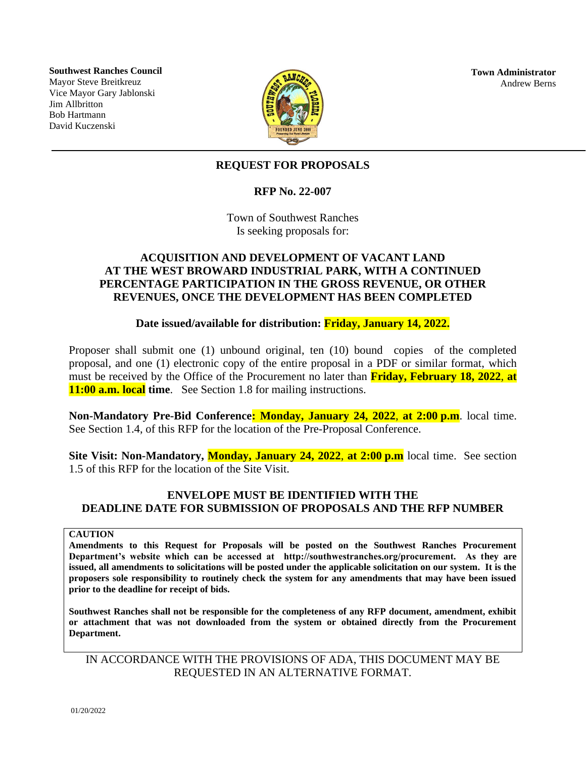**Southwest Ranches Council**
Mayor Steve Breitkreuz
Vice Mayor Gary Jablonski
Jim Allbritton
Bob Hartmann
David Kuczenski

**Town Administrator**
Andrew Berns

# REQUEST FOR PROPOSALS

## RFP No. 22-007

Town of Southwest Ranches
Is seeking proposals for:

## ACQUISITION AND DEVELOPMENT OF VACANT LAND AT THE WEST BROWARD INDUSTRIAL PARK, WITH A CONTINUED PERCENTAGE PARTICIPATION IN THE GROSS REVENUE, OR OTHER REVENUES, ONCE THE DEVELOPMENT HAS BEEN COMPLETED

**Date issued/available for distribution: Friday, January 14, 2022.**

Proposer shall submit one (1) unbound original, ten (10) bound copies of the completed proposal, and one (1) electronic copy of the entire proposal in a PDF or similar format, which must be received by the Office of the Procurement no later than **Friday, February 18, 2022, at 11:00 a.m. local time**. See Section 1.8 for mailing instructions.

**Non-Mandatory Pre-Bid Conference: Monday, January 24, 2022, at 2:00 p.m**. local time. See Section 1.4, of this RFP for the location of the Pre-Proposal Conference.

**Site Visit: Non-Mandatory, Monday, January 24, 2022, at 2:00 p.m** local time. See section 1.5 of this RFP for the location of the Site Visit.

**ENVELOPE MUST BE IDENTIFIED WITH THE DEADLINE DATE FOR SUBMISSION OF PROPOSALS AND THE RFP NUMBER**

**CAUTION**

**Amendments to this Request for Proposals will be posted on the Southwest Ranches Procurement Department's website which can be accessed at http://southwestranches.org/procurement. As they are issued, all amendments to solicitations will be posted under the applicable solicitation on our system. It is the proposers sole responsibility to routinely check the system for any amendments that may have been issued prior to the deadline for receipt of bids.**

**Southwest Ranches shall not be responsible for the completeness of any RFP document, amendment, exhibit or attachment that was not downloaded from the system or obtained directly from the Procurement Department.**

IN ACCORDANCE WITH THE PROVISIONS OF ADA, THIS DOCUMENT MAY BE REQUESTED IN AN ALTERNATIVE FORMAT.

01/20/2022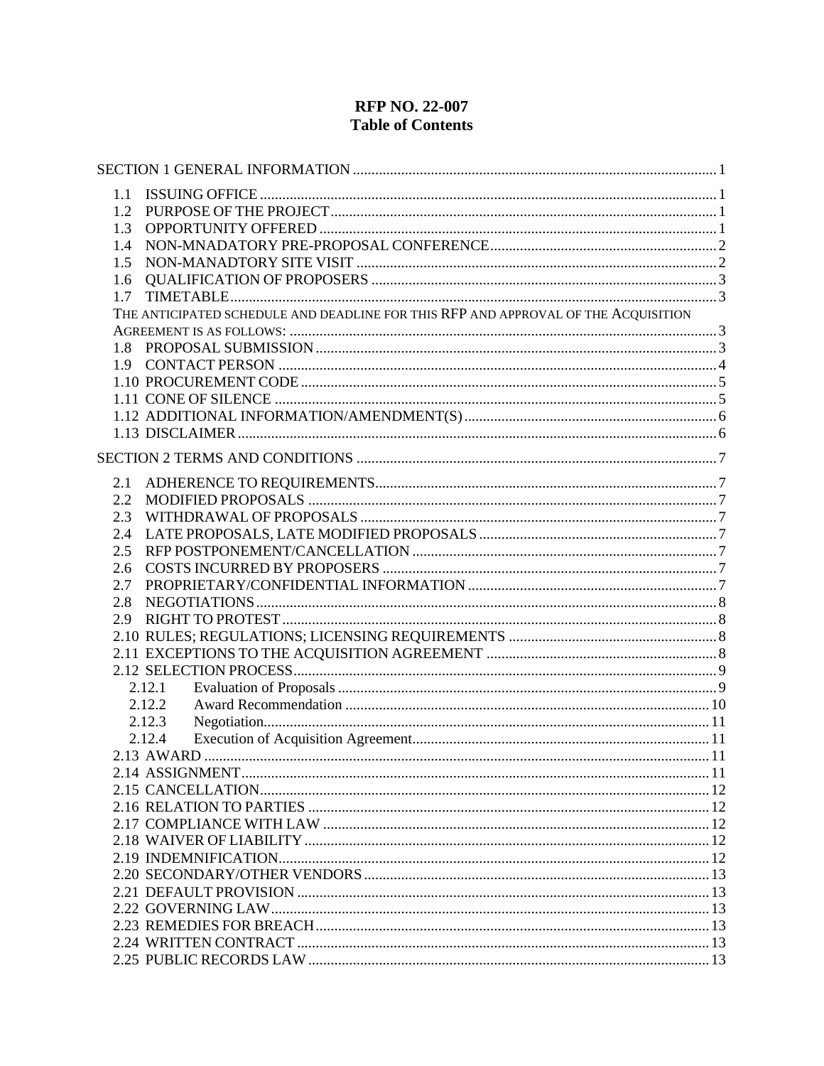# RFP NO. 22-007
## Table of Contents

SECTION 1 GENERAL INFORMATION ........ 1

- 1.1 ISSUING OFFICE ........ 1
- 1.2 PURPOSE OF THE PROJECT ........ 1
- 1.3 OPPORTUNITY OFFERED ........ 1
- 1.4 NON-MNADATORY PRE-PROPOSAL CONFERENCE ........ 2
- 1.5 NON-MANADTORY SITE VISIT ........ 2
- 1.6 QUALIFICATION OF PROPOSERS ........ 3
- 1.7 TIMETABLE ........ 3
- THE ANTICIPATED SCHEDULE AND DEADLINE FOR THIS RFP AND APPROVAL OF THE ACQUISITION AGREEMENT IS AS FOLLOWS: ........ 3
- 1.8 PROPOSAL SUBMISSION ........ 3
- 1.9 CONTACT PERSON ........ 4
- 1.10 PROCUREMENT CODE ........ 5
- 1.11 CONE OF SILENCE ........ 5
- 1.12 ADDITIONAL INFORMATION/AMENDMENT(S) ........ 6
- 1.13 DISCLAIMER ........ 6

SECTION 2 TERMS AND CONDITIONS ........ 7

- 2.1 ADHERENCE TO REQUIREMENTS ........ 7
- 2.2 MODIFIED PROPOSALS ........ 7
- 2.3 WITHDRAWAL OF PROPOSALS ........ 7
- 2.4 LATE PROPOSALS, LATE MODIFIED PROPOSALS ........ 7
- 2.5 RFP POSTPONEMENT/CANCELLATION ........ 7
- 2.6 COSTS INCURRED BY PROPOSERS ........ 7
- 2.7 PROPRIETARY/CONFIDENTIAL INFORMATION ........ 7
- 2.8 NEGOTIATIONS ........ 8
- 2.9 RIGHT TO PROTEST ........ 8
- 2.10 RULES; REGULATIONS; LICENSING REQUIREMENTS ........ 8
- 2.11 EXCEPTIONS TO THE ACQUISITION AGREEMENT ........ 8
- 2.12 SELECTION PROCESS ........ 9
  - 2.12.1 Evaluation of Proposals ........ 9
  - 2.12.2 Award Recommendation ........ 10
  - 2.12.3 Negotiation ........ 11
  - 2.12.4 Execution of Acquisition Agreement ........ 11
- 2.13 AWARD ........ 11
- 2.14 ASSIGNMENT ........ 11
- 2.15 CANCELLATION ........ 12
- 2.16 RELATION TO PARTIES ........ 12
- 2.17 COMPLIANCE WITH LAW ........ 12
- 2.18 WAIVER OF LIABILITY ........ 12
- 2.19 INDEMNIFICATION ........ 12
- 2.20 SECONDARY/OTHER VENDORS ........ 13
- 2.21 DEFAULT PROVISION ........ 13
- 2.22 GOVERNING LAW ........ 13
- 2.23 REMEDIES FOR BREACH ........ 13
- 2.24 WRITTEN CONTRACT ........ 13
- 2.25 PUBLIC RECORDS LAW ........ 13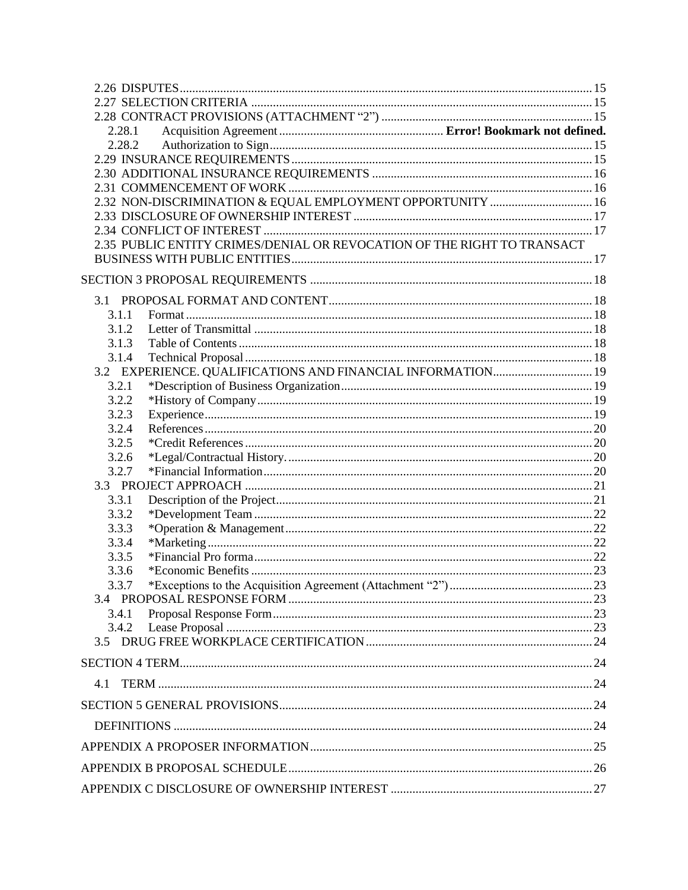2.26 DISPUTES .......... 15
2.27 SELECTION CRITERIA .......... 15
2.28 CONTRACT PROVISIONS (ATTACHMENT "2") .......... 15
    2.28.1 Acquisition Agreement .......... **Error! Bookmark not defined.**
    2.28.2 Authorization to Sign .......... 15
2.29 INSURANCE REQUIREMENTS .......... 15
2.30 ADDITIONAL INSURANCE REQUIREMENTS .......... 16
2.31 COMMENCEMENT OF WORK .......... 16
2.32 NON-DISCRIMINATION & EQUAL EMPLOYMENT OPPORTUNITY .......... 16
2.33 DISCLOSURE OF OWNERSHIP INTEREST .......... 17
2.34 CONFLICT OF INTEREST .......... 17
2.35 PUBLIC ENTITY CRIMES/DENIAL OR REVOCATION OF THE RIGHT TO TRANSACT BUSINESS WITH PUBLIC ENTITIES .......... 17

SECTION 3 PROPOSAL REQUIREMENTS .......... 18

3.1 PROPOSAL FORMAT AND CONTENT .......... 18
    3.1.1 Format .......... 18
    3.1.2 Letter of Transmittal .......... 18
    3.1.3 Table of Contents .......... 18
    3.1.4 Technical Proposal .......... 18
3.2 EXPERIENCE. QUALIFICATIONS AND FINANCIAL INFORMATION .......... 19
    3.2.1 *Description of Business Organization .......... 19
    3.2.2 *History of Company .......... 19
    3.2.3 Experience .......... 19
    3.2.4 References .......... 20
    3.2.5 *Credit References .......... 20
    3.2.6 *Legal/Contractual History. .......... 20
    3.2.7 *Financial Information .......... 20
3.3 PROJECT APPROACH .......... 21
    3.3.1 Description of the Project .......... 21
    3.3.2 *Development Team .......... 22
    3.3.3 *Operation & Management .......... 22
    3.3.4 *Marketing .......... 22
    3.3.5 *Financial Pro forma .......... 22
    3.3.6 *Economic Benefits .......... 23
    3.3.7 *Exceptions to the Acquisition Agreement (Attachment "2") .......... 23
3.4 PROPOSAL RESPONSE FORM .......... 23
    3.4.1 Proposal Response Form .......... 23
    3.4.2 Lease Proposal .......... 23
3.5 DRUG FREE WORKPLACE CERTIFICATION .......... 24

SECTION 4 TERM .......... 24

4.1 TERM .......... 24

SECTION 5 GENERAL PROVISIONS .......... 24

DEFINITIONS .......... 24

APPENDIX A PROPOSER INFORMATION .......... 25

APPENDIX B PROPOSAL SCHEDULE .......... 26

APPENDIX C DISCLOSURE OF OWNERSHIP INTEREST .......... 27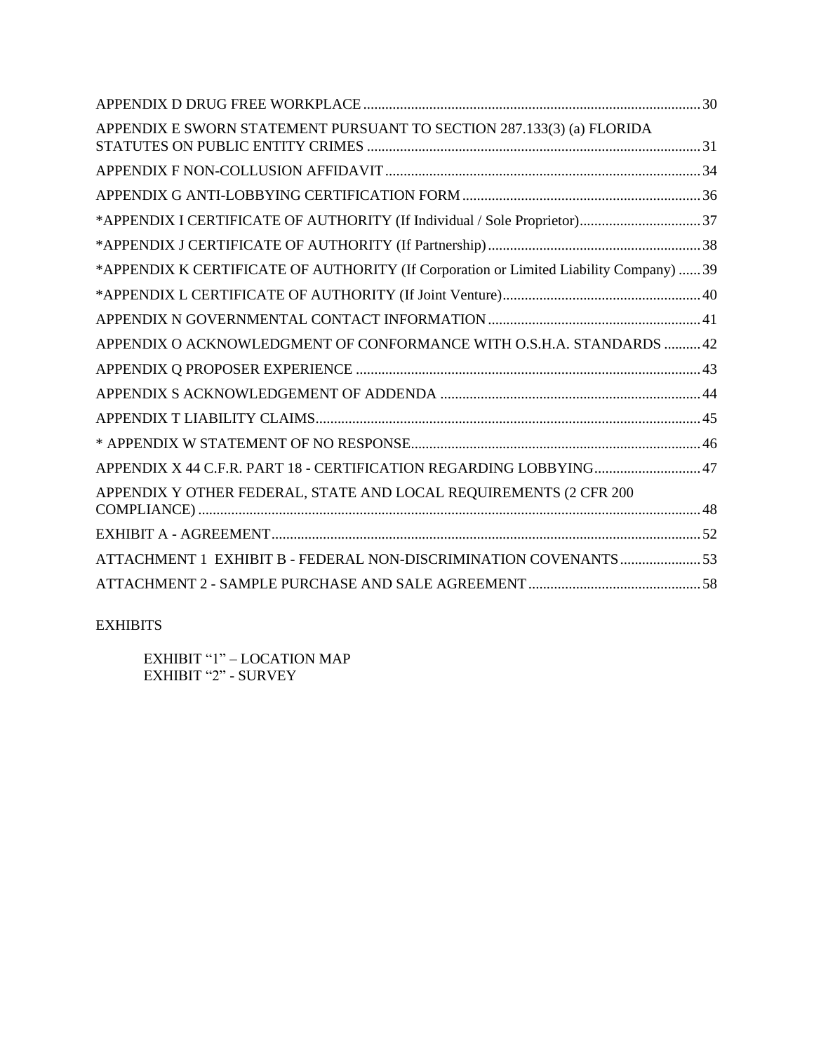APPENDIX D DRUG FREE WORKPLACE ........ 30

APPENDIX E SWORN STATEMENT PURSUANT TO SECTION 287.133(3) (a) FLORIDA STATUTES ON PUBLIC ENTITY CRIMES ........ 31

APPENDIX F NON-COLLUSION AFFIDAVIT ........ 34

APPENDIX G ANTI-LOBBYING CERTIFICATION FORM ........ 36

*APPENDIX I CERTIFICATE OF AUTHORITY (If Individual / Sole Proprietor) ........ 37

*APPENDIX J CERTIFICATE OF AUTHORITY (If Partnership) ........ 38

*APPENDIX K CERTIFICATE OF AUTHORITY (If Corporation or Limited Liability Company) ........ 39

*APPENDIX L CERTIFICATE OF AUTHORITY (If Joint Venture) ........ 40

APPENDIX N GOVERNMENTAL CONTACT INFORMATION ........ 41

APPENDIX O ACKNOWLEDGMENT OF CONFORMANCE WITH O.S.H.A. STANDARDS ........ 42

APPENDIX Q PROPOSER EXPERIENCE ........ 43

APPENDIX S ACKNOWLEDGEMENT OF ADDENDA ........ 44

APPENDIX T LIABILITY CLAIMS ........ 45

* APPENDIX W STATEMENT OF NO RESPONSE ........ 46

APPENDIX X 44 C.F.R. PART 18 - CERTIFICATION REGARDING LOBBYING ........ 47

APPENDIX Y OTHER FEDERAL, STATE AND LOCAL REQUIREMENTS (2 CFR 200 COMPLIANCE) ........ 48

EXHIBIT A - AGREEMENT ........ 52

ATTACHMENT 1 EXHIBIT B - FEDERAL NON-DISCRIMINATION COVENANTS ........ 53

ATTACHMENT 2 - SAMPLE PURCHASE AND SALE AGREEMENT ........ 58

EXHIBITS

EXHIBIT "1" – LOCATION MAP
EXHIBIT "2" - SURVEY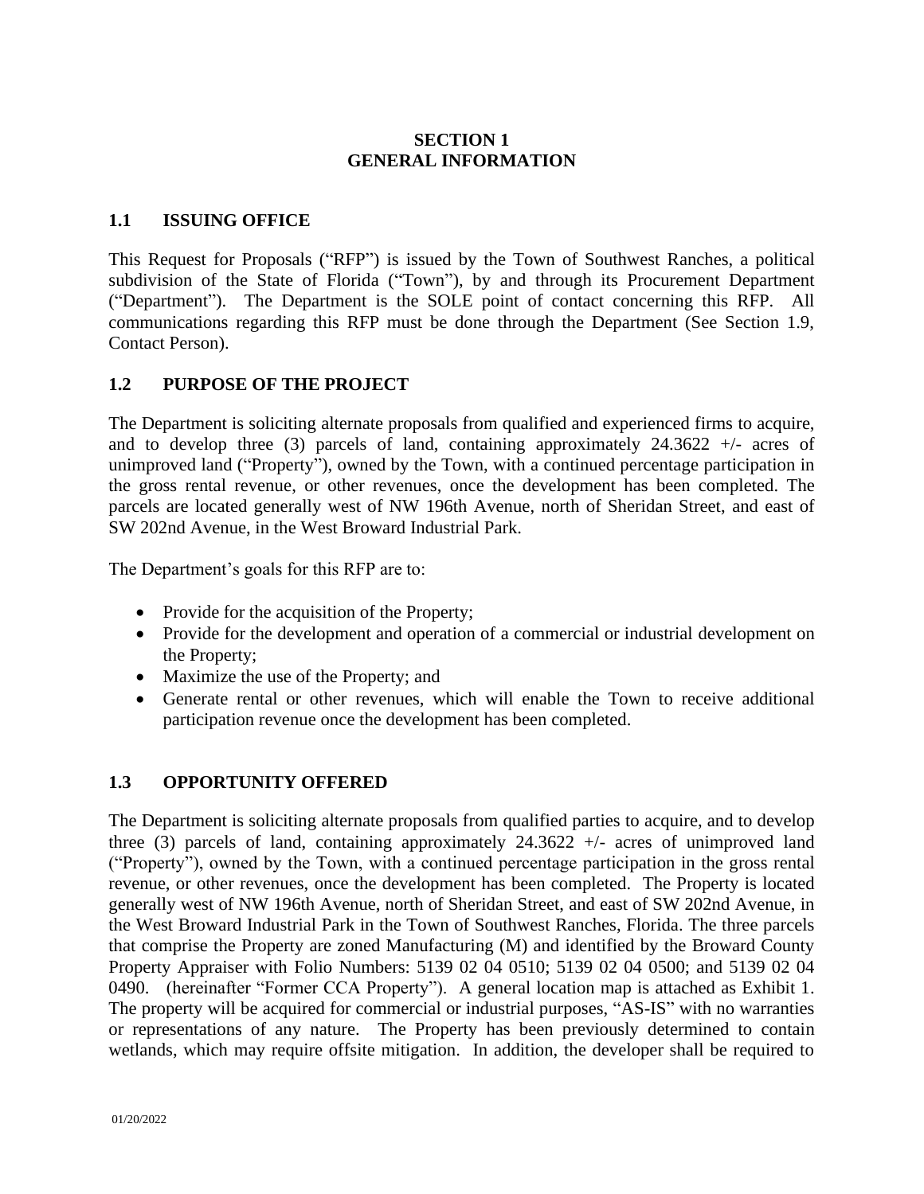# SECTION 1
# GENERAL INFORMATION

## 1.1 ISSUING OFFICE

This Request for Proposals ("RFP") is issued by the Town of Southwest Ranches, a political subdivision of the State of Florida ("Town"), by and through its Procurement Department ("Department"). The Department is the SOLE point of contact concerning this RFP. All communications regarding this RFP must be done through the Department (See Section 1.9, Contact Person).

## 1.2 PURPOSE OF THE PROJECT

The Department is soliciting alternate proposals from qualified and experienced firms to acquire, and to develop three (3) parcels of land, containing approximately 24.3622 +/- acres of unimproved land ("Property"), owned by the Town, with a continued percentage participation in the gross rental revenue, or other revenues, once the development has been completed. The parcels are located generally west of NW 196th Avenue, north of Sheridan Street, and east of SW 202nd Avenue, in the West Broward Industrial Park.

The Department's goals for this RFP are to:

- Provide for the acquisition of the Property;
- Provide for the development and operation of a commercial or industrial development on the Property;
- Maximize the use of the Property; and
- Generate rental or other revenues, which will enable the Town to receive additional participation revenue once the development has been completed.

## 1.3 OPPORTUNITY OFFERED

The Department is soliciting alternate proposals from qualified parties to acquire, and to develop three (3) parcels of land, containing approximately 24.3622 +/- acres of unimproved land ("Property"), owned by the Town, with a continued percentage participation in the gross rental revenue, or other revenues, once the development has been completed. The Property is located generally west of NW 196th Avenue, north of Sheridan Street, and east of SW 202nd Avenue, in the West Broward Industrial Park in the Town of Southwest Ranches, Florida. The three parcels that comprise the Property are zoned Manufacturing (M) and identified by the Broward County Property Appraiser with Folio Numbers: 5139 02 04 0510; 5139 02 04 0500; and 5139 02 04 0490. (hereinafter "Former CCA Property"). A general location map is attached as Exhibit 1. The property will be acquired for commercial or industrial purposes, "AS-IS" with no warranties or representations of any nature. The Property has been previously determined to contain wetlands, which may require offsite mitigation. In addition, the developer shall be required to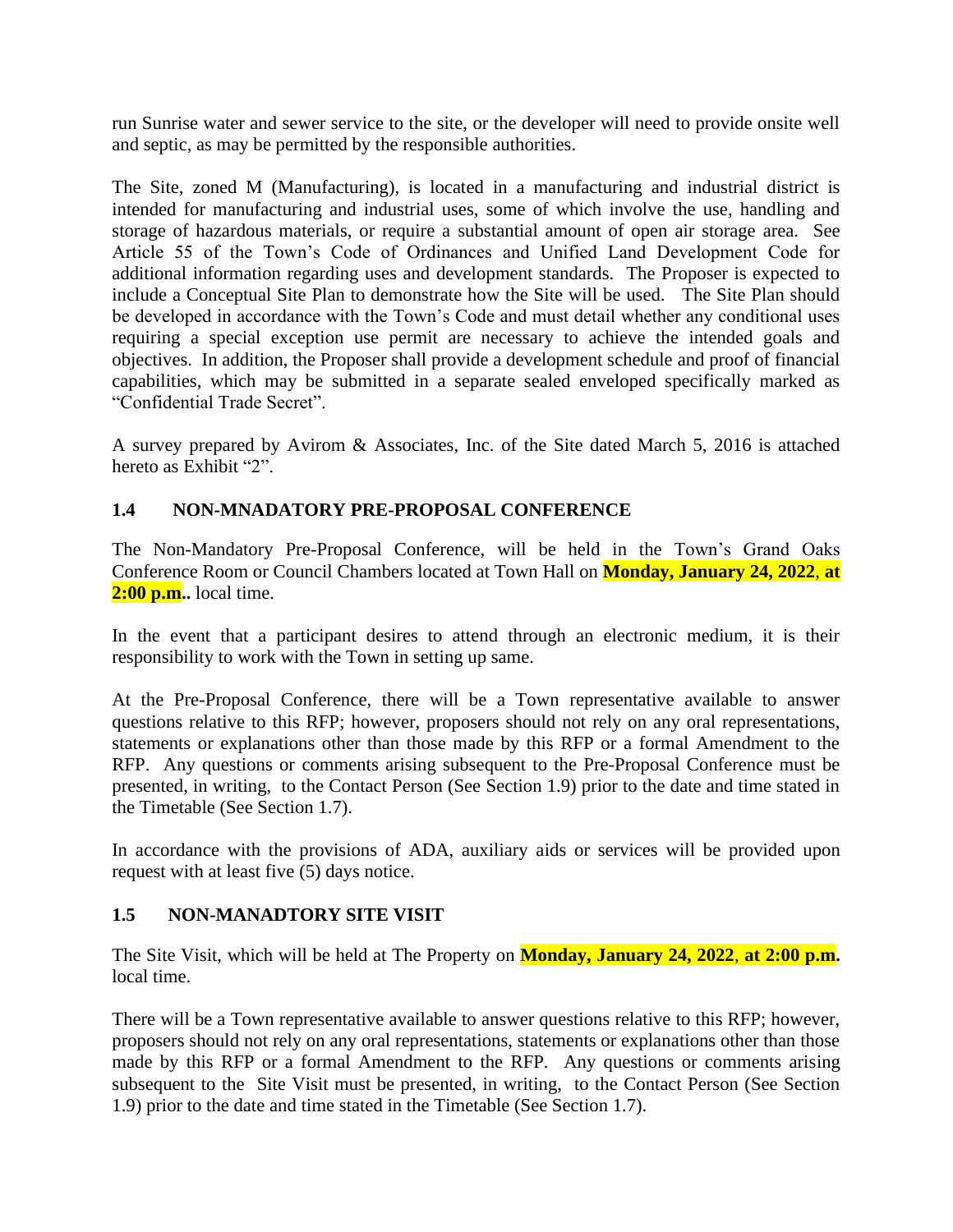run Sunrise water and sewer service to the site, or the developer will need to provide onsite well and septic, as may be permitted by the responsible authorities.

The Site, zoned M (Manufacturing), is located in a manufacturing and industrial district is intended for manufacturing and industrial uses, some of which involve the use, handling and storage of hazardous materials, or require a substantial amount of open air storage area. See Article 55 of the Town's Code of Ordinances and Unified Land Development Code for additional information regarding uses and development standards. The Proposer is expected to include a Conceptual Site Plan to demonstrate how the Site will be used. The Site Plan should be developed in accordance with the Town's Code and must detail whether any conditional uses requiring a special exception use permit are necessary to achieve the intended goals and objectives. In addition, the Proposer shall provide a development schedule and proof of financial capabilities, which may be submitted in a separate sealed enveloped specifically marked as "Confidential Trade Secret".

A survey prepared by Avirom & Associates, Inc. of the Site dated March 5, 2016 is attached hereto as Exhibit "2".

## 1.4 NON-MNADATORY PRE-PROPOSAL CONFERENCE

The Non-Mandatory Pre-Proposal Conference, will be held in the Town's Grand Oaks Conference Room or Council Chambers located at Town Hall on **Monday, January 24, 2022**, **at 2:00 p.m..** local time.

In the event that a participant desires to attend through an electronic medium, it is their responsibility to work with the Town in setting up same.

At the Pre-Proposal Conference, there will be a Town representative available to answer questions relative to this RFP; however, proposers should not rely on any oral representations, statements or explanations other than those made by this RFP or a formal Amendment to the RFP. Any questions or comments arising subsequent to the Pre-Proposal Conference must be presented, in writing, to the Contact Person (See Section 1.9) prior to the date and time stated in the Timetable (See Section 1.7).

In accordance with the provisions of ADA, auxiliary aids or services will be provided upon request with at least five (5) days notice.

## 1.5 NON-MANADTORY SITE VISIT

The Site Visit, which will be held at The Property on **Monday, January 24, 2022**, **at 2:00 p.m.** local time.

There will be a Town representative available to answer questions relative to this RFP; however, proposers should not rely on any oral representations, statements or explanations other than those made by this RFP or a formal Amendment to the RFP. Any questions or comments arising subsequent to the Site Visit must be presented, in writing, to the Contact Person (See Section 1.9) prior to the date and time stated in the Timetable (See Section 1.7).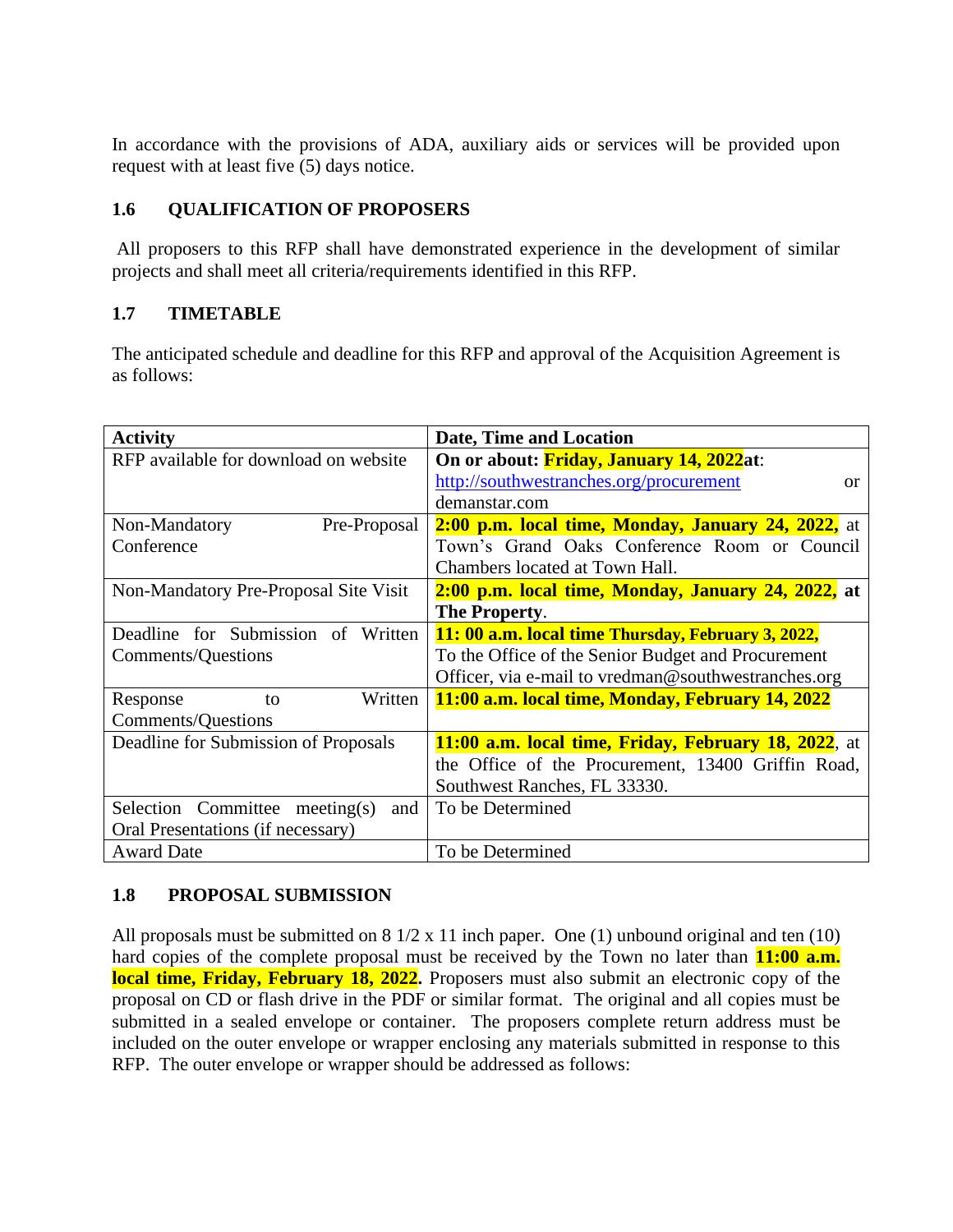In accordance with the provisions of ADA, auxiliary aids or services will be provided upon request with at least five (5) days notice.

### 1.6 QUALIFICATION OF PROPOSERS

All proposers to this RFP shall have demonstrated experience in the development of similar projects and shall meet all criteria/requirements identified in this RFP.

### 1.7 TIMETABLE

The anticipated schedule and deadline for this RFP and approval of the Acquisition Agreement is as follows:

| Activity | Date, Time and Location |
|---|---|
| RFP available for download on website | **On or about: Friday, January 14, 2022at**: http://southwestranches.org/procurement or demanstar.com |
| Non-Mandatory Pre-Proposal Conference | **2:00 p.m. local time, Monday, January 24, 2022,** at Town's Grand Oaks Conference Room or Council Chambers located at Town Hall. |
| Non-Mandatory Pre-Proposal Site Visit | **2:00 p.m. local time, Monday, January 24, 2022, at The Property**. |
| Deadline for Submission of Written Comments/Questions | **11: 00 a.m. local time Thursday, February 3, 2022,** To the Office of the Senior Budget and Procurement Officer, via e-mail to vredman@southwestranches.org |
| Response to Written Comments/Questions | **11:00 a.m. local time, Monday, February 14, 2022** |
| Deadline for Submission of Proposals | **11:00 a.m. local time, Friday, February 18, 2022**, at the Office of the Procurement, 13400 Griffin Road, Southwest Ranches, FL 33330. |
| Selection Committee meeting(s) and Oral Presentations (if necessary) | To be Determined |
| Award Date | To be Determined |

### 1.8 PROPOSAL SUBMISSION

All proposals must be submitted on 8 1/2 x 11 inch paper. One (1) unbound original and ten (10) hard copies of the complete proposal must be received by the Town no later than **11:00 a.m. local time, Friday, February 18, 2022.** Proposers must also submit an electronic copy of the proposal on CD or flash drive in the PDF or similar format. The original and all copies must be submitted in a sealed envelope or container. The proposers complete return address must be included on the outer envelope or wrapper enclosing any materials submitted in response to this RFP. The outer envelope or wrapper should be addressed as follows: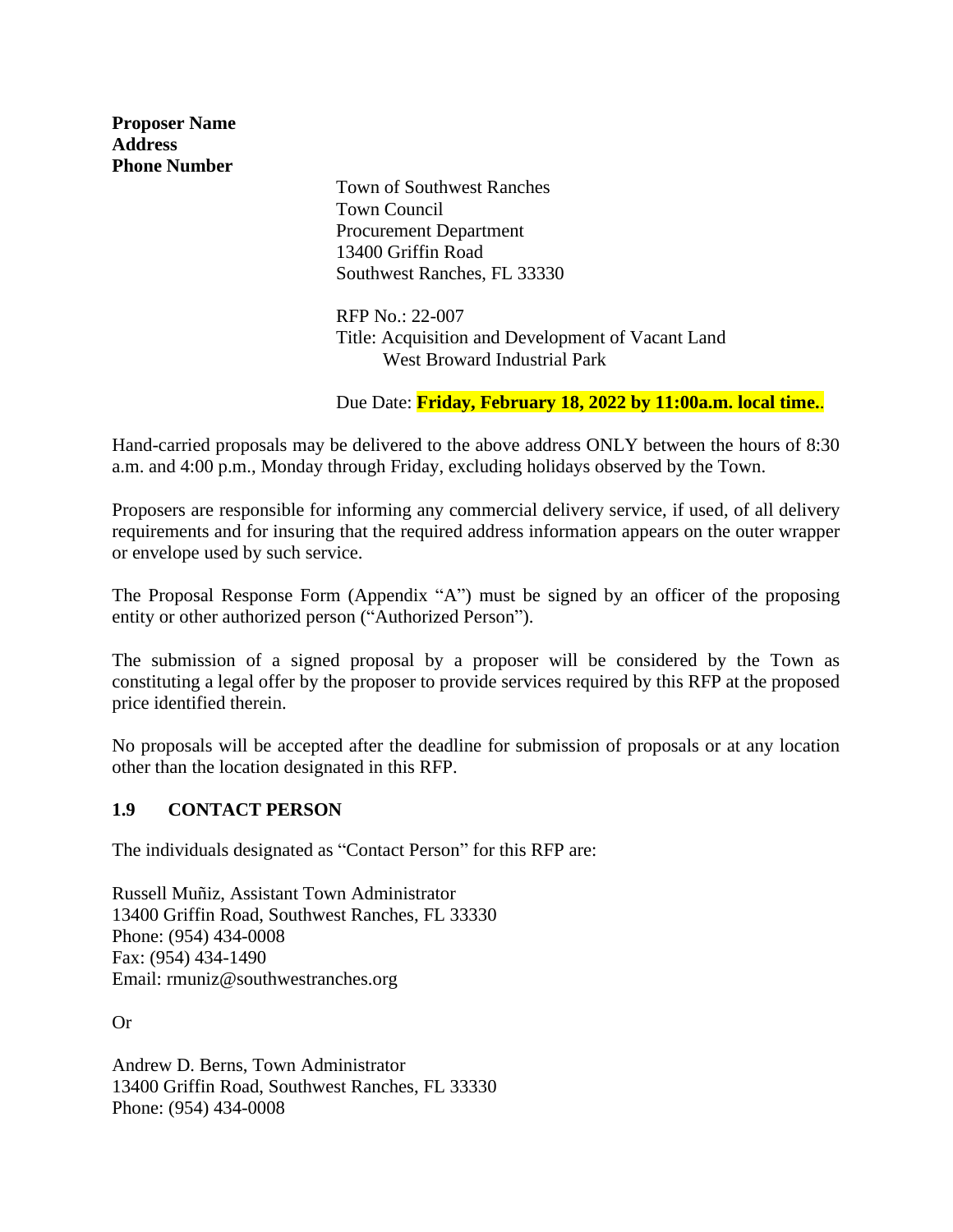**Proposer Name**
**Address**
**Phone Number**

Town of Southwest Ranches
Town Council
Procurement Department
13400 Griffin Road
Southwest Ranches, FL 33330

RFP No.: 22-007
Title: Acquisition and Development of Vacant Land
West Broward Industrial Park

Due Date: **Friday, February 18, 2022 by 11:00a.m. local time.**.

Hand-carried proposals may be delivered to the above address ONLY between the hours of 8:30 a.m. and 4:00 p.m., Monday through Friday, excluding holidays observed by the Town.

Proposers are responsible for informing any commercial delivery service, if used, of all delivery requirements and for insuring that the required address information appears on the outer wrapper or envelope used by such service.

The Proposal Response Form (Appendix "A") must be signed by an officer of the proposing entity or other authorized person ("Authorized Person").

The submission of a signed proposal by a proposer will be considered by the Town as constituting a legal offer by the proposer to provide services required by this RFP at the proposed price identified therein.

No proposals will be accepted after the deadline for submission of proposals or at any location other than the location designated in this RFP.

### 1.9 CONTACT PERSON

The individuals designated as "Contact Person" for this RFP are:

Russell Muñiz, Assistant Town Administrator
13400 Griffin Road, Southwest Ranches, FL 33330
Phone: (954) 434-0008
Fax: (954) 434-1490
Email: rmuniz@southwestranches.org

Or

Andrew D. Berns, Town Administrator
13400 Griffin Road, Southwest Ranches, FL 33330
Phone: (954) 434-0008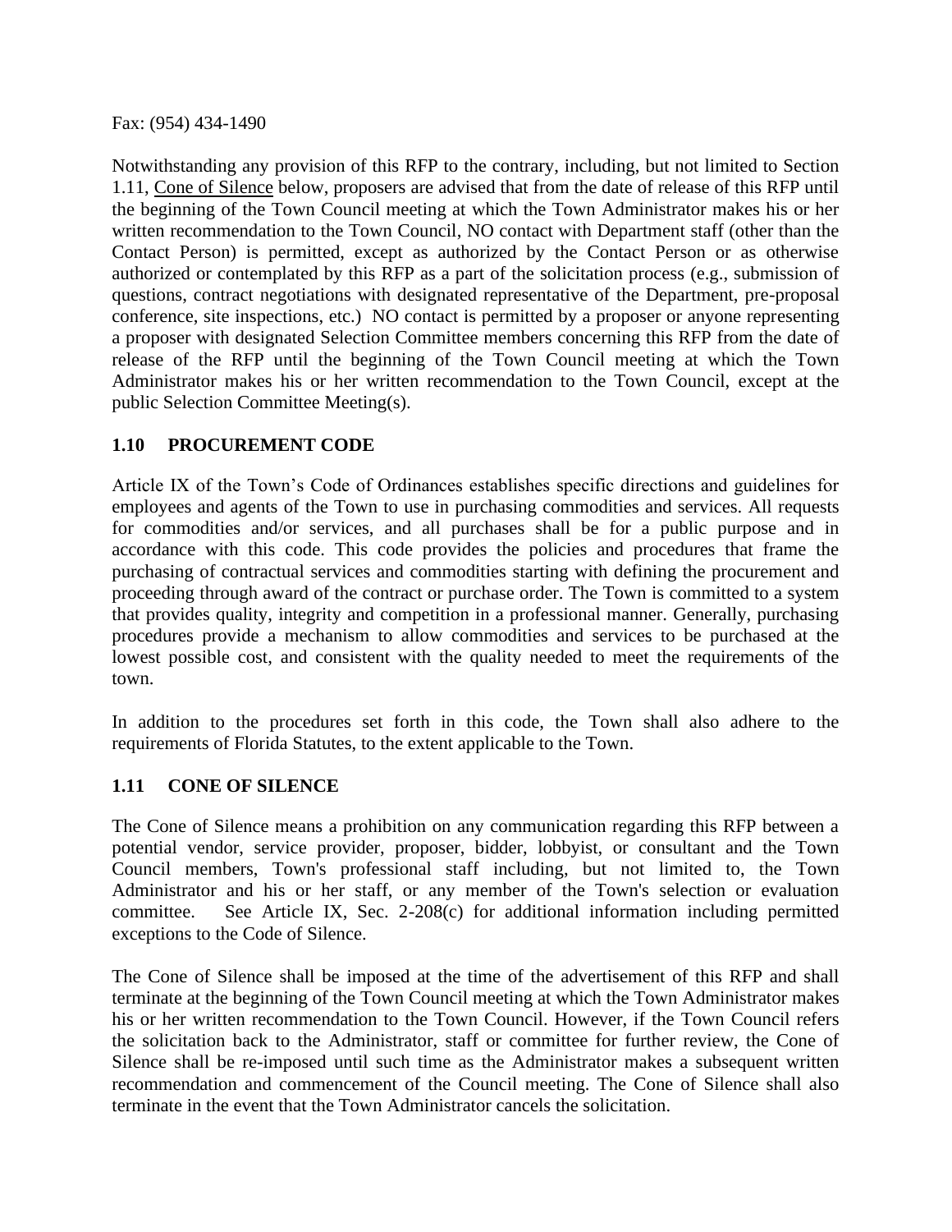Fax: (954) 434-1490

Notwithstanding any provision of this RFP to the contrary, including, but not limited to Section 1.11, Cone of Silence below, proposers are advised that from the date of release of this RFP until the beginning of the Town Council meeting at which the Town Administrator makes his or her written recommendation to the Town Council, NO contact with Department staff (other than the Contact Person) is permitted, except as authorized by the Contact Person or as otherwise authorized or contemplated by this RFP as a part of the solicitation process (e.g., submission of questions, contract negotiations with designated representative of the Department, pre-proposal conference, site inspections, etc.) NO contact is permitted by a proposer or anyone representing a proposer with designated Selection Committee members concerning this RFP from the date of release of the RFP until the beginning of the Town Council meeting at which the Town Administrator makes his or her written recommendation to the Town Council, except at the public Selection Committee Meeting(s).

## 1.10 PROCUREMENT CODE

Article IX of the Town's Code of Ordinances establishes specific directions and guidelines for employees and agents of the Town to use in purchasing commodities and services. All requests for commodities and/or services, and all purchases shall be for a public purpose and in accordance with this code. This code provides the policies and procedures that frame the purchasing of contractual services and commodities starting with defining the procurement and proceeding through award of the contract or purchase order. The Town is committed to a system that provides quality, integrity and competition in a professional manner. Generally, purchasing procedures provide a mechanism to allow commodities and services to be purchased at the lowest possible cost, and consistent with the quality needed to meet the requirements of the town.

In addition to the procedures set forth in this code, the Town shall also adhere to the requirements of Florida Statutes, to the extent applicable to the Town.

## 1.11 CONE OF SILENCE

The Cone of Silence means a prohibition on any communication regarding this RFP between a potential vendor, service provider, proposer, bidder, lobbyist, or consultant and the Town Council members, Town's professional staff including, but not limited to, the Town Administrator and his or her staff, or any member of the Town's selection or evaluation committee. See Article IX, Sec. 2-208(c) for additional information including permitted exceptions to the Code of Silence.

The Cone of Silence shall be imposed at the time of the advertisement of this RFP and shall terminate at the beginning of the Town Council meeting at which the Town Administrator makes his or her written recommendation to the Town Council. However, if the Town Council refers the solicitation back to the Administrator, staff or committee for further review, the Cone of Silence shall be re-imposed until such time as the Administrator makes a subsequent written recommendation and commencement of the Council meeting. The Cone of Silence shall also terminate in the event that the Town Administrator cancels the solicitation.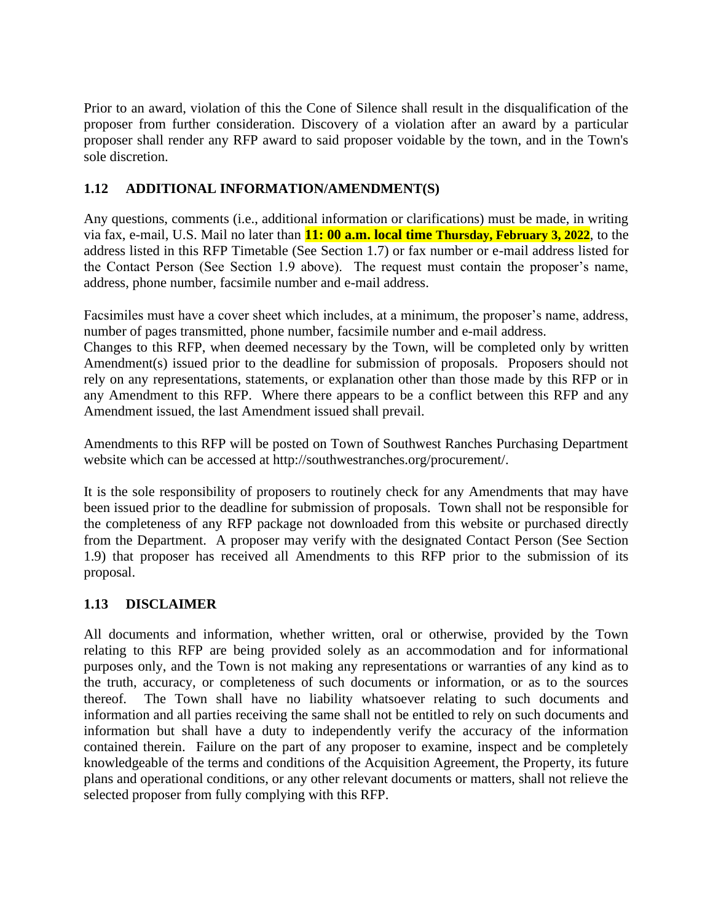Prior to an award, violation of this the Cone of Silence shall result in the disqualification of the proposer from further consideration. Discovery of a violation after an award by a particular proposer shall render any RFP award to said proposer voidable by the town, and in the Town's sole discretion.

## 1.12 ADDITIONAL INFORMATION/AMENDMENT(S)

Any questions, comments (i.e., additional information or clarifications) must be made, in writing via fax, e-mail, U.S. Mail no later than **11: 00 a.m. local time Thursday, February 3, 2022**, to the address listed in this RFP Timetable (See Section 1.7) or fax number or e-mail address listed for the Contact Person (See Section 1.9 above). The request must contain the proposer's name, address, phone number, facsimile number and e-mail address.

Facsimiles must have a cover sheet which includes, at a minimum, the proposer's name, address, number of pages transmitted, phone number, facsimile number and e-mail address.
Changes to this RFP, when deemed necessary by the Town, will be completed only by written Amendment(s) issued prior to the deadline for submission of proposals. Proposers should not rely on any representations, statements, or explanation other than those made by this RFP or in any Amendment to this RFP. Where there appears to be a conflict between this RFP and any Amendment issued, the last Amendment issued shall prevail.

Amendments to this RFP will be posted on Town of Southwest Ranches Purchasing Department website which can be accessed at http://southwestranches.org/procurement/.

It is the sole responsibility of proposers to routinely check for any Amendments that may have been issued prior to the deadline for submission of proposals. Town shall not be responsible for the completeness of any RFP package not downloaded from this website or purchased directly from the Department. A proposer may verify with the designated Contact Person (See Section 1.9) that proposer has received all Amendments to this RFP prior to the submission of its proposal.

## 1.13 DISCLAIMER

All documents and information, whether written, oral or otherwise, provided by the Town relating to this RFP are being provided solely as an accommodation and for informational purposes only, and the Town is not making any representations or warranties of any kind as to the truth, accuracy, or completeness of such documents or information, or as to the sources thereof. The Town shall have no liability whatsoever relating to such documents and information and all parties receiving the same shall not be entitled to rely on such documents and information but shall have a duty to independently verify the accuracy of the information contained therein. Failure on the part of any proposer to examine, inspect and be completely knowledgeable of the terms and conditions of the Acquisition Agreement, the Property, its future plans and operational conditions, or any other relevant documents or matters, shall not relieve the selected proposer from fully complying with this RFP.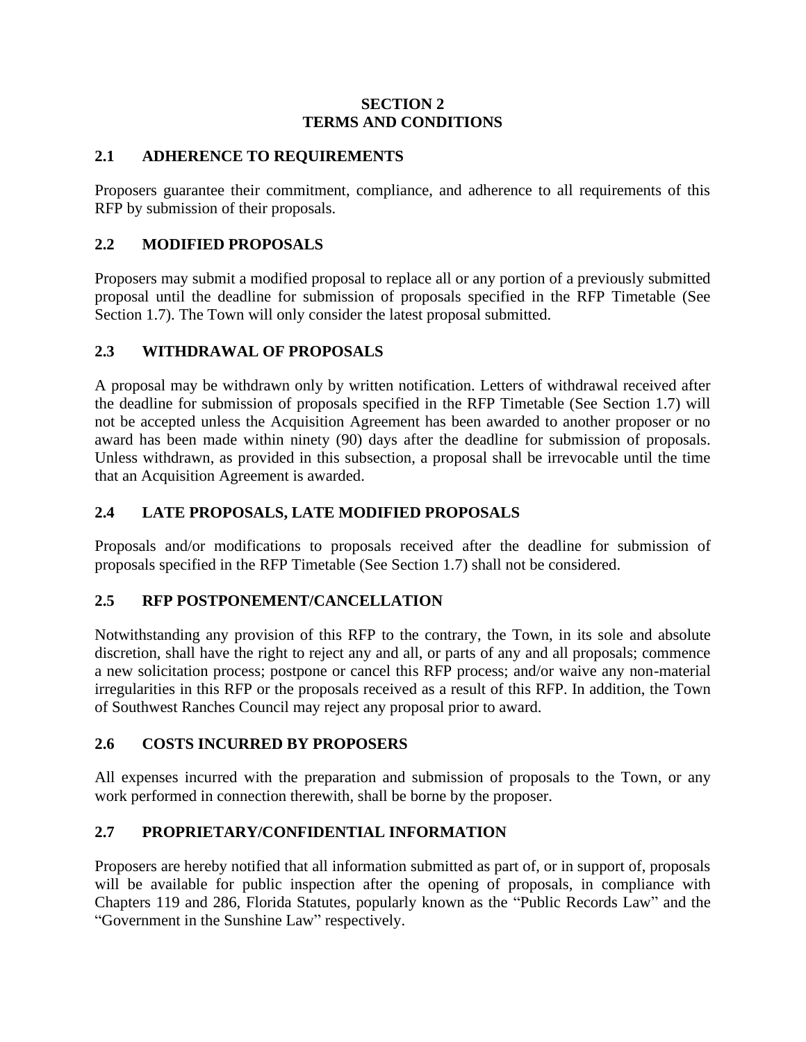# SECTION 2
# TERMS AND CONDITIONS

## 2.1 ADHERENCE TO REQUIREMENTS

Proposers guarantee their commitment, compliance, and adherence to all requirements of this RFP by submission of their proposals.

## 2.2 MODIFIED PROPOSALS

Proposers may submit a modified proposal to replace all or any portion of a previously submitted proposal until the deadline for submission of proposals specified in the RFP Timetable (See Section 1.7). The Town will only consider the latest proposal submitted.

## 2.3 WITHDRAWAL OF PROPOSALS

A proposal may be withdrawn only by written notification. Letters of withdrawal received after the deadline for submission of proposals specified in the RFP Timetable (See Section 1.7) will not be accepted unless the Acquisition Agreement has been awarded to another proposer or no award has been made within ninety (90) days after the deadline for submission of proposals. Unless withdrawn, as provided in this subsection, a proposal shall be irrevocable until the time that an Acquisition Agreement is awarded.

## 2.4 LATE PROPOSALS, LATE MODIFIED PROPOSALS

Proposals and/or modifications to proposals received after the deadline for submission of proposals specified in the RFP Timetable (See Section 1.7) shall not be considered.

## 2.5 RFP POSTPONEMENT/CANCELLATION

Notwithstanding any provision of this RFP to the contrary, the Town, in its sole and absolute discretion, shall have the right to reject any and all, or parts of any and all proposals; commence a new solicitation process; postpone or cancel this RFP process; and/or waive any non-material irregularities in this RFP or the proposals received as a result of this RFP. In addition, the Town of Southwest Ranches Council may reject any proposal prior to award.

## 2.6 COSTS INCURRED BY PROPOSERS

All expenses incurred with the preparation and submission of proposals to the Town, or any work performed in connection therewith, shall be borne by the proposer.

## 2.7 PROPRIETARY/CONFIDENTIAL INFORMATION

Proposers are hereby notified that all information submitted as part of, or in support of, proposals will be available for public inspection after the opening of proposals, in compliance with Chapters 119 and 286, Florida Statutes, popularly known as the "Public Records Law" and the "Government in the Sunshine Law" respectively.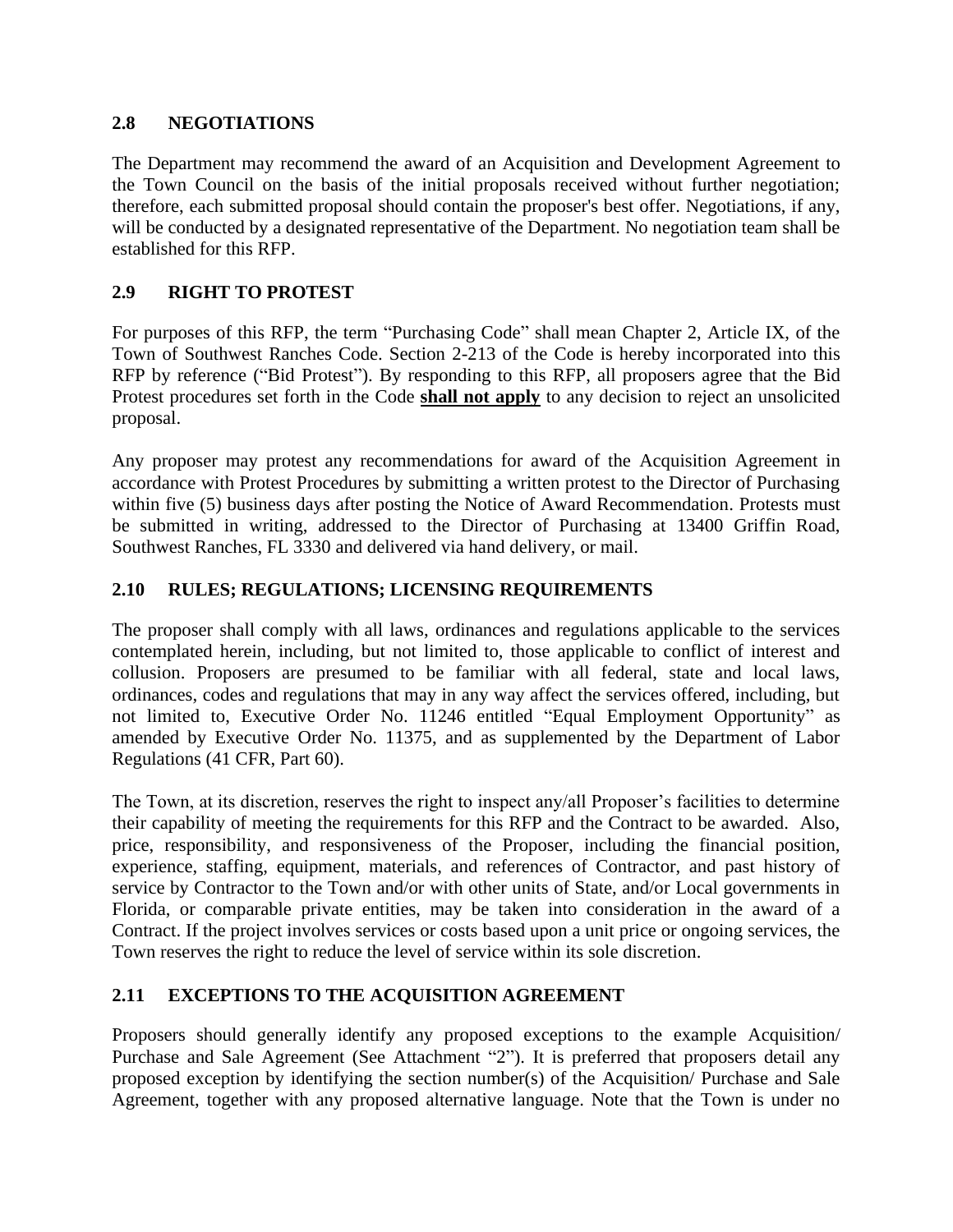## 2.8 NEGOTIATIONS

The Department may recommend the award of an Acquisition and Development Agreement to the Town Council on the basis of the initial proposals received without further negotiation; therefore, each submitted proposal should contain the proposer's best offer. Negotiations, if any, will be conducted by a designated representative of the Department. No negotiation team shall be established for this RFP.

## 2.9 RIGHT TO PROTEST

For purposes of this RFP, the term "Purchasing Code" shall mean Chapter 2, Article IX, of the Town of Southwest Ranches Code. Section 2-213 of the Code is hereby incorporated into this RFP by reference ("Bid Protest"). By responding to this RFP, all proposers agree that the Bid Protest procedures set forth in the Code **shall not apply** to any decision to reject an unsolicited proposal.

Any proposer may protest any recommendations for award of the Acquisition Agreement in accordance with Protest Procedures by submitting a written protest to the Director of Purchasing within five (5) business days after posting the Notice of Award Recommendation. Protests must be submitted in writing, addressed to the Director of Purchasing at 13400 Griffin Road, Southwest Ranches, FL 3330 and delivered via hand delivery, or mail.

## 2.10 RULES; REGULATIONS; LICENSING REQUIREMENTS

The proposer shall comply with all laws, ordinances and regulations applicable to the services contemplated herein, including, but not limited to, those applicable to conflict of interest and collusion. Proposers are presumed to be familiar with all federal, state and local laws, ordinances, codes and regulations that may in any way affect the services offered, including, but not limited to, Executive Order No. 11246 entitled "Equal Employment Opportunity" as amended by Executive Order No. 11375, and as supplemented by the Department of Labor Regulations (41 CFR, Part 60).

The Town, at its discretion, reserves the right to inspect any/all Proposer's facilities to determine their capability of meeting the requirements for this RFP and the Contract to be awarded. Also, price, responsibility, and responsiveness of the Proposer, including the financial position, experience, staffing, equipment, materials, and references of Contractor, and past history of service by Contractor to the Town and/or with other units of State, and/or Local governments in Florida, or comparable private entities, may be taken into consideration in the award of a Contract. If the project involves services or costs based upon a unit price or ongoing services, the Town reserves the right to reduce the level of service within its sole discretion.

## 2.11 EXCEPTIONS TO THE ACQUISITION AGREEMENT

Proposers should generally identify any proposed exceptions to the example Acquisition/ Purchase and Sale Agreement (See Attachment "2"). It is preferred that proposers detail any proposed exception by identifying the section number(s) of the Acquisition/ Purchase and Sale Agreement, together with any proposed alternative language. Note that the Town is under no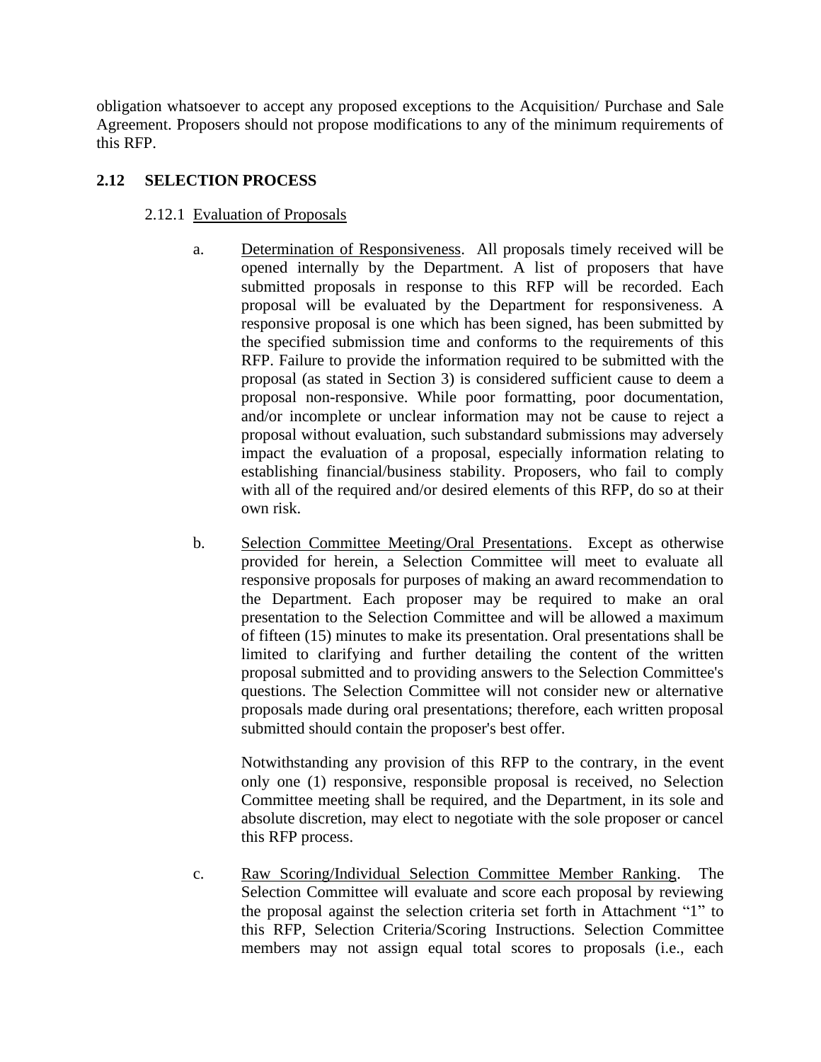obligation whatsoever to accept any proposed exceptions to the Acquisition/ Purchase and Sale Agreement. Proposers should not propose modifications to any of the minimum requirements of this RFP.

## 2.12 SELECTION PROCESS

### 2.12.1 Evaluation of Proposals

a. Determination of Responsiveness. All proposals timely received will be opened internally by the Department. A list of proposers that have submitted proposals in response to this RFP will be recorded. Each proposal will be evaluated by the Department for responsiveness. A responsive proposal is one which has been signed, has been submitted by the specified submission time and conforms to the requirements of this RFP. Failure to provide the information required to be submitted with the proposal (as stated in Section 3) is considered sufficient cause to deem a proposal non-responsive. While poor formatting, poor documentation, and/or incomplete or unclear information may not be cause to reject a proposal without evaluation, such substandard submissions may adversely impact the evaluation of a proposal, especially information relating to establishing financial/business stability. Proposers, who fail to comply with all of the required and/or desired elements of this RFP, do so at their own risk.

b. Selection Committee Meeting/Oral Presentations. Except as otherwise provided for herein, a Selection Committee will meet to evaluate all responsive proposals for purposes of making an award recommendation to the Department. Each proposer may be required to make an oral presentation to the Selection Committee and will be allowed a maximum of fifteen (15) minutes to make its presentation. Oral presentations shall be limited to clarifying and further detailing the content of the written proposal submitted and to providing answers to the Selection Committee's questions. The Selection Committee will not consider new or alternative proposals made during oral presentations; therefore, each written proposal submitted should contain the proposer's best offer.

   Notwithstanding any provision of this RFP to the contrary, in the event only one (1) responsive, responsible proposal is received, no Selection Committee meeting shall be required, and the Department, in its sole and absolute discretion, may elect to negotiate with the sole proposer or cancel this RFP process.

c. Raw Scoring/Individual Selection Committee Member Ranking. The Selection Committee will evaluate and score each proposal by reviewing the proposal against the selection criteria set forth in Attachment "1" to this RFP, Selection Criteria/Scoring Instructions. Selection Committee members may not assign equal total scores to proposals (i.e., each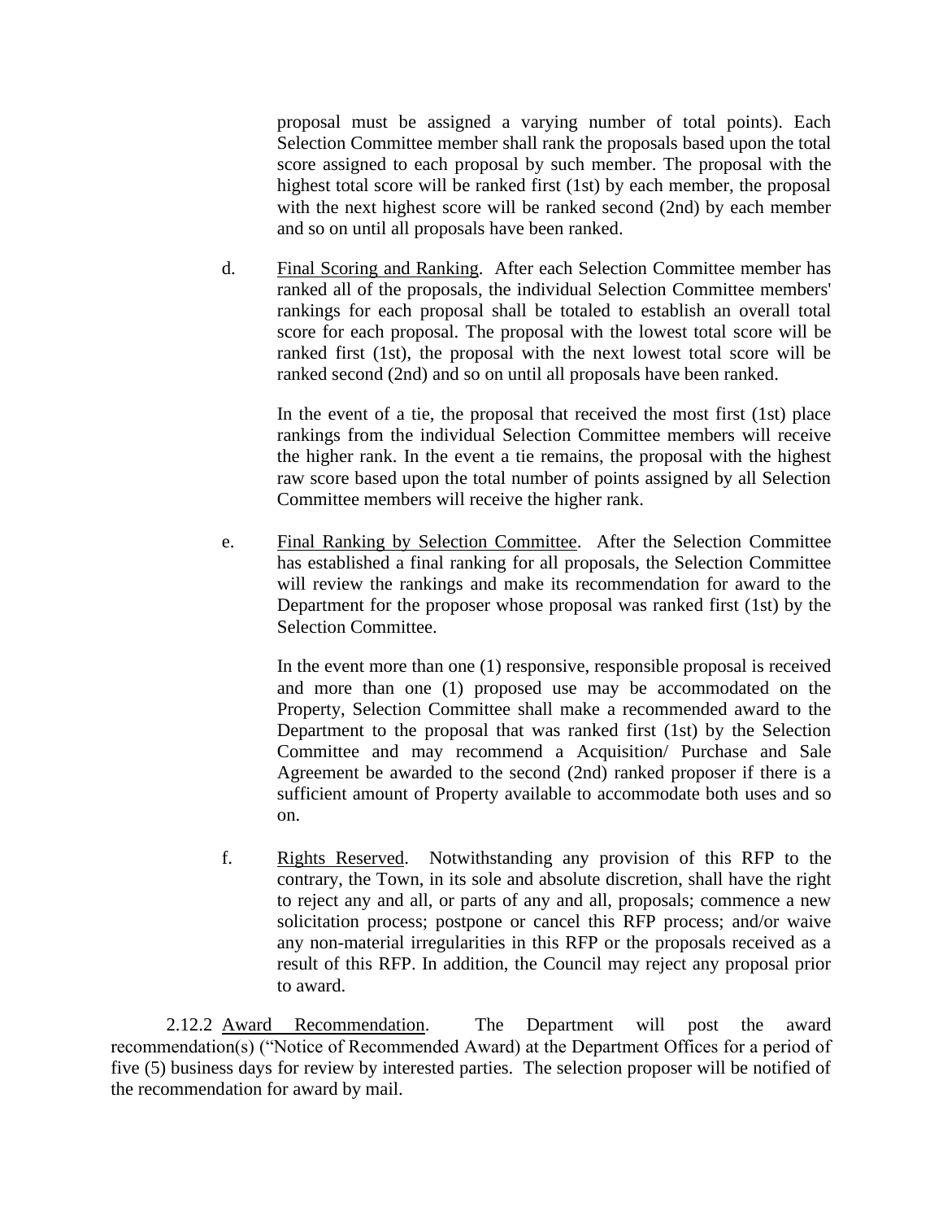proposal must be assigned a varying number of total points). Each Selection Committee member shall rank the proposals based upon the total score assigned to each proposal by such member. The proposal with the highest total score will be ranked first (1st) by each member, the proposal with the next highest score will be ranked second (2nd) by each member and so on until all proposals have been ranked.

d. Final Scoring and Ranking. After each Selection Committee member has ranked all of the proposals, the individual Selection Committee members' rankings for each proposal shall be totaled to establish an overall total score for each proposal. The proposal with the lowest total score will be ranked first (1st), the proposal with the next lowest total score will be ranked second (2nd) and so on until all proposals have been ranked.

In the event of a tie, the proposal that received the most first (1st) place rankings from the individual Selection Committee members will receive the higher rank. In the event a tie remains, the proposal with the highest raw score based upon the total number of points assigned by all Selection Committee members will receive the higher rank.

e. Final Ranking by Selection Committee. After the Selection Committee has established a final ranking for all proposals, the Selection Committee will review the rankings and make its recommendation for award to the Department for the proposer whose proposal was ranked first (1st) by the Selection Committee.

In the event more than one (1) responsive, responsible proposal is received and more than one (1) proposed use may be accommodated on the Property, Selection Committee shall make a recommended award to the Department to the proposal that was ranked first (1st) by the Selection Committee and may recommend a Acquisition/ Purchase and Sale Agreement be awarded to the second (2nd) ranked proposer if there is a sufficient amount of Property available to accommodate both uses and so on.

f. Rights Reserved. Notwithstanding any provision of this RFP to the contrary, the Town, in its sole and absolute discretion, shall have the right to reject any and all, or parts of any and all, proposals; commence a new solicitation process; postpone or cancel this RFP process; and/or waive any non-material irregularities in this RFP or the proposals received as a result of this RFP. In addition, the Council may reject any proposal prior to award.

2.12.2 Award Recommendation. The Department will post the award recommendation(s) ("Notice of Recommended Award) at the Department Offices for a period of five (5) business days for review by interested parties. The selection proposer will be notified of the recommendation for award by mail.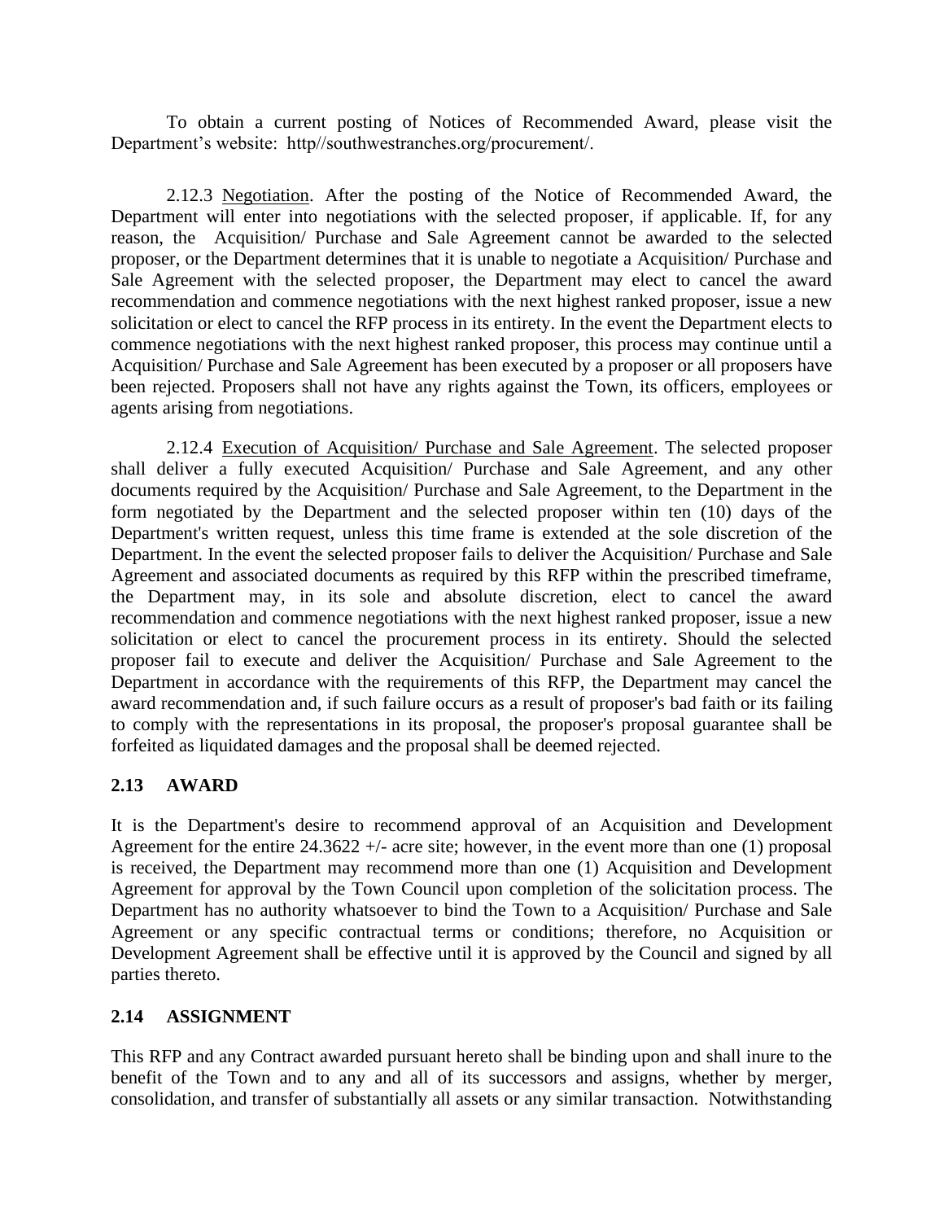To obtain a current posting of Notices of Recommended Award, please visit the Department's website: http//southwestranches.org/procurement/.

2.12.3 Negotiation. After the posting of the Notice of Recommended Award, the Department will enter into negotiations with the selected proposer, if applicable. If, for any reason, the Acquisition/ Purchase and Sale Agreement cannot be awarded to the selected proposer, or the Department determines that it is unable to negotiate a Acquisition/ Purchase and Sale Agreement with the selected proposer, the Department may elect to cancel the award recommendation and commence negotiations with the next highest ranked proposer, issue a new solicitation or elect to cancel the RFP process in its entirety. In the event the Department elects to commence negotiations with the next highest ranked proposer, this process may continue until a Acquisition/ Purchase and Sale Agreement has been executed by a proposer or all proposers have been rejected. Proposers shall not have any rights against the Town, its officers, employees or agents arising from negotiations.

2.12.4 Execution of Acquisition/ Purchase and Sale Agreement. The selected proposer shall deliver a fully executed Acquisition/ Purchase and Sale Agreement, and any other documents required by the Acquisition/ Purchase and Sale Agreement, to the Department in the form negotiated by the Department and the selected proposer within ten (10) days of the Department's written request, unless this time frame is extended at the sole discretion of the Department. In the event the selected proposer fails to deliver the Acquisition/ Purchase and Sale Agreement and associated documents as required by this RFP within the prescribed timeframe, the Department may, in its sole and absolute discretion, elect to cancel the award recommendation and commence negotiations with the next highest ranked proposer, issue a new solicitation or elect to cancel the procurement process in its entirety. Should the selected proposer fail to execute and deliver the Acquisition/ Purchase and Sale Agreement to the Department in accordance with the requirements of this RFP, the Department may cancel the award recommendation and, if such failure occurs as a result of proposer's bad faith or its failing to comply with the representations in its proposal, the proposer's proposal guarantee shall be forfeited as liquidated damages and the proposal shall be deemed rejected.

## 2.13 AWARD

It is the Department's desire to recommend approval of an Acquisition and Development Agreement for the entire 24.3622 +/- acre site; however, in the event more than one (1) proposal is received, the Department may recommend more than one (1) Acquisition and Development Agreement for approval by the Town Council upon completion of the solicitation process. The Department has no authority whatsoever to bind the Town to a Acquisition/ Purchase and Sale Agreement or any specific contractual terms or conditions; therefore, no Acquisition or Development Agreement shall be effective until it is approved by the Council and signed by all parties thereto.

## 2.14 ASSIGNMENT

This RFP and any Contract awarded pursuant hereto shall be binding upon and shall inure to the benefit of the Town and to any and all of its successors and assigns, whether by merger, consolidation, and transfer of substantially all assets or any similar transaction. Notwithstanding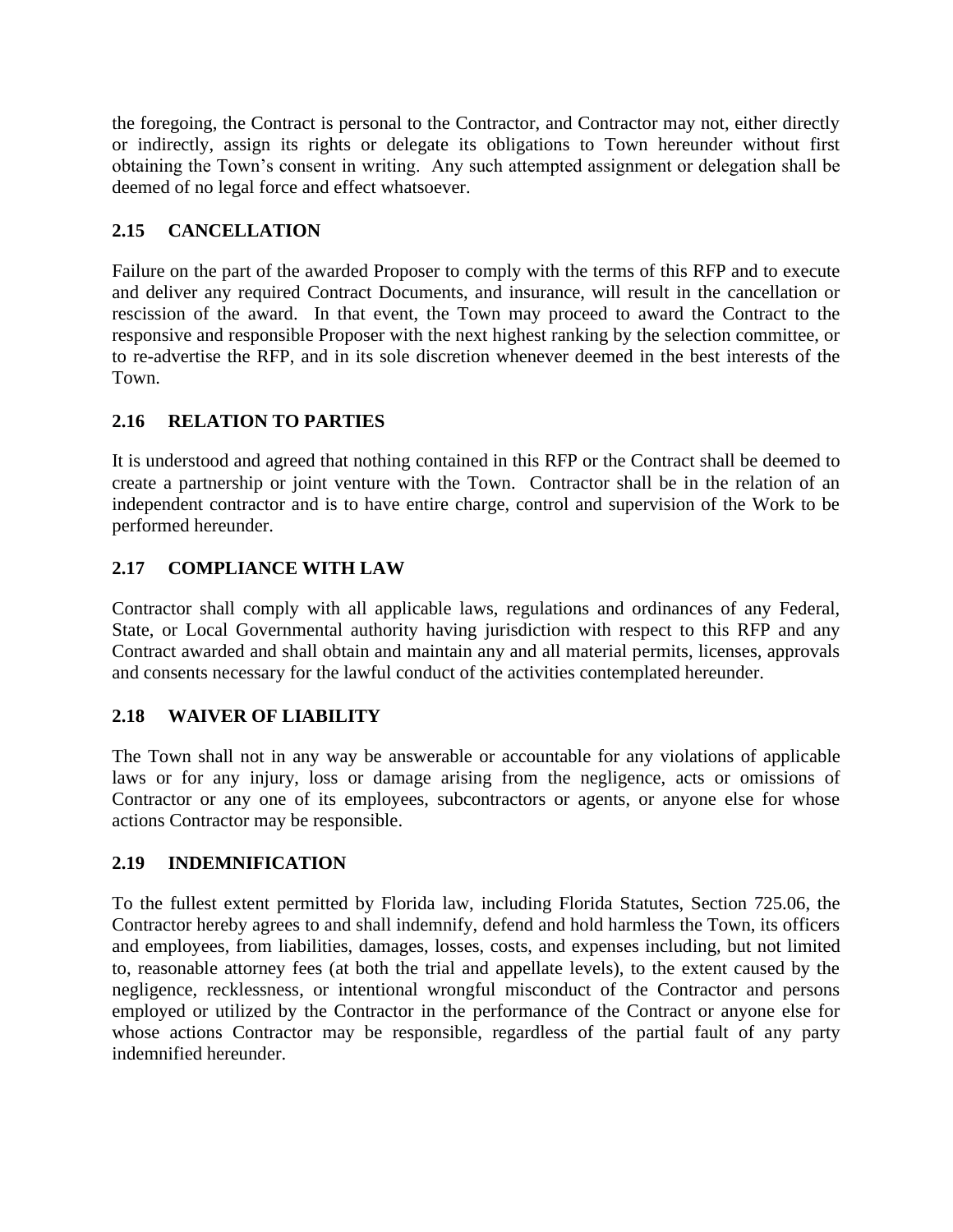the foregoing, the Contract is personal to the Contractor, and Contractor may not, either directly or indirectly, assign its rights or delegate its obligations to Town hereunder without first obtaining the Town's consent in writing. Any such attempted assignment or delegation shall be deemed of no legal force and effect whatsoever.

### 2.15 CANCELLATION

Failure on the part of the awarded Proposer to comply with the terms of this RFP and to execute and deliver any required Contract Documents, and insurance, will result in the cancellation or rescission of the award. In that event, the Town may proceed to award the Contract to the responsive and responsible Proposer with the next highest ranking by the selection committee, or to re-advertise the RFP, and in its sole discretion whenever deemed in the best interests of the Town.

### 2.16 RELATION TO PARTIES

It is understood and agreed that nothing contained in this RFP or the Contract shall be deemed to create a partnership or joint venture with the Town. Contractor shall be in the relation of an independent contractor and is to have entire charge, control and supervision of the Work to be performed hereunder.

### 2.17 COMPLIANCE WITH LAW

Contractor shall comply with all applicable laws, regulations and ordinances of any Federal, State, or Local Governmental authority having jurisdiction with respect to this RFP and any Contract awarded and shall obtain and maintain any and all material permits, licenses, approvals and consents necessary for the lawful conduct of the activities contemplated hereunder.

### 2.18 WAIVER OF LIABILITY

The Town shall not in any way be answerable or accountable for any violations of applicable laws or for any injury, loss or damage arising from the negligence, acts or omissions of Contractor or any one of its employees, subcontractors or agents, or anyone else for whose actions Contractor may be responsible.

### 2.19 INDEMNIFICATION

To the fullest extent permitted by Florida law, including Florida Statutes, Section 725.06, the Contractor hereby agrees to and shall indemnify, defend and hold harmless the Town, its officers and employees, from liabilities, damages, losses, costs, and expenses including, but not limited to, reasonable attorney fees (at both the trial and appellate levels), to the extent caused by the negligence, recklessness, or intentional wrongful misconduct of the Contractor and persons employed or utilized by the Contractor in the performance of the Contract or anyone else for whose actions Contractor may be responsible, regardless of the partial fault of any party indemnified hereunder.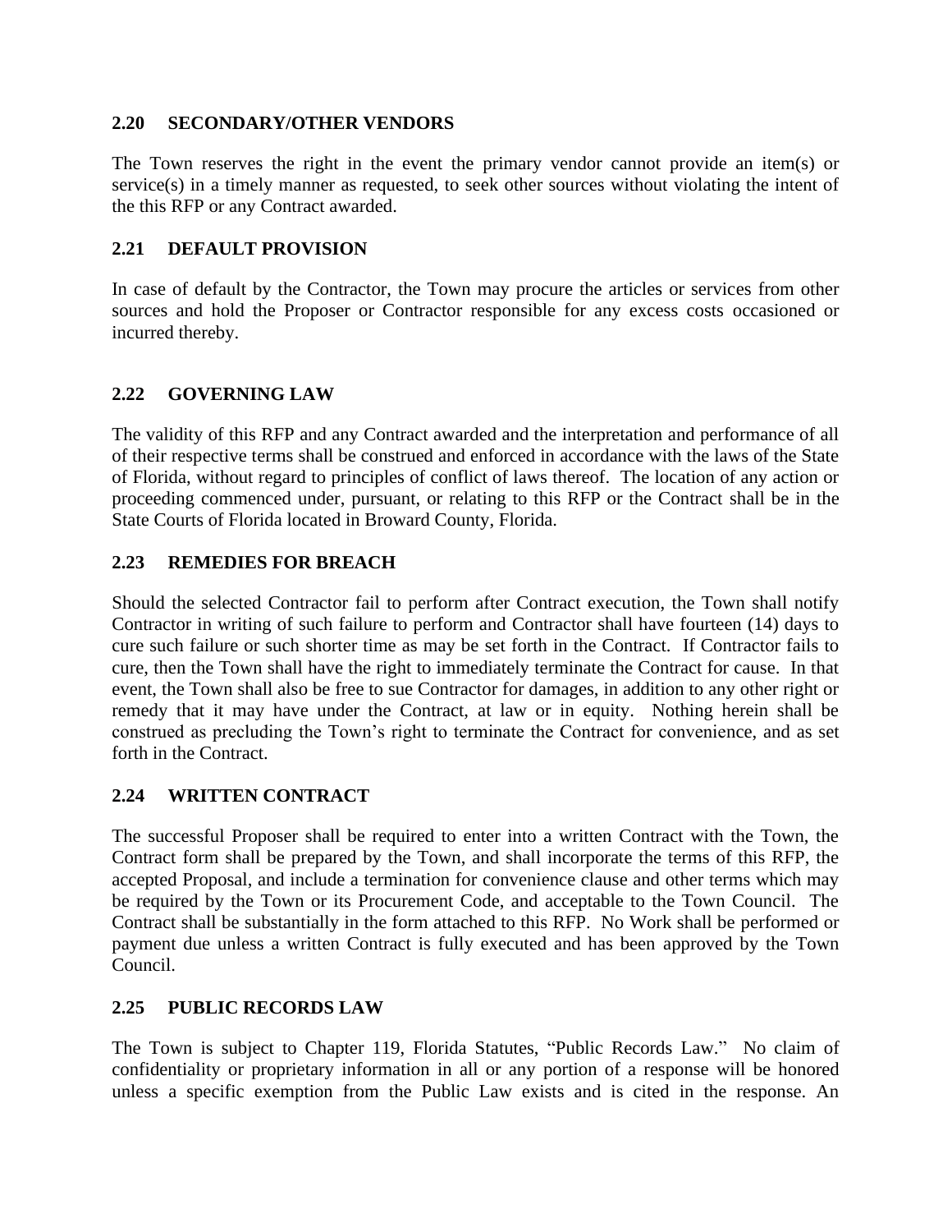## 2.20 SECONDARY/OTHER VENDORS

The Town reserves the right in the event the primary vendor cannot provide an item(s) or service(s) in a timely manner as requested, to seek other sources without violating the intent of the this RFP or any Contract awarded.

## 2.21 DEFAULT PROVISION

In case of default by the Contractor, the Town may procure the articles or services from other sources and hold the Proposer or Contractor responsible for any excess costs occasioned or incurred thereby.

## 2.22 GOVERNING LAW

The validity of this RFP and any Contract awarded and the interpretation and performance of all of their respective terms shall be construed and enforced in accordance with the laws of the State of Florida, without regard to principles of conflict of laws thereof. The location of any action or proceeding commenced under, pursuant, or relating to this RFP or the Contract shall be in the State Courts of Florida located in Broward County, Florida.

## 2.23 REMEDIES FOR BREACH

Should the selected Contractor fail to perform after Contract execution, the Town shall notify Contractor in writing of such failure to perform and Contractor shall have fourteen (14) days to cure such failure or such shorter time as may be set forth in the Contract. If Contractor fails to cure, then the Town shall have the right to immediately terminate the Contract for cause. In that event, the Town shall also be free to sue Contractor for damages, in addition to any other right or remedy that it may have under the Contract, at law or in equity. Nothing herein shall be construed as precluding the Town's right to terminate the Contract for convenience, and as set forth in the Contract.

## 2.24 WRITTEN CONTRACT

The successful Proposer shall be required to enter into a written Contract with the Town, the Contract form shall be prepared by the Town, and shall incorporate the terms of this RFP, the accepted Proposal, and include a termination for convenience clause and other terms which may be required by the Town or its Procurement Code, and acceptable to the Town Council. The Contract shall be substantially in the form attached to this RFP. No Work shall be performed or payment due unless a written Contract is fully executed and has been approved by the Town Council.

## 2.25 PUBLIC RECORDS LAW

The Town is subject to Chapter 119, Florida Statutes, "Public Records Law." No claim of confidentiality or proprietary information in all or any portion of a response will be honored unless a specific exemption from the Public Law exists and is cited in the response. An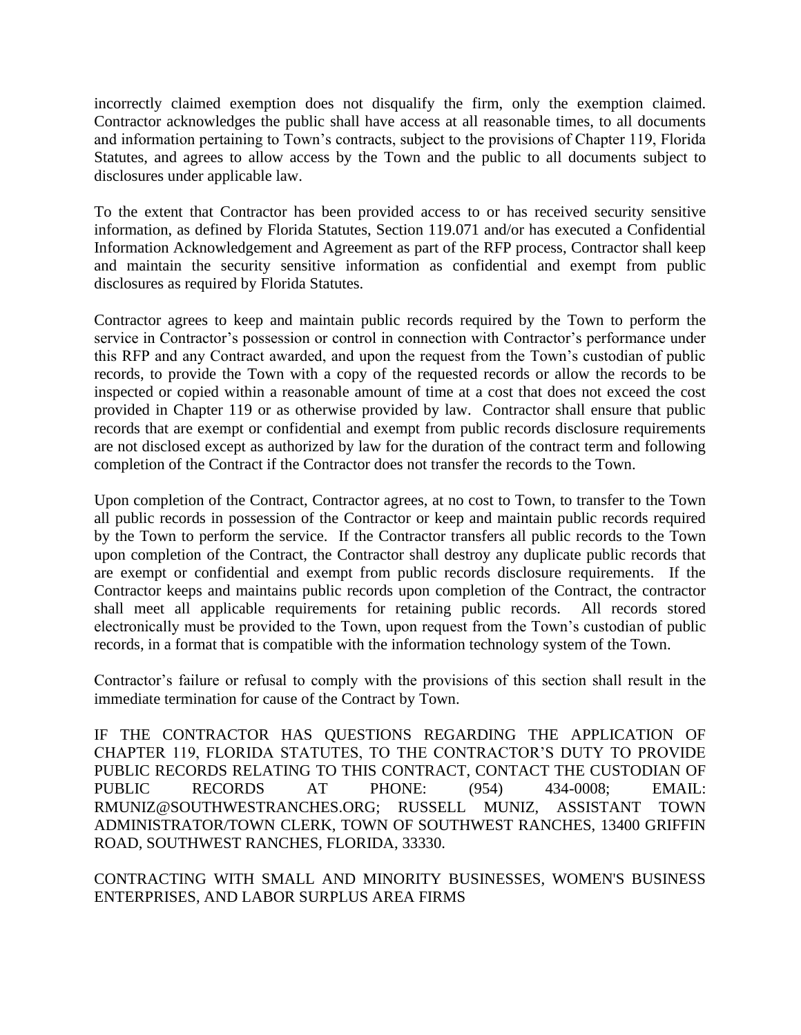incorrectly claimed exemption does not disqualify the firm, only the exemption claimed. Contractor acknowledges the public shall have access at all reasonable times, to all documents and information pertaining to Town's contracts, subject to the provisions of Chapter 119, Florida Statutes, and agrees to allow access by the Town and the public to all documents subject to disclosures under applicable law.

To the extent that Contractor has been provided access to or has received security sensitive information, as defined by Florida Statutes, Section 119.071 and/or has executed a Confidential Information Acknowledgement and Agreement as part of the RFP process, Contractor shall keep and maintain the security sensitive information as confidential and exempt from public disclosures as required by Florida Statutes.

Contractor agrees to keep and maintain public records required by the Town to perform the service in Contractor's possession or control in connection with Contractor's performance under this RFP and any Contract awarded, and upon the request from the Town's custodian of public records, to provide the Town with a copy of the requested records or allow the records to be inspected or copied within a reasonable amount of time at a cost that does not exceed the cost provided in Chapter 119 or as otherwise provided by law. Contractor shall ensure that public records that are exempt or confidential and exempt from public records disclosure requirements are not disclosed except as authorized by law for the duration of the contract term and following completion of the Contract if the Contractor does not transfer the records to the Town.

Upon completion of the Contract, Contractor agrees, at no cost to Town, to transfer to the Town all public records in possession of the Contractor or keep and maintain public records required by the Town to perform the service. If the Contractor transfers all public records to the Town upon completion of the Contract, the Contractor shall destroy any duplicate public records that are exempt or confidential and exempt from public records disclosure requirements. If the Contractor keeps and maintains public records upon completion of the Contract, the contractor shall meet all applicable requirements for retaining public records. All records stored electronically must be provided to the Town, upon request from the Town's custodian of public records, in a format that is compatible with the information technology system of the Town.

Contractor's failure or refusal to comply with the provisions of this section shall result in the immediate termination for cause of the Contract by Town.

IF THE CONTRACTOR HAS QUESTIONS REGARDING THE APPLICATION OF CHAPTER 119, FLORIDA STATUTES, TO THE CONTRACTOR'S DUTY TO PROVIDE PUBLIC RECORDS RELATING TO THIS CONTRACT, CONTACT THE CUSTODIAN OF PUBLIC RECORDS AT PHONE: (954) 434-0008; EMAIL: RMUNIZ@SOUTHWESTRANCHES.ORG; RUSSELL MUNIZ, ASSISTANT TOWN ADMINISTRATOR/TOWN CLERK, TOWN OF SOUTHWEST RANCHES, 13400 GRIFFIN ROAD, SOUTHWEST RANCHES, FLORIDA, 33330.

CONTRACTING WITH SMALL AND MINORITY BUSINESSES, WOMEN'S BUSINESS ENTERPRISES, AND LABOR SURPLUS AREA FIRMS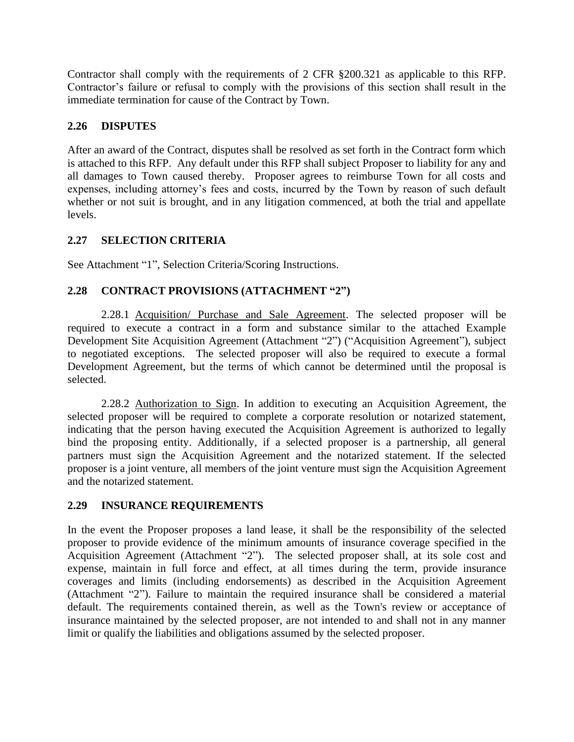Contractor shall comply with the requirements of 2 CFR §200.321 as applicable to this RFP. Contractor's failure or refusal to comply with the provisions of this section shall result in the immediate termination for cause of the Contract by Town.

## 2.26 DISPUTES

After an award of the Contract, disputes shall be resolved as set forth in the Contract form which is attached to this RFP. Any default under this RFP shall subject Proposer to liability for any and all damages to Town caused thereby. Proposer agrees to reimburse Town for all costs and expenses, including attorney's fees and costs, incurred by the Town by reason of such default whether or not suit is brought, and in any litigation commenced, at both the trial and appellate levels.

## 2.27 SELECTION CRITERIA

See Attachment "1", Selection Criteria/Scoring Instructions.

## 2.28 CONTRACT PROVISIONS (ATTACHMENT "2")

2.28.1 Acquisition/ Purchase and Sale Agreement. The selected proposer will be required to execute a contract in a form and substance similar to the attached Example Development Site Acquisition Agreement (Attachment "2") ("Acquisition Agreement"), subject to negotiated exceptions. The selected proposer will also be required to execute a formal Development Agreement, but the terms of which cannot be determined until the proposal is selected.

2.28.2 Authorization to Sign. In addition to executing an Acquisition Agreement, the selected proposer will be required to complete a corporate resolution or notarized statement, indicating that the person having executed the Acquisition Agreement is authorized to legally bind the proposing entity. Additionally, if a selected proposer is a partnership, all general partners must sign the Acquisition Agreement and the notarized statement. If the selected proposer is a joint venture, all members of the joint venture must sign the Acquisition Agreement and the notarized statement.

## 2.29 INSURANCE REQUIREMENTS

In the event the Proposer proposes a land lease, it shall be the responsibility of the selected proposer to provide evidence of the minimum amounts of insurance coverage specified in the Acquisition Agreement (Attachment "2"). The selected proposer shall, at its sole cost and expense, maintain in full force and effect, at all times during the term, provide insurance coverages and limits (including endorsements) as described in the Acquisition Agreement (Attachment "2"). Failure to maintain the required insurance shall be considered a material default. The requirements contained therein, as well as the Town's review or acceptance of insurance maintained by the selected proposer, are not intended to and shall not in any manner limit or qualify the liabilities and obligations assumed by the selected proposer.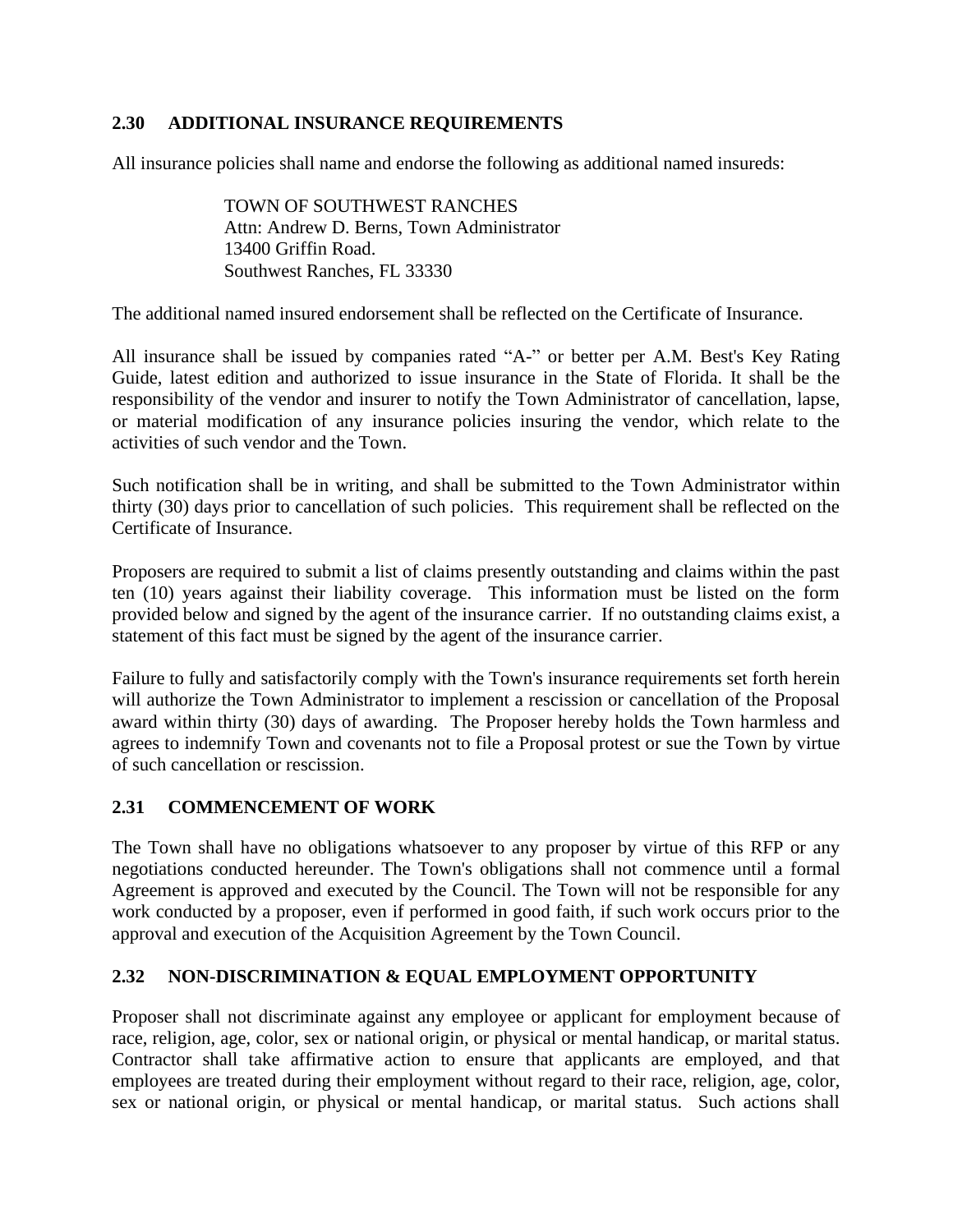### 2.30 ADDITIONAL INSURANCE REQUIREMENTS

All insurance policies shall name and endorse the following as additional named insureds:

> TOWN OF SOUTHWEST RANCHES
> Attn: Andrew D. Berns, Town Administrator
> 13400 Griffin Road.
> Southwest Ranches, FL 33330

The additional named insured endorsement shall be reflected on the Certificate of Insurance.

All insurance shall be issued by companies rated "A-" or better per A.M. Best's Key Rating Guide, latest edition and authorized to issue insurance in the State of Florida. It shall be the responsibility of the vendor and insurer to notify the Town Administrator of cancellation, lapse, or material modification of any insurance policies insuring the vendor, which relate to the activities of such vendor and the Town.

Such notification shall be in writing, and shall be submitted to the Town Administrator within thirty (30) days prior to cancellation of such policies. This requirement shall be reflected on the Certificate of Insurance.

Proposers are required to submit a list of claims presently outstanding and claims within the past ten (10) years against their liability coverage. This information must be listed on the form provided below and signed by the agent of the insurance carrier. If no outstanding claims exist, a statement of this fact must be signed by the agent of the insurance carrier.

Failure to fully and satisfactorily comply with the Town's insurance requirements set forth herein will authorize the Town Administrator to implement a rescission or cancellation of the Proposal award within thirty (30) days of awarding. The Proposer hereby holds the Town harmless and agrees to indemnify Town and covenants not to file a Proposal protest or sue the Town by virtue of such cancellation or rescission.

### 2.31 COMMENCEMENT OF WORK

The Town shall have no obligations whatsoever to any proposer by virtue of this RFP or any negotiations conducted hereunder. The Town's obligations shall not commence until a formal Agreement is approved and executed by the Council. The Town will not be responsible for any work conducted by a proposer, even if performed in good faith, if such work occurs prior to the approval and execution of the Acquisition Agreement by the Town Council.

### 2.32 NON-DISCRIMINATION & EQUAL EMPLOYMENT OPPORTUNITY

Proposer shall not discriminate against any employee or applicant for employment because of race, religion, age, color, sex or national origin, or physical or mental handicap, or marital status. Contractor shall take affirmative action to ensure that applicants are employed, and that employees are treated during their employment without regard to their race, religion, age, color, sex or national origin, or physical or mental handicap, or marital status. Such actions shall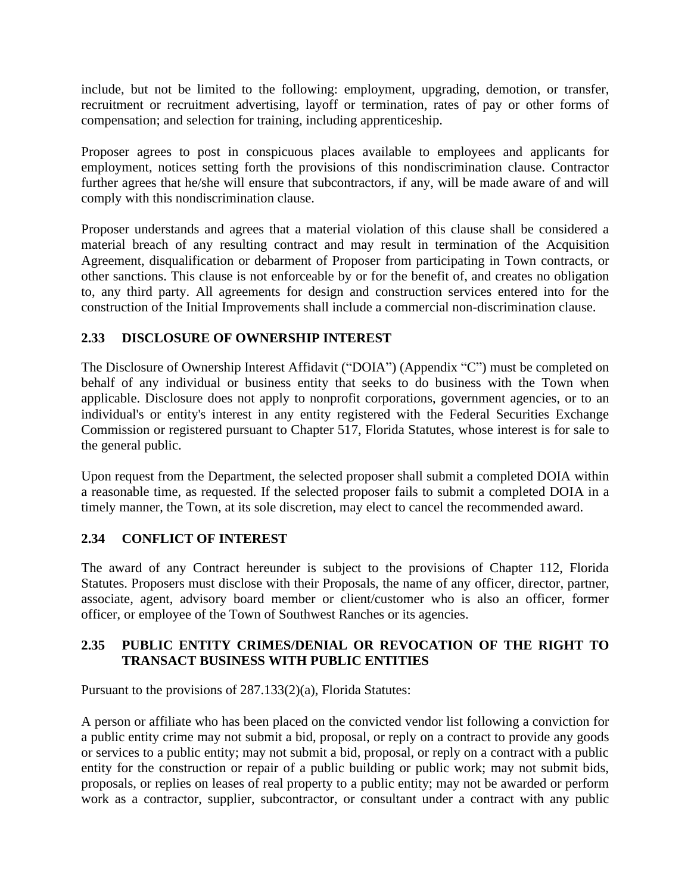include, but not be limited to the following: employment, upgrading, demotion, or transfer, recruitment or recruitment advertising, layoff or termination, rates of pay or other forms of compensation; and selection for training, including apprenticeship.

Proposer agrees to post in conspicuous places available to employees and applicants for employment, notices setting forth the provisions of this nondiscrimination clause. Contractor further agrees that he/she will ensure that subcontractors, if any, will be made aware of and will comply with this nondiscrimination clause.

Proposer understands and agrees that a material violation of this clause shall be considered a material breach of any resulting contract and may result in termination of the Acquisition Agreement, disqualification or debarment of Proposer from participating in Town contracts, or other sanctions. This clause is not enforceable by or for the benefit of, and creates no obligation to, any third party. All agreements for design and construction services entered into for the construction of the Initial Improvements shall include a commercial non-discrimination clause.

## 2.33 DISCLOSURE OF OWNERSHIP INTEREST

The Disclosure of Ownership Interest Affidavit ("DOIA") (Appendix "C") must be completed on behalf of any individual or business entity that seeks to do business with the Town when applicable. Disclosure does not apply to nonprofit corporations, government agencies, or to an individual's or entity's interest in any entity registered with the Federal Securities Exchange Commission or registered pursuant to Chapter 517, Florida Statutes, whose interest is for sale to the general public.

Upon request from the Department, the selected proposer shall submit a completed DOIA within a reasonable time, as requested. If the selected proposer fails to submit a completed DOIA in a timely manner, the Town, at its sole discretion, may elect to cancel the recommended award.

## 2.34 CONFLICT OF INTEREST

The award of any Contract hereunder is subject to the provisions of Chapter 112, Florida Statutes. Proposers must disclose with their Proposals, the name of any officer, director, partner, associate, agent, advisory board member or client/customer who is also an officer, former officer, or employee of the Town of Southwest Ranches or its agencies.

## 2.35 PUBLIC ENTITY CRIMES/DENIAL OR REVOCATION OF THE RIGHT TO TRANSACT BUSINESS WITH PUBLIC ENTITIES

Pursuant to the provisions of 287.133(2)(a), Florida Statutes:

A person or affiliate who has been placed on the convicted vendor list following a conviction for a public entity crime may not submit a bid, proposal, or reply on a contract to provide any goods or services to a public entity; may not submit a bid, proposal, or reply on a contract with a public entity for the construction or repair of a public building or public work; may not submit bids, proposals, or replies on leases of real property to a public entity; may not be awarded or perform work as a contractor, supplier, subcontractor, or consultant under a contract with any public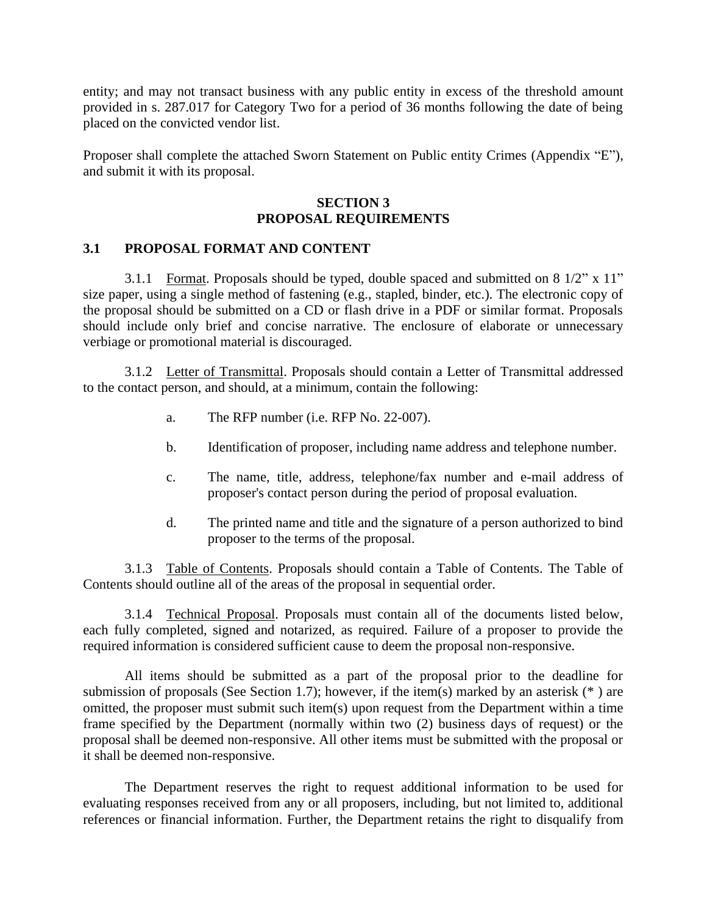entity; and may not transact business with any public entity in excess of the threshold amount provided in s. 287.017 for Category Two for a period of 36 months following the date of being placed on the convicted vendor list.

Proposer shall complete the attached Sworn Statement on Public entity Crimes (Appendix "E"), and submit it with its proposal.

## SECTION 3
## PROPOSAL REQUIREMENTS

### 3.1 PROPOSAL FORMAT AND CONTENT

3.1.1 Format. Proposals should be typed, double spaced and submitted on 8 1/2" x 11" size paper, using a single method of fastening (e.g., stapled, binder, etc.). The electronic copy of the proposal should be submitted on a CD or flash drive in a PDF or similar format. Proposals should include only brief and concise narrative. The enclosure of elaborate or unnecessary verbiage or promotional material is discouraged.

3.1.2 Letter of Transmittal. Proposals should contain a Letter of Transmittal addressed to the contact person, and should, at a minimum, contain the following:

a. The RFP number (i.e. RFP No. 22-007).

b. Identification of proposer, including name address and telephone number.

c. The name, title, address, telephone/fax number and e-mail address of proposer's contact person during the period of proposal evaluation.

d. The printed name and title and the signature of a person authorized to bind proposer to the terms of the proposal.

3.1.3 Table of Contents. Proposals should contain a Table of Contents. The Table of Contents should outline all of the areas of the proposal in sequential order.

3.1.4 Technical Proposal. Proposals must contain all of the documents listed below, each fully completed, signed and notarized, as required. Failure of a proposer to provide the required information is considered sufficient cause to deem the proposal non-responsive.

All items should be submitted as a part of the proposal prior to the deadline for submission of proposals (See Section 1.7); however, if the item(s) marked by an asterisk (* ) are omitted, the proposer must submit such item(s) upon request from the Department within a time frame specified by the Department (normally within two (2) business days of request) or the proposal shall be deemed non-responsive. All other items must be submitted with the proposal or it shall be deemed non-responsive.

The Department reserves the right to request additional information to be used for evaluating responses received from any or all proposers, including, but not limited to, additional references or financial information. Further, the Department retains the right to disqualify from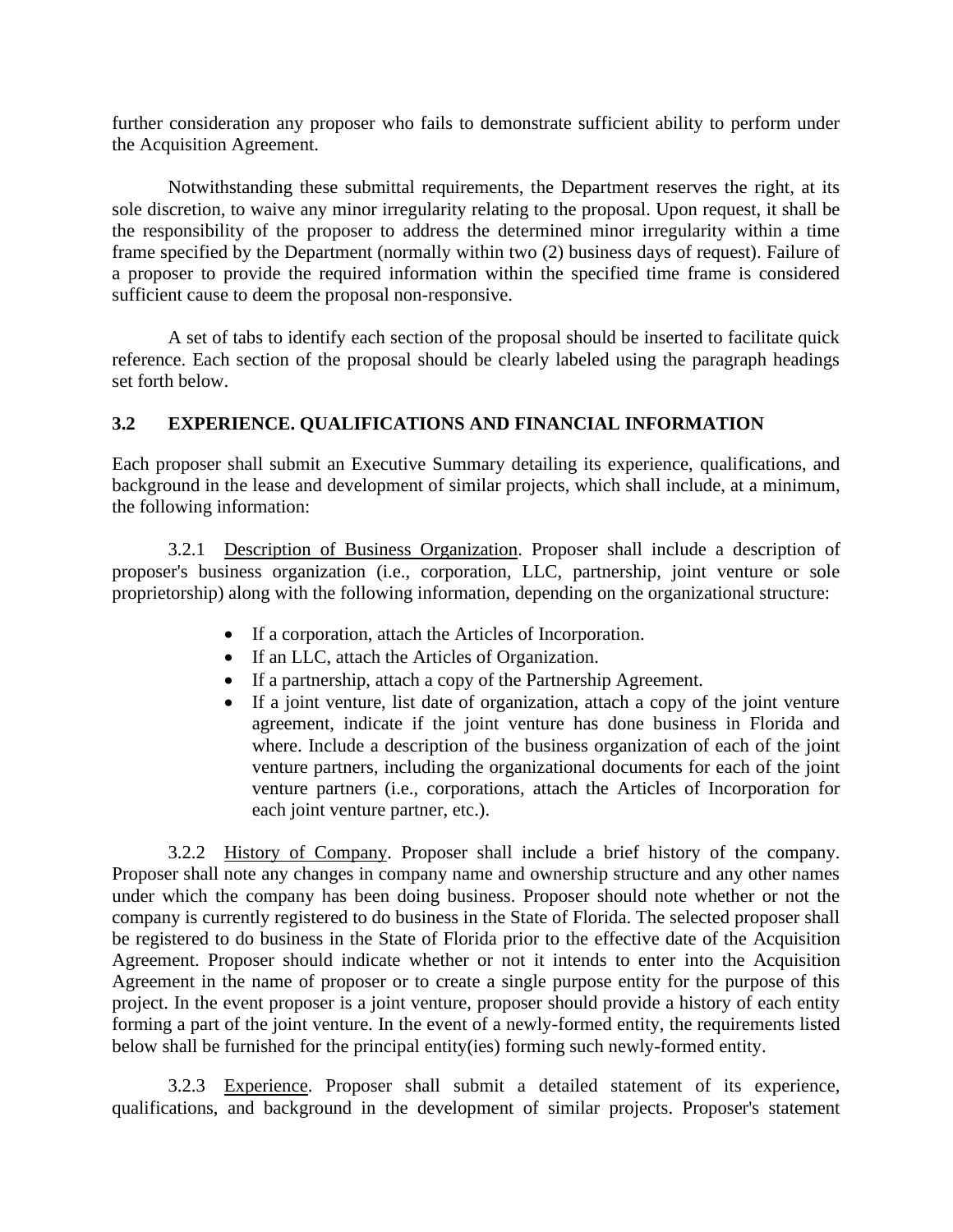further consideration any proposer who fails to demonstrate sufficient ability to perform under the Acquisition Agreement.

Notwithstanding these submittal requirements, the Department reserves the right, at its sole discretion, to waive any minor irregularity relating to the proposal. Upon request, it shall be the responsibility of the proposer to address the determined minor irregularity within a time frame specified by the Department (normally within two (2) business days of request). Failure of a proposer to provide the required information within the specified time frame is considered sufficient cause to deem the proposal non-responsive.

A set of tabs to identify each section of the proposal should be inserted to facilitate quick reference. Each section of the proposal should be clearly labeled using the paragraph headings set forth below.

### 3.2 EXPERIENCE. QUALIFICATIONS AND FINANCIAL INFORMATION

Each proposer shall submit an Executive Summary detailing its experience, qualifications, and background in the lease and development of similar projects, which shall include, at a minimum, the following information:

3.2.1 Description of Business Organization. Proposer shall include a description of proposer's business organization (i.e., corporation, LLC, partnership, joint venture or sole proprietorship) along with the following information, depending on the organizational structure:

- If a corporation, attach the Articles of Incorporation.
- If an LLC, attach the Articles of Organization.
- If a partnership, attach a copy of the Partnership Agreement.
- If a joint venture, list date of organization, attach a copy of the joint venture agreement, indicate if the joint venture has done business in Florida and where. Include a description of the business organization of each of the joint venture partners, including the organizational documents for each of the joint venture partners (i.e., corporations, attach the Articles of Incorporation for each joint venture partner, etc.).

3.2.2 History of Company. Proposer shall include a brief history of the company. Proposer shall note any changes in company name and ownership structure and any other names under which the company has been doing business. Proposer should note whether or not the company is currently registered to do business in the State of Florida. The selected proposer shall be registered to do business in the State of Florida prior to the effective date of the Acquisition Agreement. Proposer should indicate whether or not it intends to enter into the Acquisition Agreement in the name of proposer or to create a single purpose entity for the purpose of this project. In the event proposer is a joint venture, proposer should provide a history of each entity forming a part of the joint venture. In the event of a newly-formed entity, the requirements listed below shall be furnished for the principal entity(ies) forming such newly-formed entity.

3.2.3 Experience. Proposer shall submit a detailed statement of its experience, qualifications, and background in the development of similar projects. Proposer's statement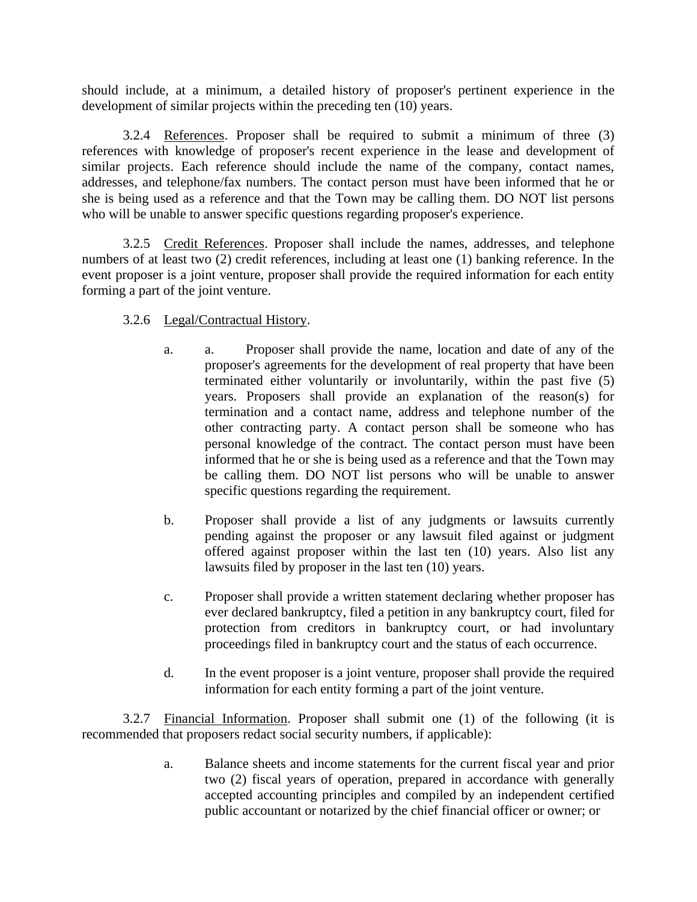should include, at a minimum, a detailed history of proposer's pertinent experience in the development of similar projects within the preceding ten (10) years.

3.2.4 References. Proposer shall be required to submit a minimum of three (3) references with knowledge of proposer's recent experience in the lease and development of similar projects. Each reference should include the name of the company, contact names, addresses, and telephone/fax numbers. The contact person must have been informed that he or she is being used as a reference and that the Town may be calling them. DO NOT list persons who will be unable to answer specific questions regarding proposer's experience.

3.2.5 Credit References. Proposer shall include the names, addresses, and telephone numbers of at least two (2) credit references, including at least one (1) banking reference. In the event proposer is a joint venture, proposer shall provide the required information for each entity forming a part of the joint venture.

3.2.6 Legal/Contractual History.

a. a. Proposer shall provide the name, location and date of any of the proposer's agreements for the development of real property that have been terminated either voluntarily or involuntarily, within the past five (5) years. Proposers shall provide an explanation of the reason(s) for termination and a contact name, address and telephone number of the other contracting party. A contact person shall be someone who has personal knowledge of the contract. The contact person must have been informed that he or she is being used as a reference and that the Town may be calling them. DO NOT list persons who will be unable to answer specific questions regarding the requirement.

b. Proposer shall provide a list of any judgments or lawsuits currently pending against the proposer or any lawsuit filed against or judgment offered against proposer within the last ten (10) years. Also list any lawsuits filed by proposer in the last ten (10) years.

c. Proposer shall provide a written statement declaring whether proposer has ever declared bankruptcy, filed a petition in any bankruptcy court, filed for protection from creditors in bankruptcy court, or had involuntary proceedings filed in bankruptcy court and the status of each occurrence.

d. In the event proposer is a joint venture, proposer shall provide the required information for each entity forming a part of the joint venture.

3.2.7 Financial Information. Proposer shall submit one (1) of the following (it is recommended that proposers redact social security numbers, if applicable):

a. Balance sheets and income statements for the current fiscal year and prior two (2) fiscal years of operation, prepared in accordance with generally accepted accounting principles and compiled by an independent certified public accountant or notarized by the chief financial officer or owner; or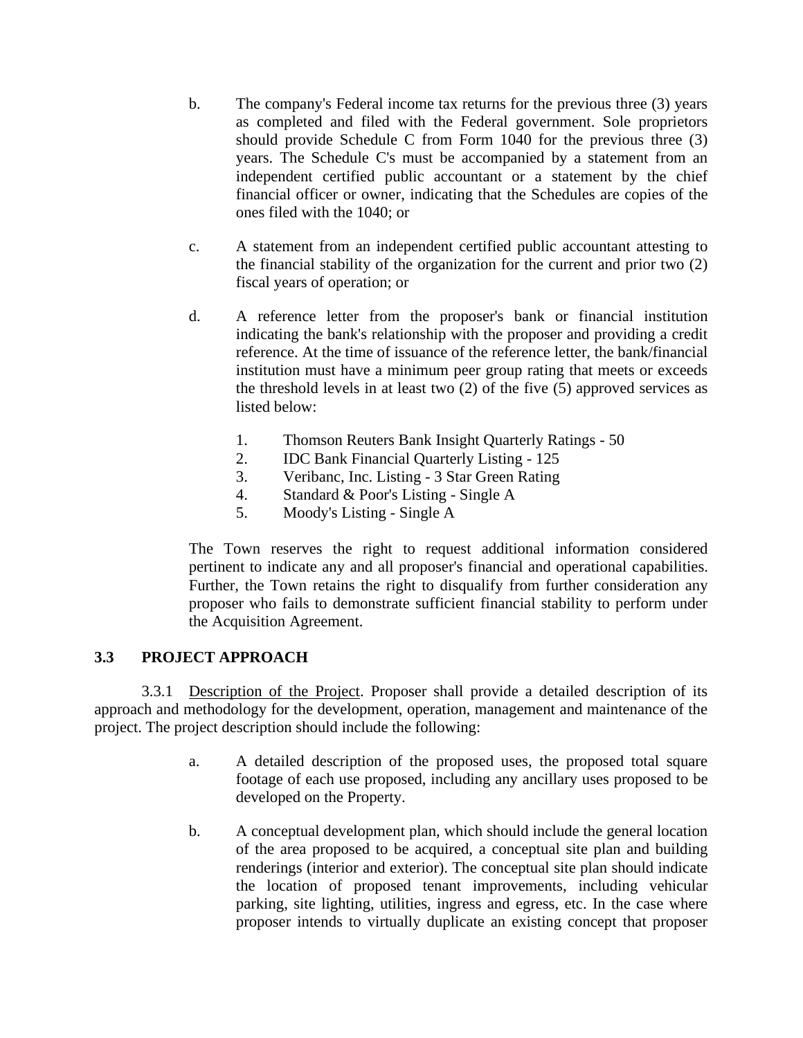b. The company's Federal income tax returns for the previous three (3) years as completed and filed with the Federal government. Sole proprietors should provide Schedule C from Form 1040 for the previous three (3) years. The Schedule C's must be accompanied by a statement from an independent certified public accountant or a statement by the chief financial officer or owner, indicating that the Schedules are copies of the ones filed with the 1040; or

c. A statement from an independent certified public accountant attesting to the financial stability of the organization for the current and prior two (2) fiscal years of operation; or

d. A reference letter from the proposer's bank or financial institution indicating the bank's relationship with the proposer and providing a credit reference. At the time of issuance of the reference letter, the bank/financial institution must have a minimum peer group rating that meets or exceeds the threshold levels in at least two (2) of the five (5) approved services as listed below:

   1. Thomson Reuters Bank Insight Quarterly Ratings - 50
   2. IDC Bank Financial Quarterly Listing - 125
   3. Veribanc, Inc. Listing - 3 Star Green Rating
   4. Standard & Poor's Listing - Single A
   5. Moody's Listing - Single A

The Town reserves the right to request additional information considered pertinent to indicate any and all proposer's financial and operational capabilities. Further, the Town retains the right to disqualify from further consideration any proposer who fails to demonstrate sufficient financial stability to perform under the Acquisition Agreement.

## 3.3 PROJECT APPROACH

3.3.1 Description of the Project. Proposer shall provide a detailed description of its approach and methodology for the development, operation, management and maintenance of the project. The project description should include the following:

a. A detailed description of the proposed uses, the proposed total square footage of each use proposed, including any ancillary uses proposed to be developed on the Property.

b. A conceptual development plan, which should include the general location of the area proposed to be acquired, a conceptual site plan and building renderings (interior and exterior). The conceptual site plan should indicate the location of proposed tenant improvements, including vehicular parking, site lighting, utilities, ingress and egress, etc. In the case where proposer intends to virtually duplicate an existing concept that proposer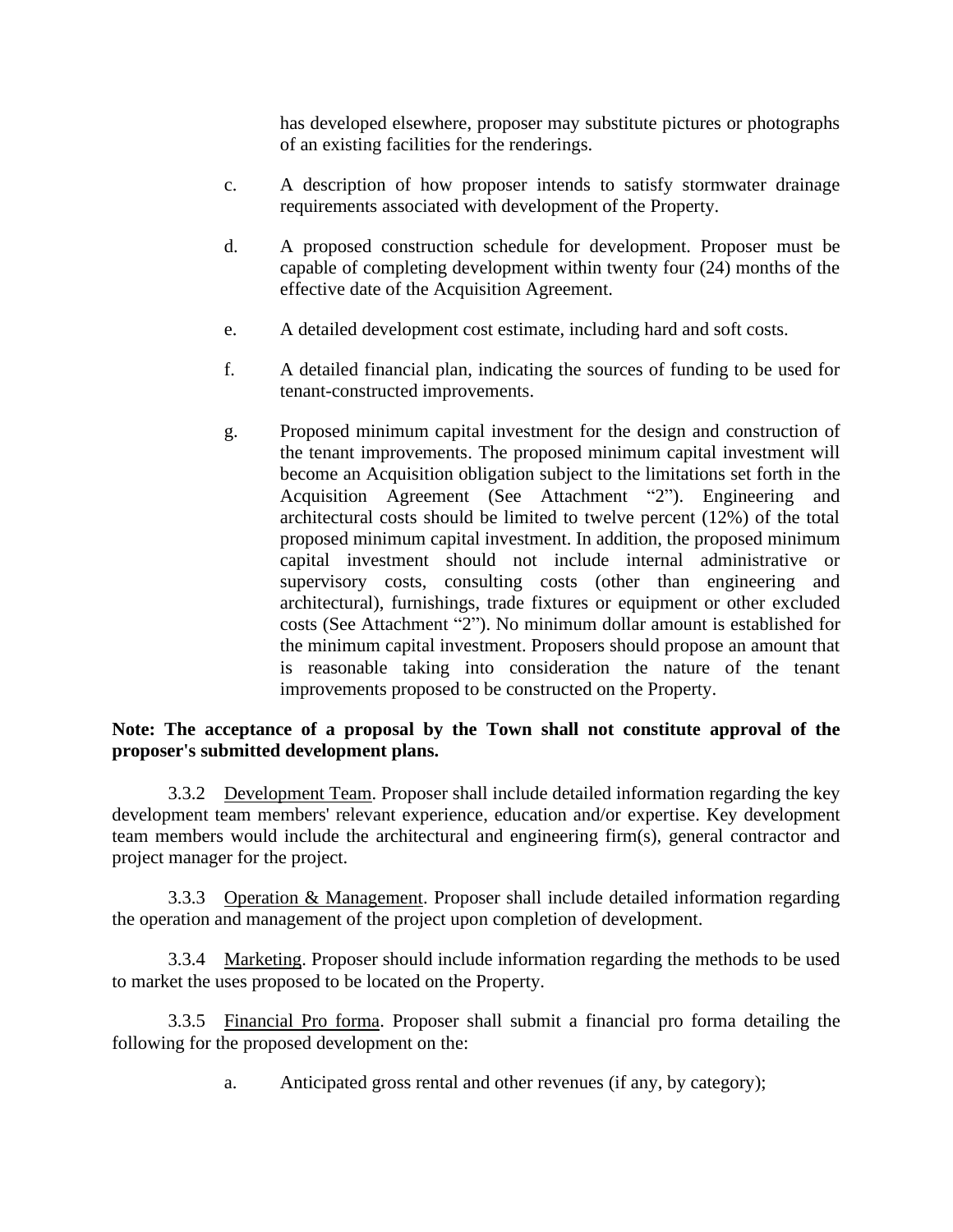has developed elsewhere, proposer may substitute pictures or photographs of an existing facilities for the renderings.

c. A description of how proposer intends to satisfy stormwater drainage requirements associated with development of the Property.

d. A proposed construction schedule for development. Proposer must be capable of completing development within twenty four (24) months of the effective date of the Acquisition Agreement.

e. A detailed development cost estimate, including hard and soft costs.

f. A detailed financial plan, indicating the sources of funding to be used for tenant-constructed improvements.

g. Proposed minimum capital investment for the design and construction of the tenant improvements. The proposed minimum capital investment will become an Acquisition obligation subject to the limitations set forth in the Acquisition Agreement (See Attachment "2"). Engineering and architectural costs should be limited to twelve percent (12%) of the total proposed minimum capital investment. In addition, the proposed minimum capital investment should not include internal administrative or supervisory costs, consulting costs (other than engineering and architectural), furnishings, trade fixtures or equipment or other excluded costs (See Attachment "2"). No minimum dollar amount is established for the minimum capital investment. Proposers should propose an amount that is reasonable taking into consideration the nature of the tenant improvements proposed to be constructed on the Property.

**Note: The acceptance of a proposal by the Town shall not constitute approval of the proposer's submitted development plans.**

3.3.2 Development Team. Proposer shall include detailed information regarding the key development team members' relevant experience, education and/or expertise. Key development team members would include the architectural and engineering firm(s), general contractor and project manager for the project.

3.3.3 Operation & Management. Proposer shall include detailed information regarding the operation and management of the project upon completion of development.

3.3.4 Marketing. Proposer should include information regarding the methods to be used to market the uses proposed to be located on the Property.

3.3.5 Financial Pro forma. Proposer shall submit a financial pro forma detailing the following for the proposed development on the:

a. Anticipated gross rental and other revenues (if any, by category);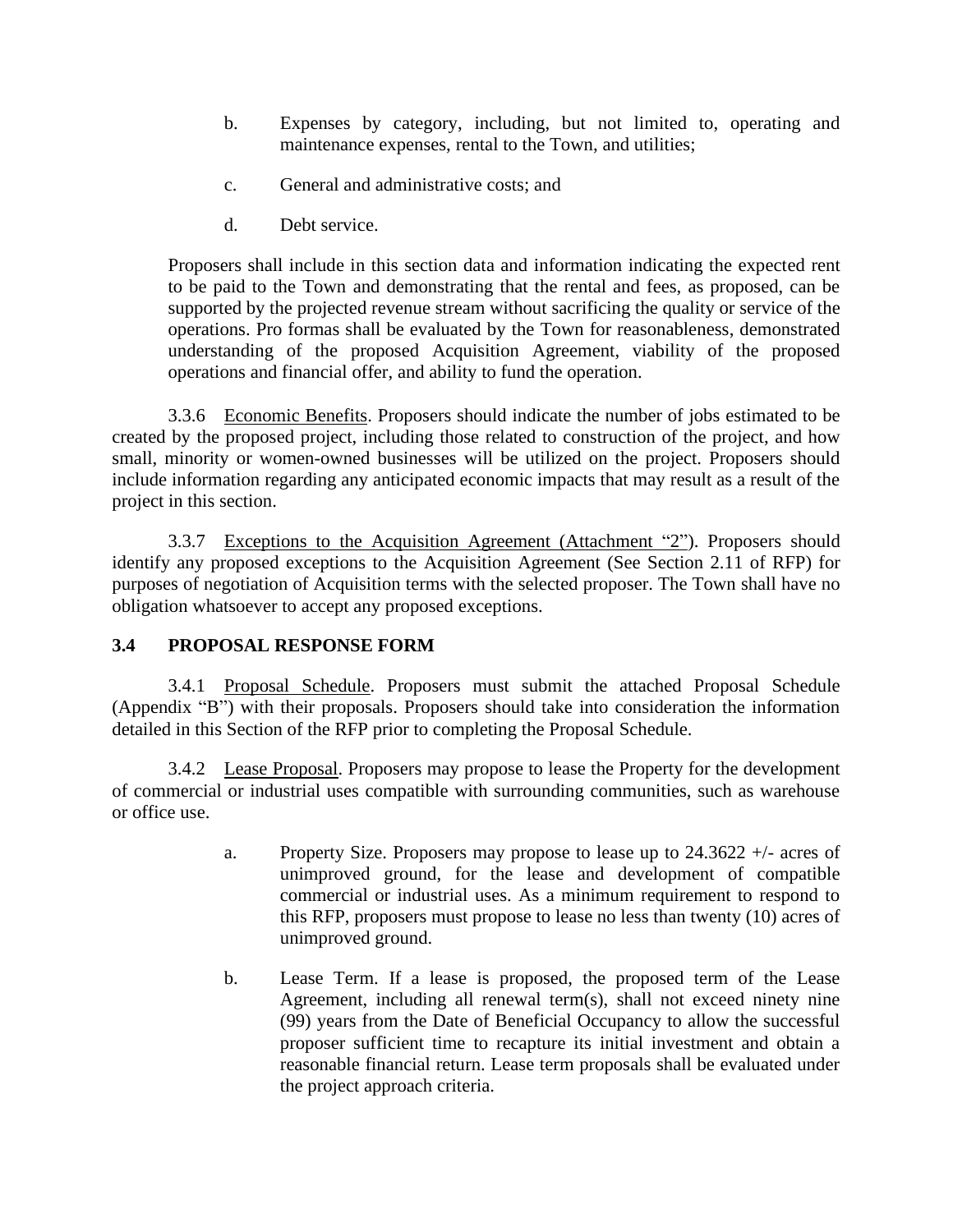b. Expenses by category, including, but not limited to, operating and maintenance expenses, rental to the Town, and utilities;

c. General and administrative costs; and

d. Debt service.

Proposers shall include in this section data and information indicating the expected rent to be paid to the Town and demonstrating that the rental and fees, as proposed, can be supported by the projected revenue stream without sacrificing the quality or service of the operations. Pro formas shall be evaluated by the Town for reasonableness, demonstrated understanding of the proposed Acquisition Agreement, viability of the proposed operations and financial offer, and ability to fund the operation.

3.3.6 Economic Benefits. Proposers should indicate the number of jobs estimated to be created by the proposed project, including those related to construction of the project, and how small, minority or women-owned businesses will be utilized on the project. Proposers should include information regarding any anticipated economic impacts that may result as a result of the project in this section.

3.3.7 Exceptions to the Acquisition Agreement (Attachment "2"). Proposers should identify any proposed exceptions to the Acquisition Agreement (See Section 2.11 of RFP) for purposes of negotiation of Acquisition terms with the selected proposer. The Town shall have no obligation whatsoever to accept any proposed exceptions.

### 3.4 PROPOSAL RESPONSE FORM

3.4.1 Proposal Schedule. Proposers must submit the attached Proposal Schedule (Appendix "B") with their proposals. Proposers should take into consideration the information detailed in this Section of the RFP prior to completing the Proposal Schedule.

3.4.2 Lease Proposal. Proposers may propose to lease the Property for the development of commercial or industrial uses compatible with surrounding communities, such as warehouse or office use.

a. Property Size. Proposers may propose to lease up to 24.3622 +/- acres of unimproved ground, for the lease and development of compatible commercial or industrial uses. As a minimum requirement to respond to this RFP, proposers must propose to lease no less than twenty (10) acres of unimproved ground.

b. Lease Term. If a lease is proposed, the proposed term of the Lease Agreement, including all renewal term(s), shall not exceed ninety nine (99) years from the Date of Beneficial Occupancy to allow the successful proposer sufficient time to recapture its initial investment and obtain a reasonable financial return. Lease term proposals shall be evaluated under the project approach criteria.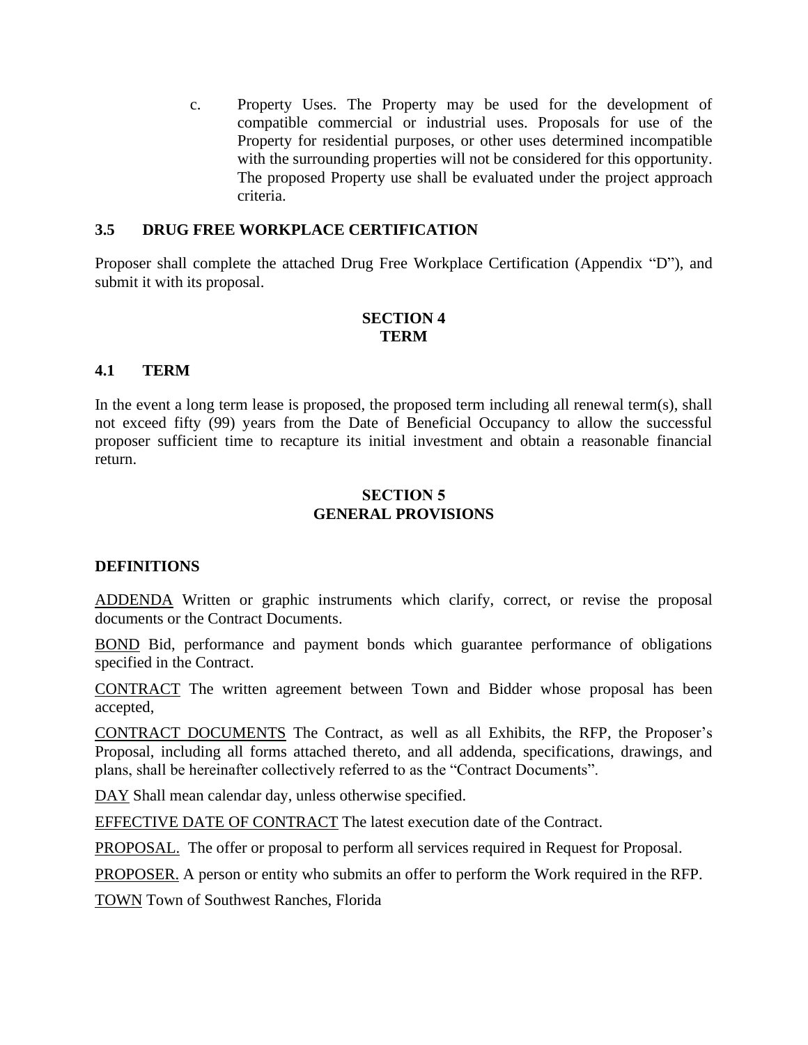c. Property Uses. The Property may be used for the development of compatible commercial or industrial uses. Proposals for use of the Property for residential purposes, or other uses determined incompatible with the surrounding properties will not be considered for this opportunity. The proposed Property use shall be evaluated under the project approach criteria.

### 3.5 DRUG FREE WORKPLACE CERTIFICATION

Proposer shall complete the attached Drug Free Workplace Certification (Appendix "D"), and submit it with its proposal.

## SECTION 4
## TERM

### 4.1 TERM

In the event a long term lease is proposed, the proposed term including all renewal term(s), shall not exceed fifty (99) years from the Date of Beneficial Occupancy to allow the successful proposer sufficient time to recapture its initial investment and obtain a reasonable financial return.

## SECTION 5
## GENERAL PROVISIONS

### DEFINITIONS

<u>ADDENDA</u> Written or graphic instruments which clarify, correct, or revise the proposal documents or the Contract Documents.

<u>BOND</u> Bid, performance and payment bonds which guarantee performance of obligations specified in the Contract.

<u>CONTRACT</u> The written agreement between Town and Bidder whose proposal has been accepted,

<u>CONTRACT DOCUMENTS</u> The Contract, as well as all Exhibits, the RFP, the Proposer's Proposal, including all forms attached thereto, and all addenda, specifications, drawings, and plans, shall be hereinafter collectively referred to as the "Contract Documents".

<u>DAY</u> Shall mean calendar day, unless otherwise specified.

<u>EFFECTIVE DATE OF CONTRACT</u> The latest execution date of the Contract.

<u>PROPOSAL.</u> The offer or proposal to perform all services required in Request for Proposal.

<u>PROPOSER.</u> A person or entity who submits an offer to perform the Work required in the RFP.

<u>TOWN</u> Town of Southwest Ranches, Florida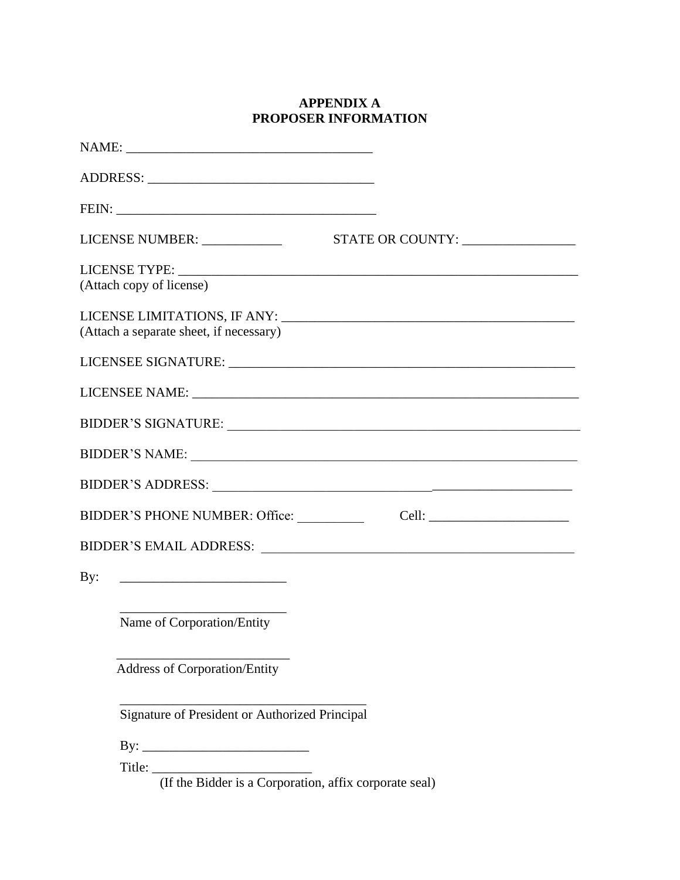**APPENDIX A**
**PROPOSER INFORMATION**

NAME: ____________________________________

ADDRESS: _________________________________

FEIN: ______________________________________

LICENSE NUMBER: ____________ STATE OR COUNTY: _________________

LICENSE TYPE: ______________________________________________________________
(Attach copy of license)

LICENSE LIMITATIONS, IF ANY: _____________________________________________
(Attach a separate sheet, if necessary)

LICENSEE SIGNATURE: _____________________________________________________

LICENSEE NAME: __________________________________________________________

BIDDER'S SIGNATURE: _____________________________________________________

BIDDER'S NAME: __________________________________________________________

BIDDER'S ADDRESS: ________________________________________________________

BIDDER'S PHONE NUMBER: Office: __________ Cell: _____________________

BIDDER'S EMAIL ADDRESS: _________________________________________________

By: _________________________

_________________________
Name of Corporation/Entity

_________________________
Address of Corporation/Entity

_____________________________________
Signature of President or Authorized Principal

By: _________________________

Title: ________________________
(If the Bidder is a Corporation, affix corporate seal)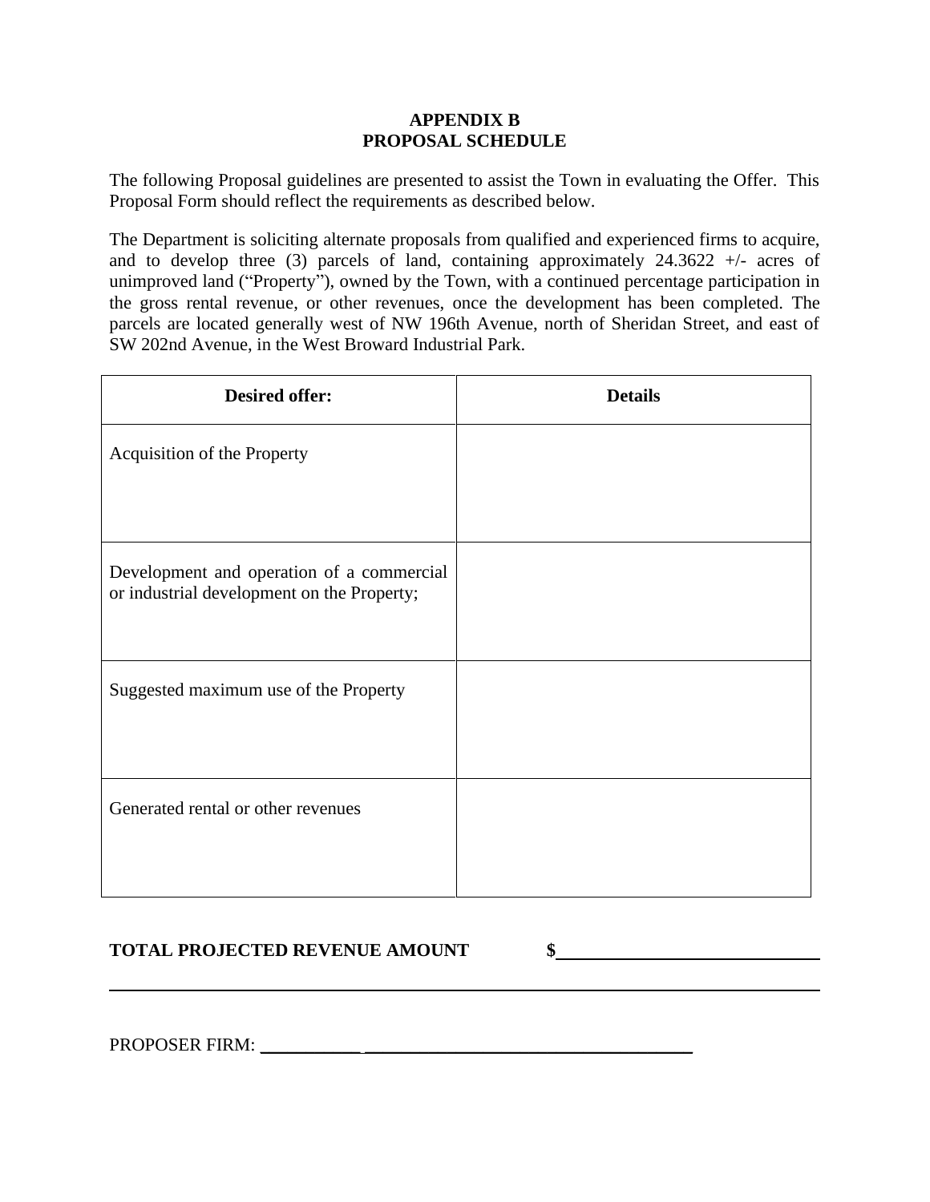# APPENDIX B
# PROPOSAL SCHEDULE

The following Proposal guidelines are presented to assist the Town in evaluating the Offer. This Proposal Form should reflect the requirements as described below.

The Department is soliciting alternate proposals from qualified and experienced firms to acquire, and to develop three (3) parcels of land, containing approximately 24.3622 +/- acres of unimproved land ("Property"), owned by the Town, with a continued percentage participation in the gross rental revenue, or other revenues, once the development has been completed. The parcels are located generally west of NW 196th Avenue, north of Sheridan Street, and east of SW 202nd Avenue, in the West Broward Industrial Park.

| Desired offer: | Details |
|---|---|
| Acquisition of the Property | |
| Development and operation of a commercial or industrial development on the Property; | |
| Suggested maximum use of the Property | |
| Generated rental or other revenues | |

**TOTAL PROJECTED REVENUE AMOUNT $\_\_\_\_\_\_\_\_\_\_\_\_\_\_\_\_\_\_\_\_\_\_\_\_\_\_\_\_**

PROPOSER FIRM: \_\_\_\_\_\_\_\_\_\_\_\_\_\_\_\_\_\_\_\_\_\_\_\_\_\_\_\_\_\_\_\_\_\_\_\_\_\_\_\_\_\_\_\_\_\_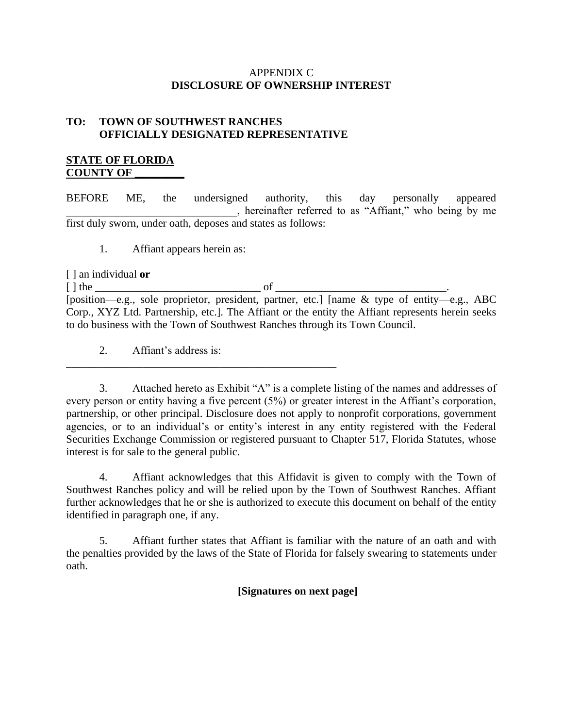APPENDIX C

**DISCLOSURE OF OWNERSHIP INTEREST**

**TO: TOWN OF SOUTHWEST RANCHES
OFFICIALLY DESIGNATED REPRESENTATIVE**

**STATE OF FLORIDA**
**COUNTY OF _________**

BEFORE ME, the undersigned authority, this day personally appeared _______________________________, hereinafter referred to as "Affiant," who being by me first duly sworn, under oath, deposes and states as follows:

1. Affiant appears herein as:

[ ] an individual **or**
[ ] the _______________________________ of _______________________________.
[position—e.g., sole proprietor, president, partner, etc.] [name & type of entity—e.g., ABC Corp., XYZ Ltd. Partnership, etc.]. The Affiant or the entity the Affiant represents herein seeks to do business with the Town of Southwest Ranches through its Town Council.

2. Affiant's address is:
___________________________________________________

3. Attached hereto as Exhibit "A" is a complete listing of the names and addresses of every person or entity having a five percent (5%) or greater interest in the Affiant's corporation, partnership, or other principal. Disclosure does not apply to nonprofit corporations, government agencies, or to an individual's or entity's interest in any entity registered with the Federal Securities Exchange Commission or registered pursuant to Chapter 517, Florida Statutes, whose interest is for sale to the general public.

4. Affiant acknowledges that this Affidavit is given to comply with the Town of Southwest Ranches policy and will be relied upon by the Town of Southwest Ranches. Affiant further acknowledges that he or she is authorized to execute this document on behalf of the entity identified in paragraph one, if any.

5. Affiant further states that Affiant is familiar with the nature of an oath and with the penalties provided by the laws of the State of Florida for falsely swearing to statements under oath.

**[Signatures on next page]**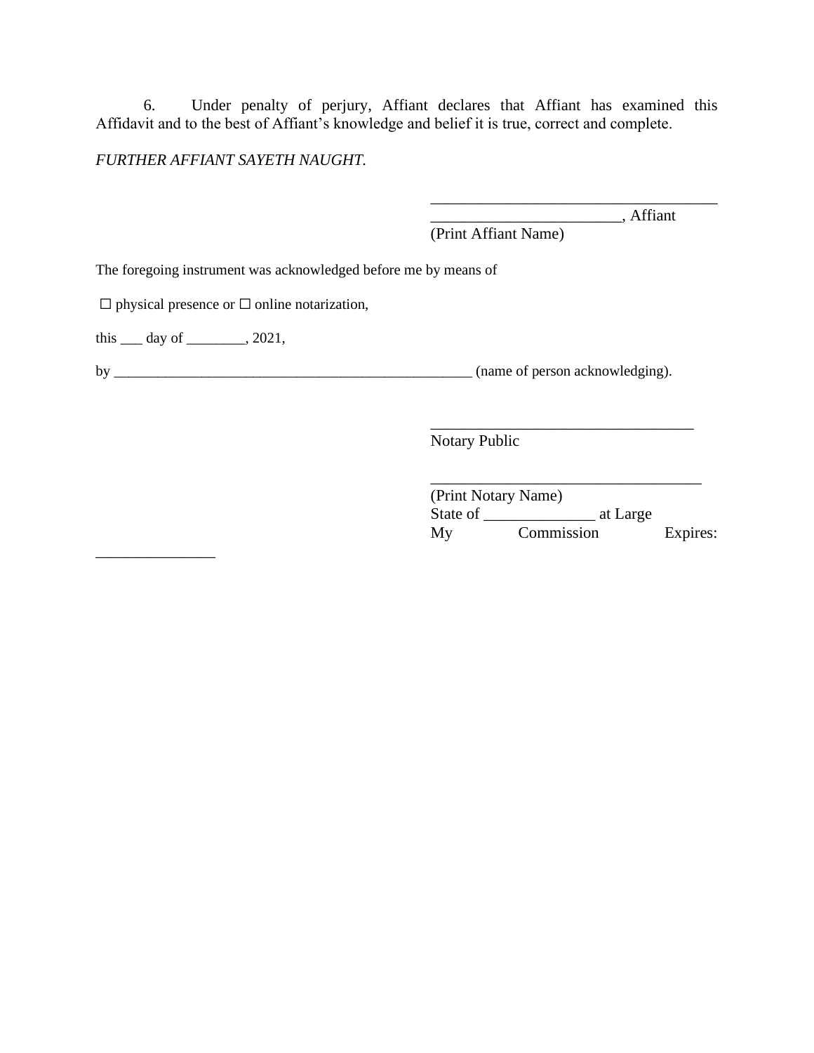6. Under penalty of perjury, Affiant declares that Affiant has examined this Affidavit and to the best of Affiant's knowledge and belief it is true, correct and complete.

*FURTHER AFFIANT SAYETH NAUGHT.*

_____________________________________
________________________, Affiant
(Print Affiant Name)

The foregoing instrument was acknowledged before me by means of

☐ physical presence or ☐ online notarization,

this ___ day of ________, 2021,

by ___________________________________________________ (name of person acknowledging).

__________________________________
Notary Public

___________________________________
(Print Notary Name)
State of ______________ at Large
My Commission Expires: _______________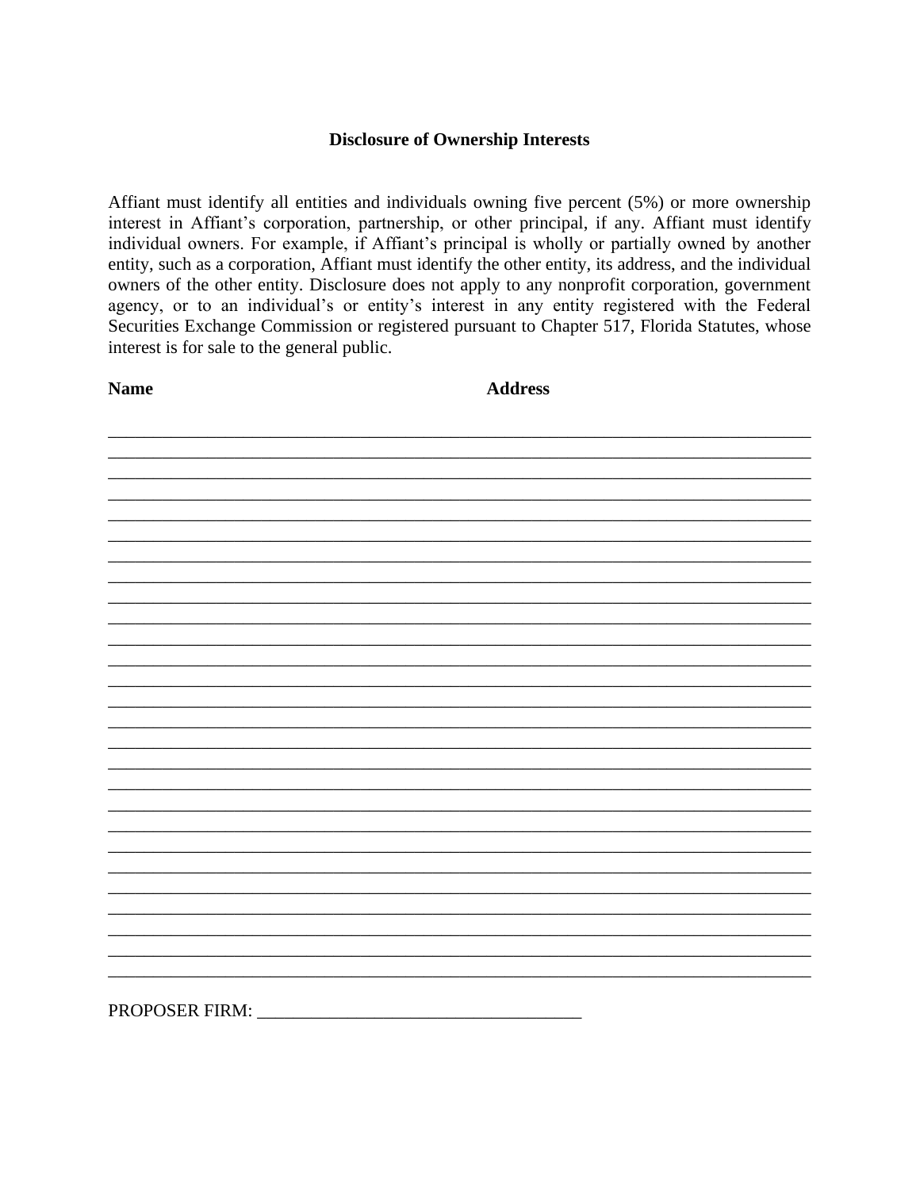## Disclosure of Ownership Interests

Affiant must identify all entities and individuals owning five percent (5%) or more ownership interest in Affiant's corporation, partnership, or other principal, if any. Affiant must identify individual owners. For example, if Affiant's principal is wholly or partially owned by another entity, such as a corporation, Affiant must identify the other entity, its address, and the individual owners of the other entity. Disclosure does not apply to any nonprofit corporation, government agency, or to an individual's or entity's interest in any entity registered with the Federal Securities Exchange Commission or registered pursuant to Chapter 517, Florida Statutes, whose interest is for sale to the general public.

| **Name** | **Address** |
| --- | --- |
| | |
| | |
| | |
| | |
| | |
| | |
| | |
| | |
| | |
| | |
| | |
| | |
| | |
| | |
| | |
| | |
| | |
| | |
| | |
| | |
| | |
| | |
| | |
| | |
| | |
| | |
| | |

PROPOSER FIRM: ____________________________________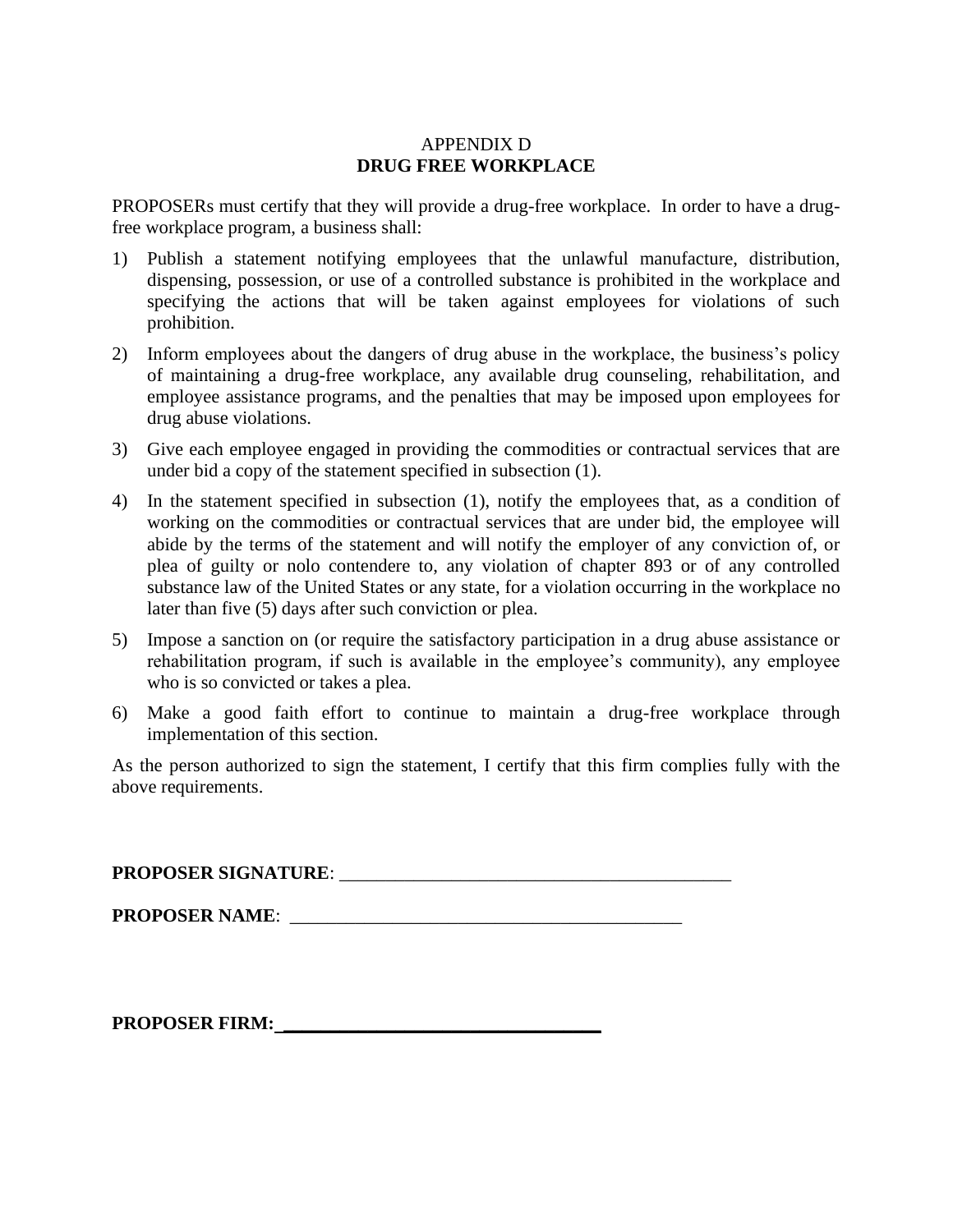APPENDIX D

**DRUG FREE WORKPLACE**

PROPOSERs must certify that they will provide a drug-free workplace. In order to have a drug-free workplace program, a business shall:

1) Publish a statement notifying employees that the unlawful manufacture, distribution, dispensing, possession, or use of a controlled substance is prohibited in the workplace and specifying the actions that will be taken against employees for violations of such prohibition.
2) Inform employees about the dangers of drug abuse in the workplace, the business's policy of maintaining a drug-free workplace, any available drug counseling, rehabilitation, and employee assistance programs, and the penalties that may be imposed upon employees for drug abuse violations.
3) Give each employee engaged in providing the commodities or contractual services that are under bid a copy of the statement specified in subsection (1).
4) In the statement specified in subsection (1), notify the employees that, as a condition of working on the commodities or contractual services that are under bid, the employee will abide by the terms of the statement and will notify the employer of any conviction of, or plea of guilty or nolo contendere to, any violation of chapter 893 or of any controlled substance law of the United States or any state, for a violation occurring in the workplace no later than five (5) days after such conviction or plea.
5) Impose a sanction on (or require the satisfactory participation in a drug abuse assistance or rehabilitation program, if such is available in the employee's community), any employee who is so convicted or takes a plea.
6) Make a good faith effort to continue to maintain a drug-free workplace through implementation of this section.

As the person authorized to sign the statement, I certify that this firm complies fully with the above requirements.

**PROPOSER SIGNATURE**: ___________________________________________

**PROPOSER NAME**: ___________________________________________

**PROPOSER FIRM:** ___________________________________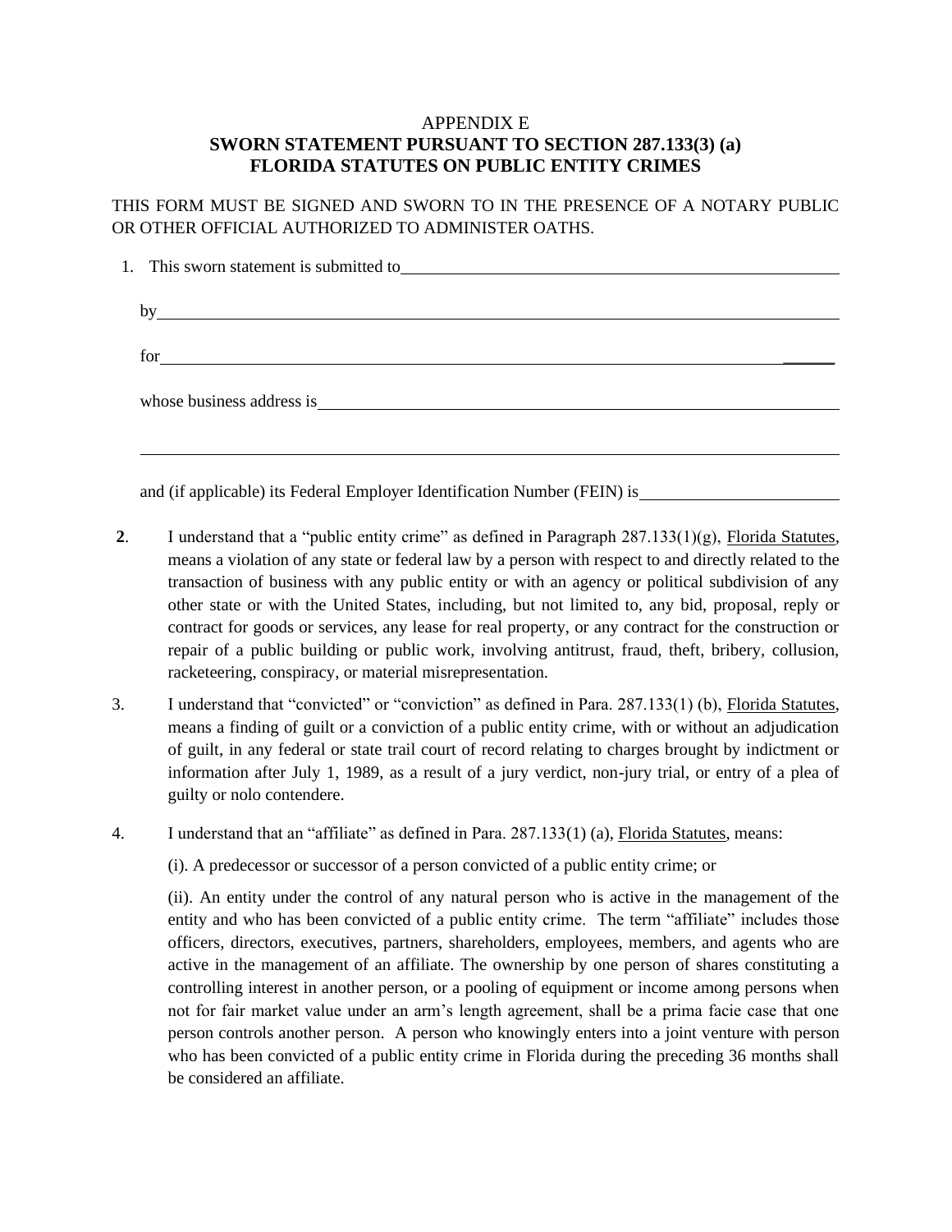APPENDIX E

**SWORN STATEMENT PURSUANT TO SECTION 287.133(3) (a)**
**FLORIDA STATUTES ON PUBLIC ENTITY CRIMES**

THIS FORM MUST BE SIGNED AND SWORN TO IN THE PRESENCE OF A NOTARY PUBLIC OR OTHER OFFICIAL AUTHORIZED TO ADMINISTER OATHS.

1. This sworn statement is submitted to\_\_\_\_\_\_\_\_\_\_\_\_\_\_\_\_\_\_\_\_\_\_\_\_\_\_\_\_\_\_\_\_\_\_\_\_\_\_\_\_\_\_\_\_

   by\_\_\_\_\_\_\_\_\_\_\_\_\_\_\_\_\_\_\_\_\_\_\_\_\_\_\_\_\_\_\_\_\_\_\_\_\_\_\_\_\_\_\_\_\_\_\_\_\_\_\_\_\_\_\_\_\_\_\_\_\_\_\_\_\_\_

   for\_\_\_\_\_\_\_\_\_\_\_\_\_\_\_\_\_\_\_\_\_\_\_\_\_\_\_\_\_\_\_\_\_\_\_\_\_\_\_\_\_\_\_\_\_\_\_\_\_\_\_\_\_\_\_\_\_\_\_\_\_\_\_\_\_\_

   whose business address is\_\_\_\_\_\_\_\_\_\_\_\_\_\_\_\_\_\_\_\_\_\_\_\_\_\_\_\_\_\_\_\_\_\_\_\_\_\_\_\_\_\_\_\_\_\_\_\_\_\_

   \_\_\_\_\_\_\_\_\_\_\_\_\_\_\_\_\_\_\_\_\_\_\_\_\_\_\_\_\_\_\_\_\_\_\_\_\_\_\_\_\_\_\_\_\_\_\_\_\_\_\_\_\_\_\_\_\_\_\_\_\_\_\_\_\_\_\_\_

   and (if applicable) its Federal Employer Identification Number (FEIN) is\_\_\_\_\_\_\_\_\_\_\_\_\_\_\_\_\_\_\_\_

**2**. I understand that a "public entity crime" as defined in Paragraph 287.133(1)(g), Florida Statutes, means a violation of any state or federal law by a person with respect to and directly related to the transaction of business with any public entity or with an agency or political subdivision of any other state or with the United States, including, but not limited to, any bid, proposal, reply or contract for goods or services, any lease for real property, or any contract for the construction or repair of a public building or public work, involving antitrust, fraud, theft, bribery, collusion, racketeering, conspiracy, or material misrepresentation.

3. I understand that "convicted" or "conviction" as defined in Para. 287.133(1) (b), Florida Statutes, means a finding of guilt or a conviction of a public entity crime, with or without an adjudication of guilt, in any federal or state trail court of record relating to charges brought by indictment or information after July 1, 1989, as a result of a jury verdict, non-jury trial, or entry of a plea of guilty or nolo contendere.

4. I understand that an "affiliate" as defined in Para. 287.133(1) (a), Florida Statutes, means:

   (i). A predecessor or successor of a person convicted of a public entity crime; or

   (ii). An entity under the control of any natural person who is active in the management of the entity and who has been convicted of a public entity crime. The term "affiliate" includes those officers, directors, executives, partners, shareholders, employees, members, and agents who are active in the management of an affiliate. The ownership by one person of shares constituting a controlling interest in another person, or a pooling of equipment or income among persons when not for fair market value under an arm's length agreement, shall be a prima facie case that one person controls another person. A person who knowingly enters into a joint venture with person who has been convicted of a public entity crime in Florida during the preceding 36 months shall be considered an affiliate.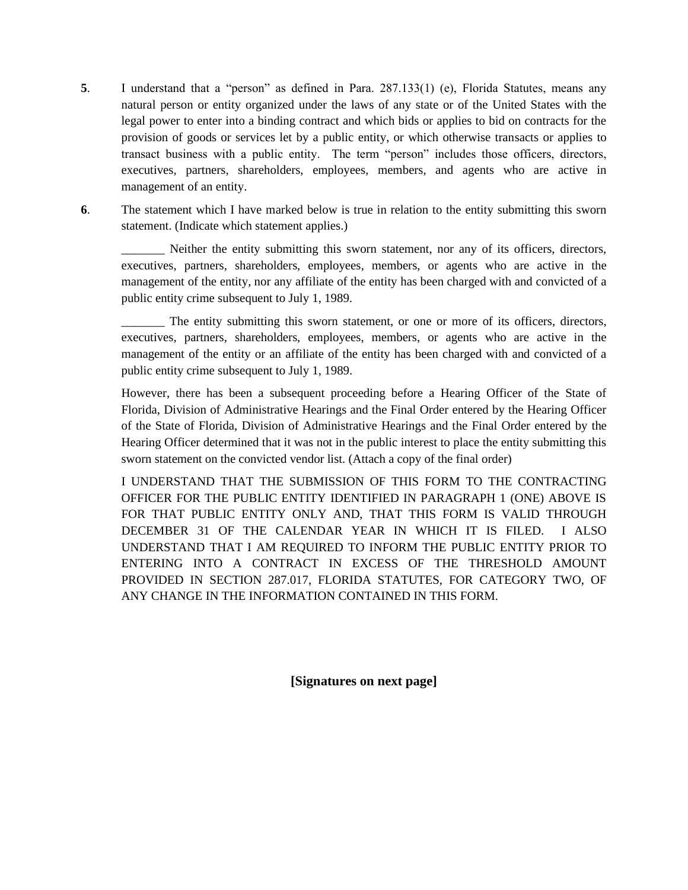**5**. I understand that a "person" as defined in Para. 287.133(1) (e), Florida Statutes, means any natural person or entity organized under the laws of any state or of the United States with the legal power to enter into a binding contract and which bids or applies to bid on contracts for the provision of goods or services let by a public entity, or which otherwise transacts or applies to transact business with a public entity. The term "person" includes those officers, directors, executives, partners, shareholders, employees, members, and agents who are active in management of an entity.

**6**. The statement which I have marked below is true in relation to the entity submitting this sworn statement. (Indicate which statement applies.)

_______ Neither the entity submitting this sworn statement, nor any of its officers, directors, executives, partners, shareholders, employees, members, or agents who are active in the management of the entity, nor any affiliate of the entity has been charged with and convicted of a public entity crime subsequent to July 1, 1989.

_______ The entity submitting this sworn statement, or one or more of its officers, directors, executives, partners, shareholders, employees, members, or agents who are active in the management of the entity or an affiliate of the entity has been charged with and convicted of a public entity crime subsequent to July 1, 1989.

However, there has been a subsequent proceeding before a Hearing Officer of the State of Florida, Division of Administrative Hearings and the Final Order entered by the Hearing Officer of the State of Florida, Division of Administrative Hearings and the Final Order entered by the Hearing Officer determined that it was not in the public interest to place the entity submitting this sworn statement on the convicted vendor list. (Attach a copy of the final order)

I UNDERSTAND THAT THE SUBMISSION OF THIS FORM TO THE CONTRACTING OFFICER FOR THE PUBLIC ENTITY IDENTIFIED IN PARAGRAPH 1 (ONE) ABOVE IS FOR THAT PUBLIC ENTITY ONLY AND, THAT THIS FORM IS VALID THROUGH DECEMBER 31 OF THE CALENDAR YEAR IN WHICH IT IS FILED. I ALSO UNDERSTAND THAT I AM REQUIRED TO INFORM THE PUBLIC ENTITY PRIOR TO ENTERING INTO A CONTRACT IN EXCESS OF THE THRESHOLD AMOUNT PROVIDED IN SECTION 287.017, FLORIDA STATUTES, FOR CATEGORY TWO, OF ANY CHANGE IN THE INFORMATION CONTAINED IN THIS FORM.

**[Signatures on next page]**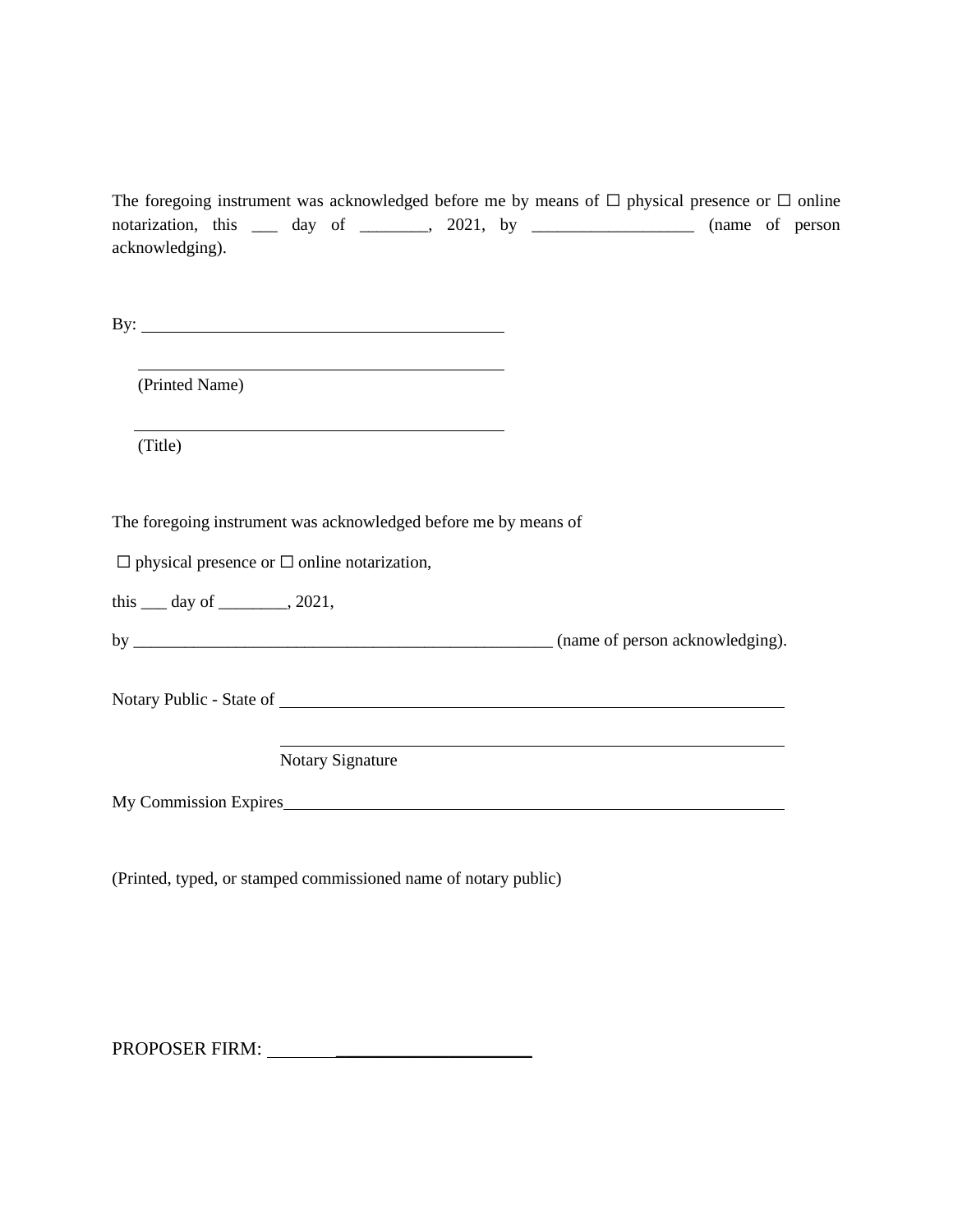The foregoing instrument was acknowledged before me by means of ☐ physical presence or ☐ online notarization, this ___ day of ________, 2021, by ___________________ (name of person acknowledging).

By: ____________________________________________

____________________________________________

(Printed Name)

____________________________________________

(Title)

The foregoing instrument was acknowledged before me by means of

☐ physical presence or ☐ online notarization,

this ___ day of ________, 2021,

by ___________________________________________________ (name of person acknowledging).

Notary Public - State of ____________________________________________

____________________________________________

Notary Signature

My Commission Expires____________________________________________

(Printed, typed, or stamped commissioned name of notary public)

PROPOSER FIRM: ______________________________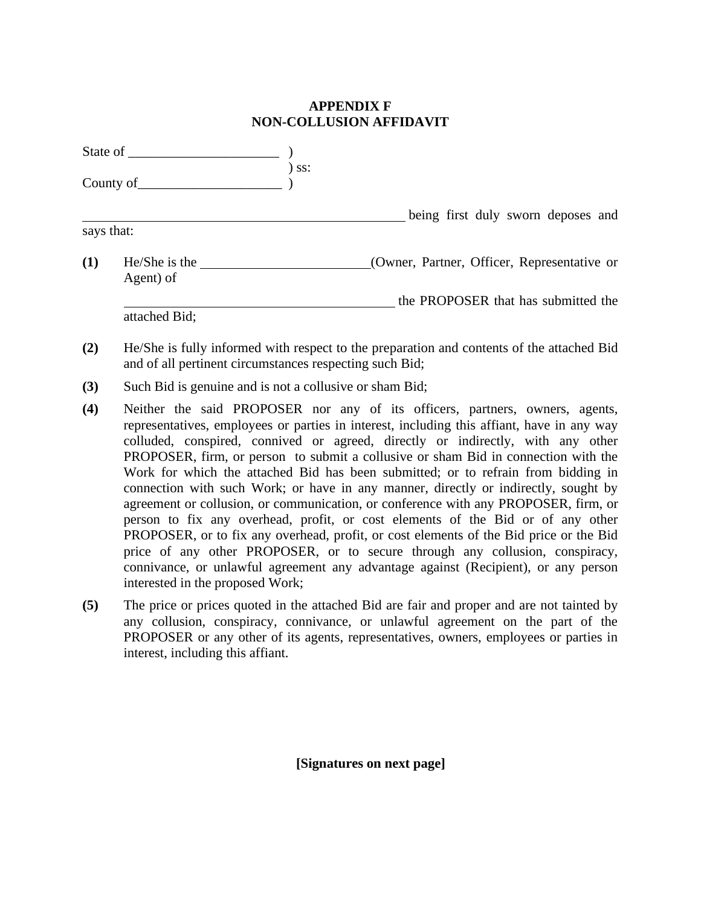**APPENDIX F**
**NON-COLLUSION AFFIDAVIT**

State of ______________________ )
) ss:
County of_____________________ )

_________________________________________________ being first duly sworn deposes and says that:

**(1)** He/She is the ________________________(Owner, Partner, Officer, Representative or Agent) of

________________________________________ the PROPOSER that has submitted the attached Bid;

**(2)** He/She is fully informed with respect to the preparation and contents of the attached Bid and of all pertinent circumstances respecting such Bid;

**(3)** Such Bid is genuine and is not a collusive or sham Bid;

**(4)** Neither the said PROPOSER nor any of its officers, partners, owners, agents, representatives, employees or parties in interest, including this affiant, have in any way colluded, conspired, connived or agreed, directly or indirectly, with any other PROPOSER, firm, or person to submit a collusive or sham Bid in connection with the Work for which the attached Bid has been submitted; or to refrain from bidding in connection with such Work; or have in any manner, directly or indirectly, sought by agreement or collusion, or communication, or conference with any PROPOSER, firm, or person to fix any overhead, profit, or cost elements of the Bid or of any other PROPOSER, or to fix any overhead, profit, or cost elements of the Bid price or the Bid price of any other PROPOSER, or to secure through any collusion, conspiracy, connivance, or unlawful agreement any advantage against (Recipient), or any person interested in the proposed Work;

**(5)** The price or prices quoted in the attached Bid are fair and proper and are not tainted by any collusion, conspiracy, connivance, or unlawful agreement on the part of the PROPOSER or any other of its agents, representatives, owners, employees or parties in interest, including this affiant.

**[Signatures on next page]**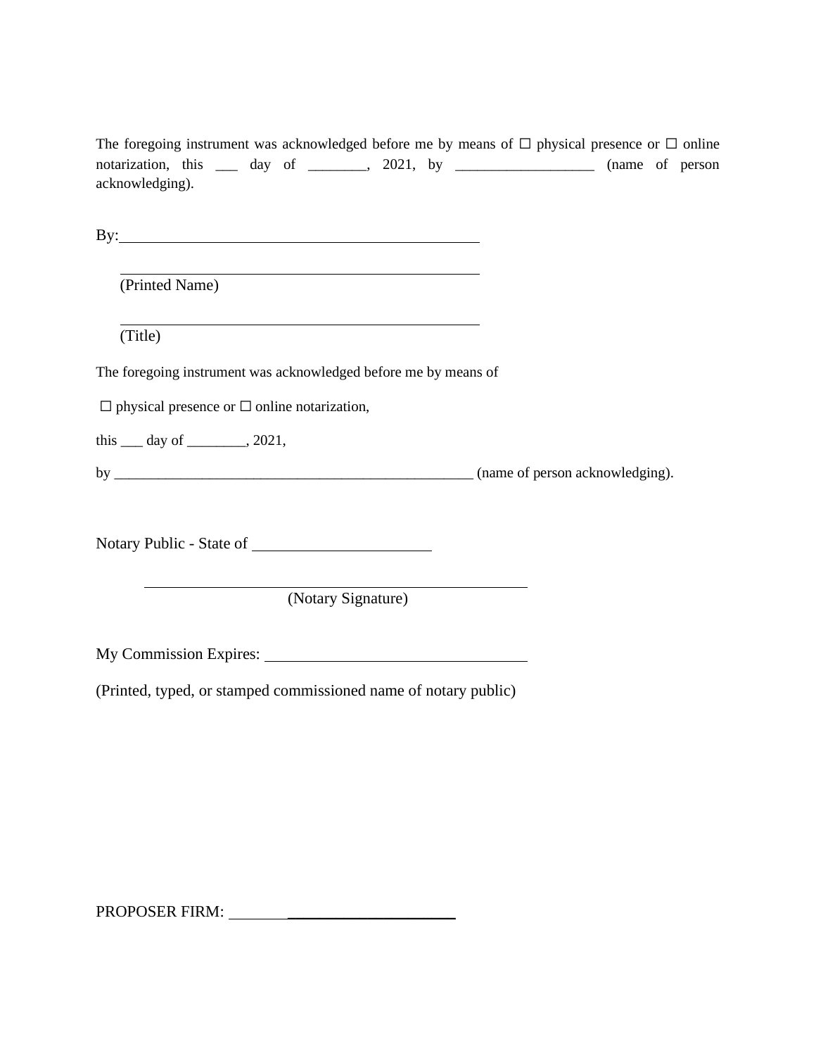The foregoing instrument was acknowledged before me by means of ☐ physical presence or ☐ online notarization, this ___ day of ________, 2021, by ___________________ (name of person acknowledging).

By:_______________________________________________

_______________________________________________
(Printed Name)

_______________________________________________
(Title)

The foregoing instrument was acknowledged before me by means of

☐ physical presence or ☐ online notarization,

this ___ day of ________, 2021,

by ___________________________________________________ (name of person acknowledging).

Notary Public - State of ______________________

_______________________________________________
(Notary Signature)

My Commission Expires: _________________________________

(Printed, typed, or stamped commissioned name of notary public)

PROPOSER FIRM: ______________________________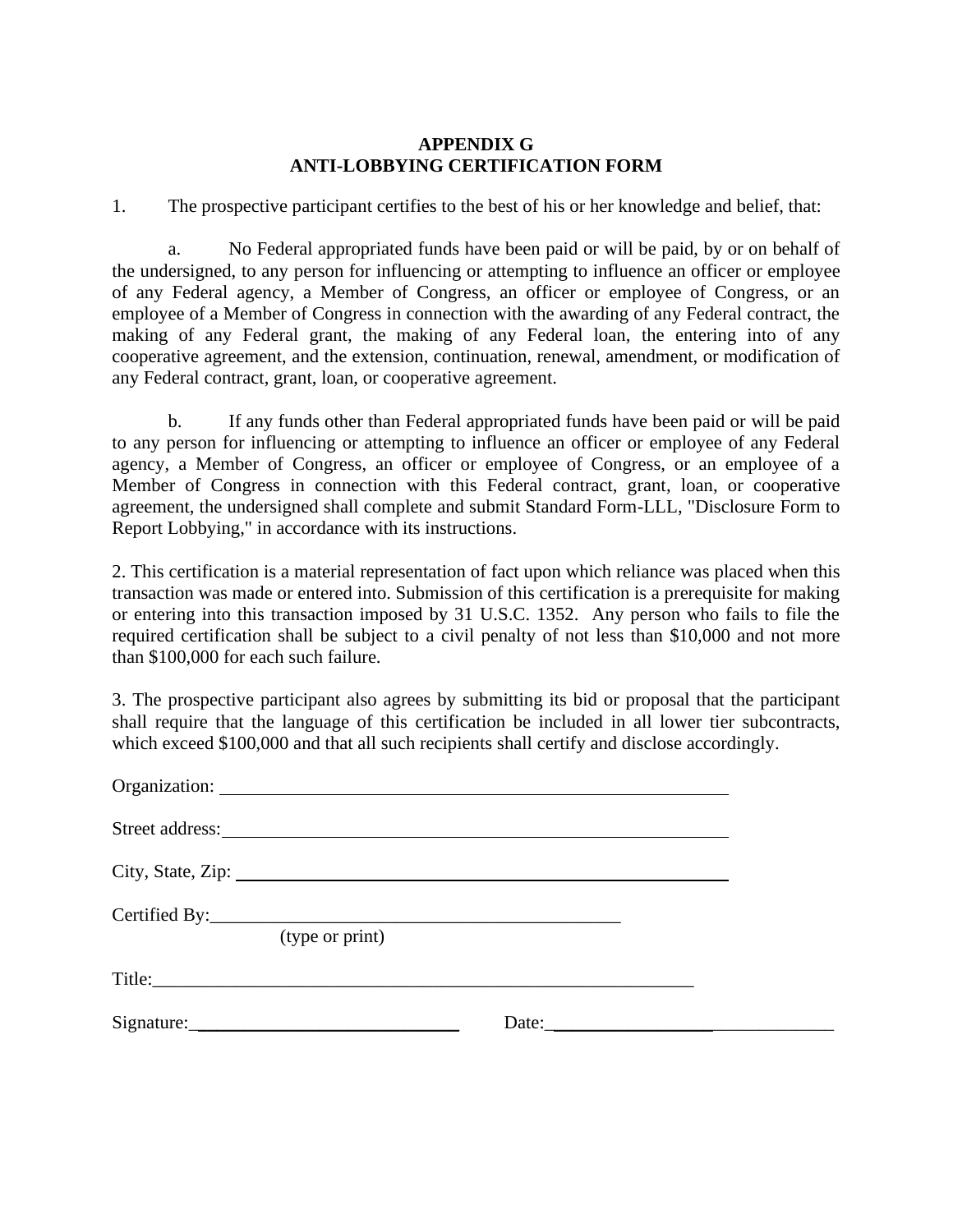# APPENDIX G
# ANTI-LOBBYING CERTIFICATION FORM

1. The prospective participant certifies to the best of his or her knowledge and belief, that:

   a. No Federal appropriated funds have been paid or will be paid, by or on behalf of the undersigned, to any person for influencing or attempting to influence an officer or employee of any Federal agency, a Member of Congress, an officer or employee of Congress, or an employee of a Member of Congress in connection with the awarding of any Federal contract, the making of any Federal grant, the making of any Federal loan, the entering into of any cooperative agreement, and the extension, continuation, renewal, amendment, or modification of any Federal contract, grant, loan, or cooperative agreement.

   b. If any funds other than Federal appropriated funds have been paid or will be paid to any person for influencing or attempting to influence an officer or employee of any Federal agency, a Member of Congress, an officer or employee of Congress, or an employee of a Member of Congress in connection with this Federal contract, grant, loan, or cooperative agreement, the undersigned shall complete and submit Standard Form-LLL, "Disclosure Form to Report Lobbying," in accordance with its instructions.

2. This certification is a material representation of fact upon which reliance was placed when this transaction was made or entered into. Submission of this certification is a prerequisite for making or entering into this transaction imposed by 31 U.S.C. 1352. Any person who fails to file the required certification shall be subject to a civil penalty of not less than $10,000 and not more than $100,000 for each such failure.

3. The prospective participant also agrees by submitting its bid or proposal that the participant shall require that the language of this certification be included in all lower tier subcontracts, which exceed $100,000 and that all such recipients shall certify and disclose accordingly.

Organization: ______________________________________________

Street address: ______________________________________________

City, State, Zip: ______________________________________________

Certified By: ______________________________________________
(type or print)

Title: ______________________________________________

Signature: ______________________________ Date: ______________________________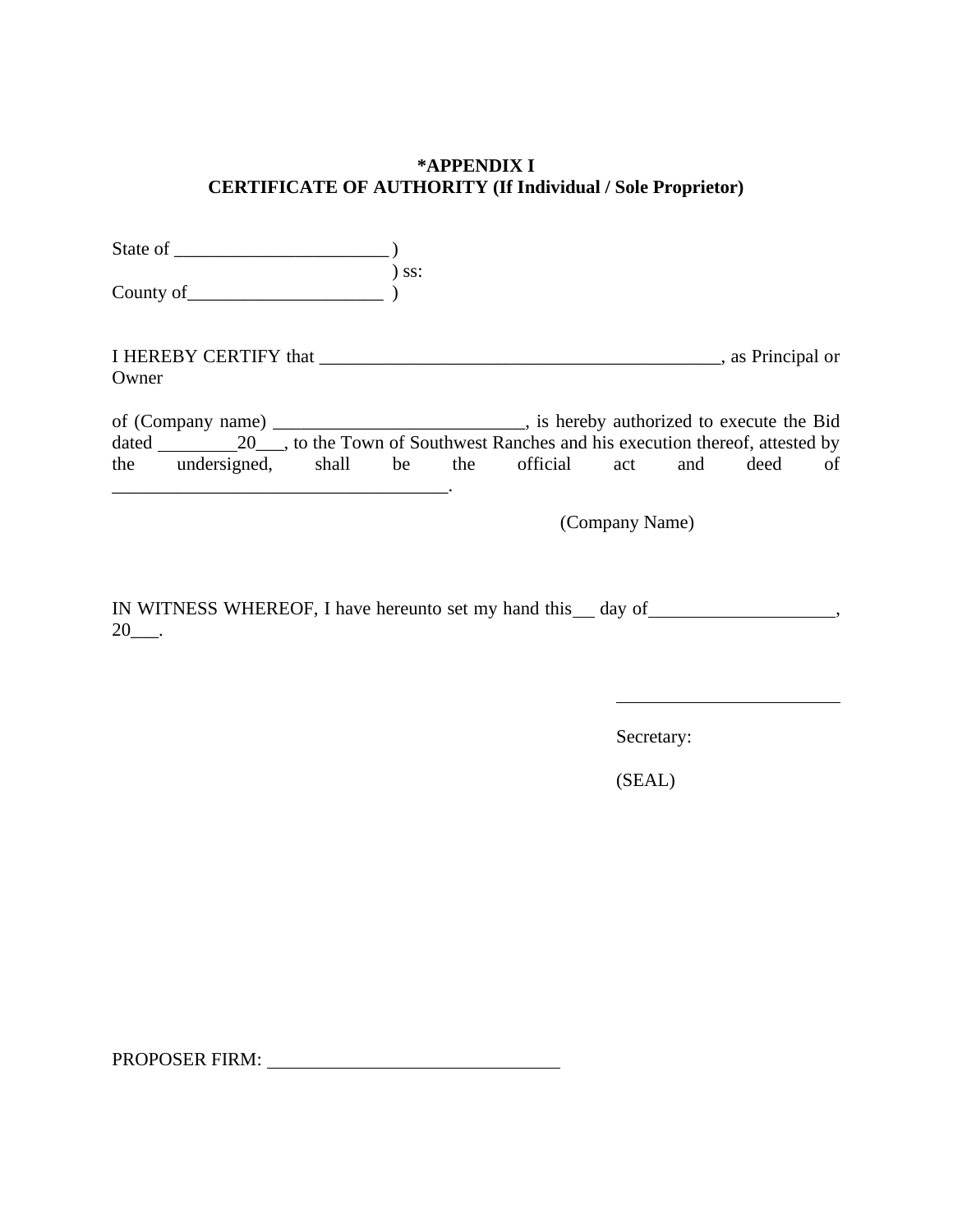**\*APPENDIX I**
**CERTIFICATE OF AUTHORITY (If Individual / Sole Proprietor)**

State of _______________________ )
) ss:
County of_____________________ )

I HEREBY CERTIFY that ____________________________________________, as Principal or Owner

of (Company name) ___________________________, is hereby authorized to execute the Bid dated ________20___, to the Town of Southwest Ranches and his execution thereof, attested by the undersigned, shall be the official act and deed of ____________________________________.

(Company Name)

IN WITNESS WHEREOF, I have hereunto set my hand this___ day of____________________, 20___.

________________________

Secretary:

(SEAL)

PROPOSER FIRM: ________________________________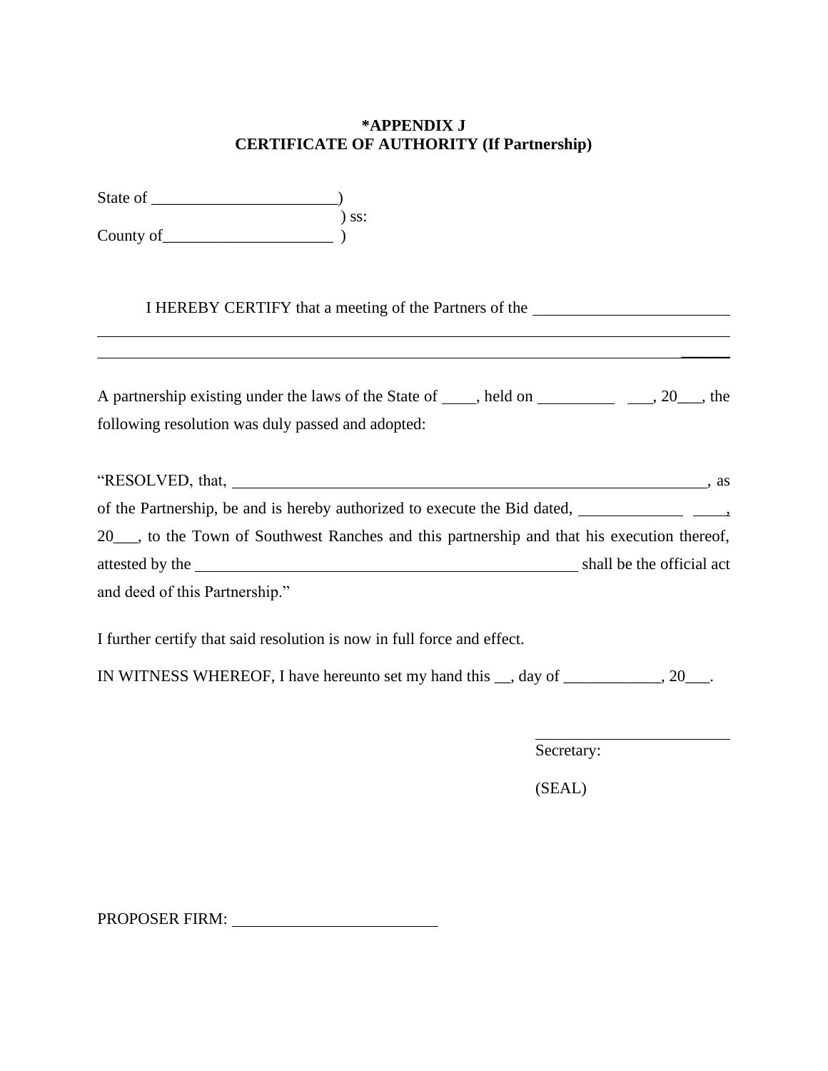**\*APPENDIX J**
**CERTIFICATE OF AUTHORITY (If Partnership)**

State of _______________________)
) ss:
County of_____________________ )

I HEREBY CERTIFY that a meeting of the Partners of the ________________________
______________________________________________________________________________
______________________________________________________________________________

A partnership existing under the laws of the State of ____, held on __________ ___, 20___, the following resolution was duly passed and adopted:

"RESOLVED, that, ______________________________________________________________, as of the Partnership, be and is hereby authorized to execute the Bid dated, _____________ ____, 20___, to the Town of Southwest Ranches and this partnership and that his execution thereof, attested by the __________________________________________________ shall be the official act and deed of this Partnership."

I further certify that said resolution is now in full force and effect.

IN WITNESS WHEREOF, I have hereunto set my hand this __, day of ____________, 20___.

________________________
Secretary:

(SEAL)

PROPOSER FIRM: __________________________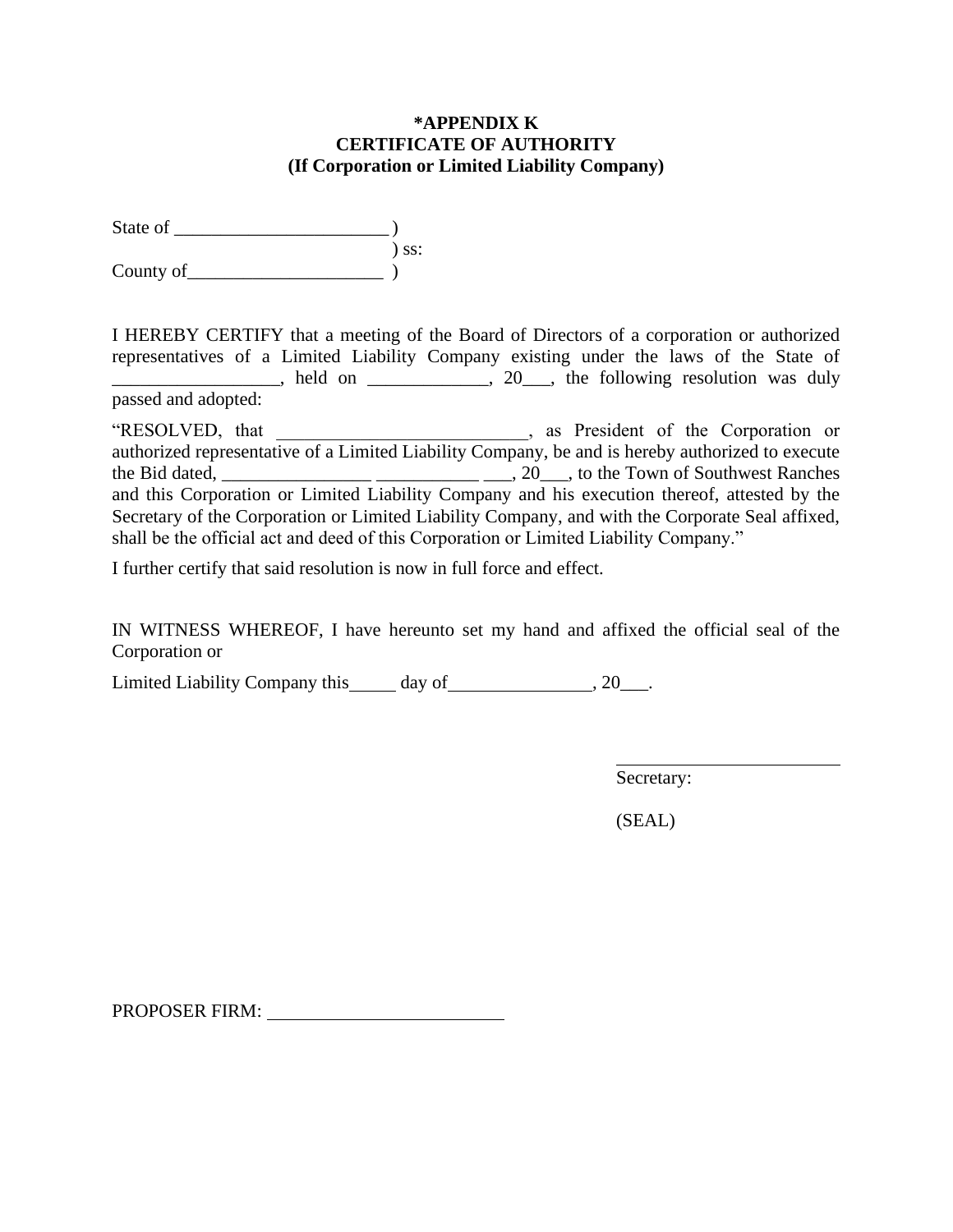**\*APPENDIX K**
**CERTIFICATE OF AUTHORITY**
**(If Corporation or Limited Liability Company)**

State of _______________________ )
) ss:
County of_____________________ )

I HEREBY CERTIFY that a meeting of the Board of Directors of a corporation or authorized representatives of a Limited Liability Company existing under the laws of the State of __________________, held on _____________, 20___, the following resolution was duly passed and adopted:

"RESOLVED, that ___________________________, as President of the Corporation or authorized representative of a Limited Liability Company, be and is hereby authorized to execute the Bid dated, ________________ ___________ ___, 20___, to the Town of Southwest Ranches and this Corporation or Limited Liability Company and his execution thereof, attested by the Secretary of the Corporation or Limited Liability Company, and with the Corporate Seal affixed, shall be the official act and deed of this Corporation or Limited Liability Company."

I further certify that said resolution is now in full force and effect.

IN WITNESS WHEREOF, I have hereunto set my hand and affixed the official seal of the Corporation or

Limited Liability Company this_____ day of________________, 20___.

_________________________
Secretary:

(SEAL)

PROPOSER FIRM: __________________________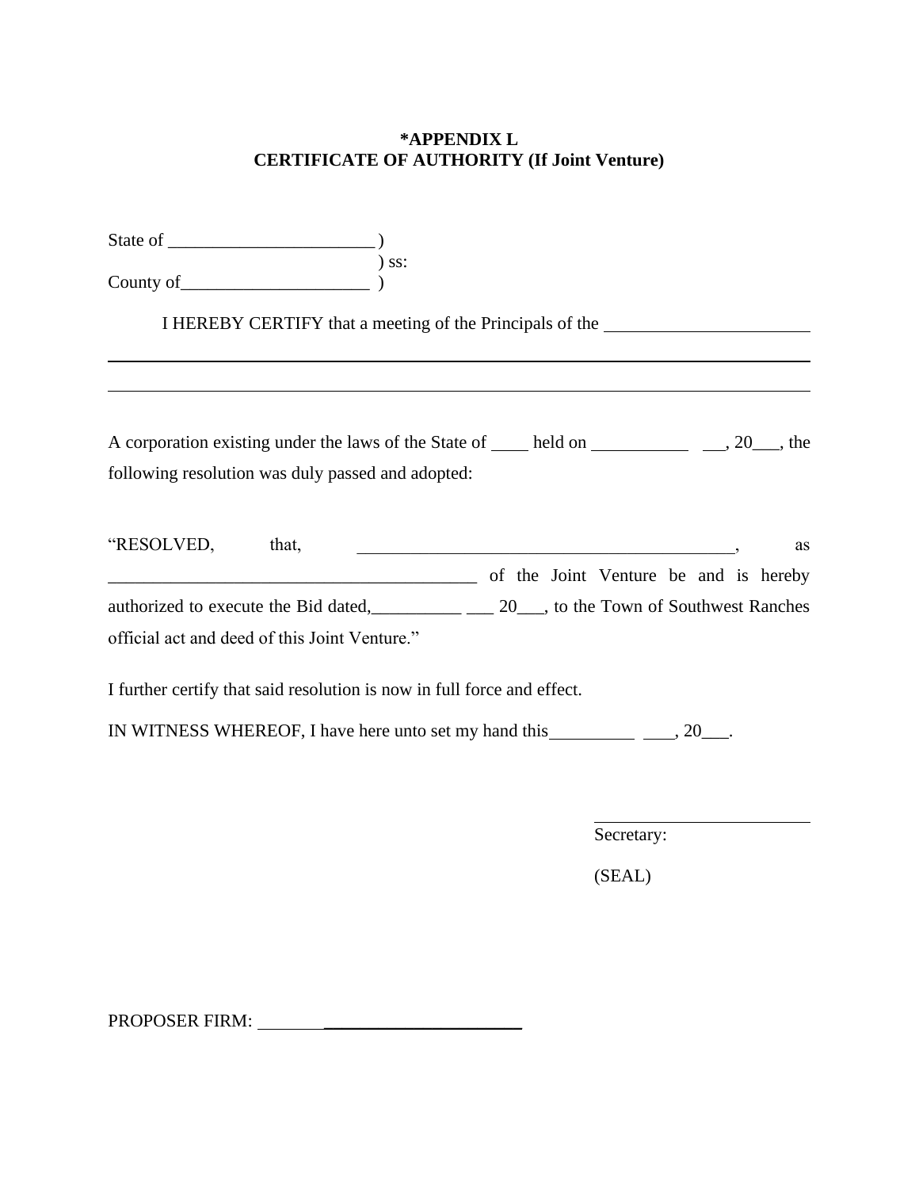**\*APPENDIX L**
**CERTIFICATE OF AUTHORITY (If Joint Venture)**

State of _______________________ )
) ss:
County of_____________________ )

I HEREBY CERTIFY that a meeting of the Principals of the _______________________

_______________________________________________________________________________

_______________________________________________________________________________

A corporation existing under the laws of the State of ____ held on ___________ __, 20___, the following resolution was duly passed and adopted:

“RESOLVED, that, ____________________________________________, as __________________________________________ of the Joint Venture be and is hereby authorized to execute the Bid dated,__________ ___ 20___, to the Town of Southwest Ranches official act and deed of this Joint Venture.”

I further certify that said resolution is now in full force and effect.

IN WITNESS WHEREOF, I have here unto set my hand this__________ ___, 20___.

_________________________
Secretary:

(SEAL)

PROPOSER FIRM: ______________________________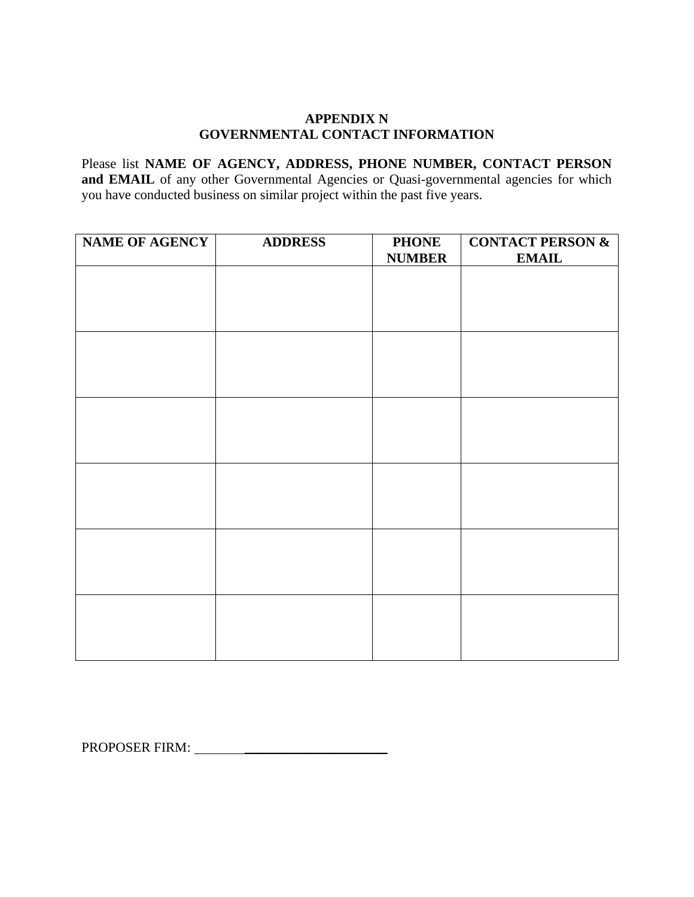**APPENDIX N**
**GOVERNMENTAL CONTACT INFORMATION**

Please list **NAME OF AGENCY, ADDRESS, PHONE NUMBER, CONTACT PERSON and EMAIL** of any other Governmental Agencies or Quasi-governmental agencies for which you have conducted business on similar project within the past five years.

| NAME OF AGENCY | ADDRESS | PHONE NUMBER | CONTACT PERSON & EMAIL |
|---|---|---|---|
| | | | |
| | | | |
| | | | |
| | | | |
| | | | |
| | | | |

PROPOSER FIRM: ______________________________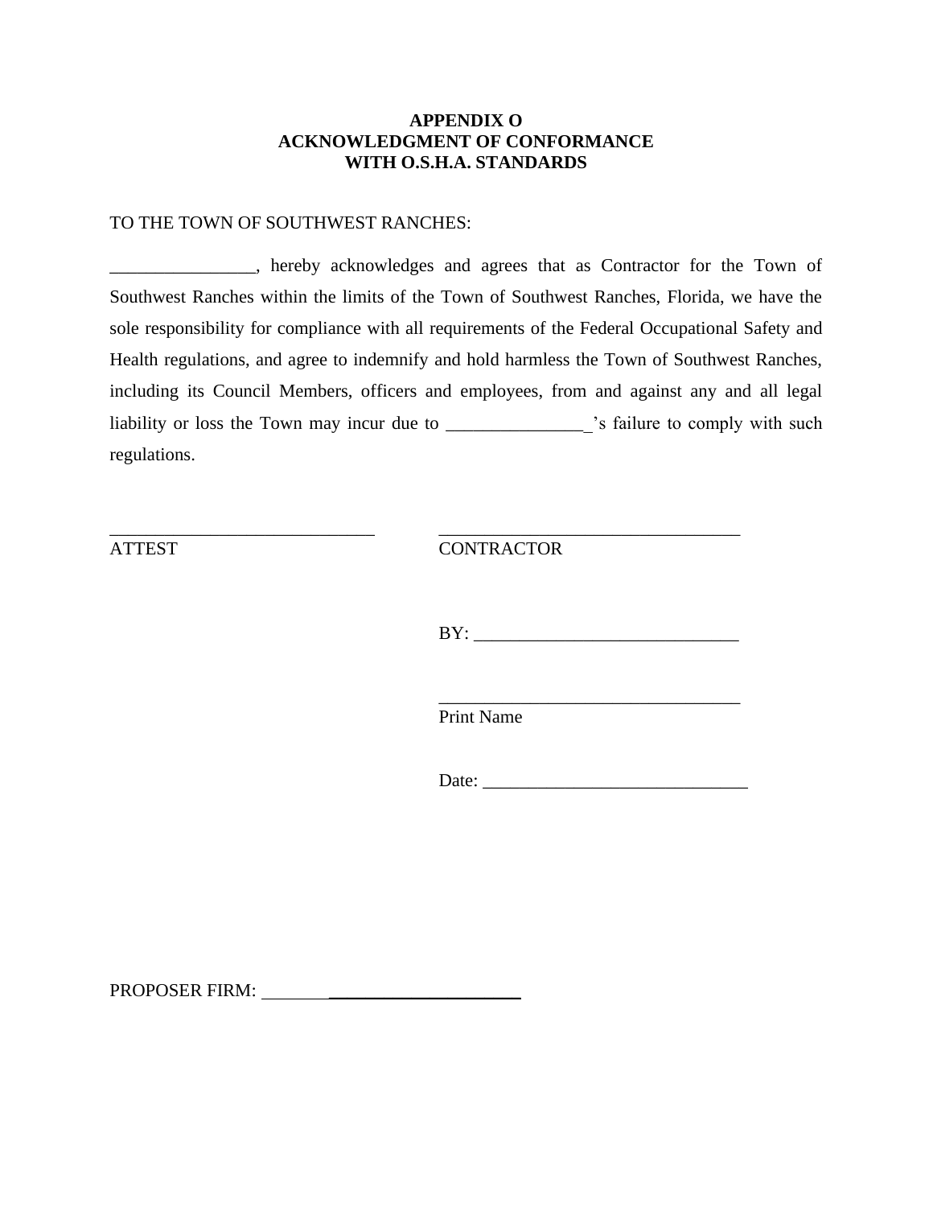**APPENDIX O**
**ACKNOWLEDGMENT OF CONFORMANCE**
**WITH O.S.H.A. STANDARDS**

TO THE TOWN OF SOUTHWEST RANCHES:

________________, hereby acknowledges and agrees that as Contractor for the Town of Southwest Ranches within the limits of the Town of Southwest Ranches, Florida, we have the sole responsibility for compliance with all requirements of the Federal Occupational Safety and Health regulations, and agree to indemnify and hold harmless the Town of Southwest Ranches, including its Council Members, officers and employees, from and against any and all legal liability or loss the Town may incur due to _______________'s failure to comply with such regulations.

______________________________ ATTEST

__________________________________ CONTRACTOR

BY: ____________________________

__________________________________
Print Name

Date: _____________________________

PROPOSER FIRM: ______________________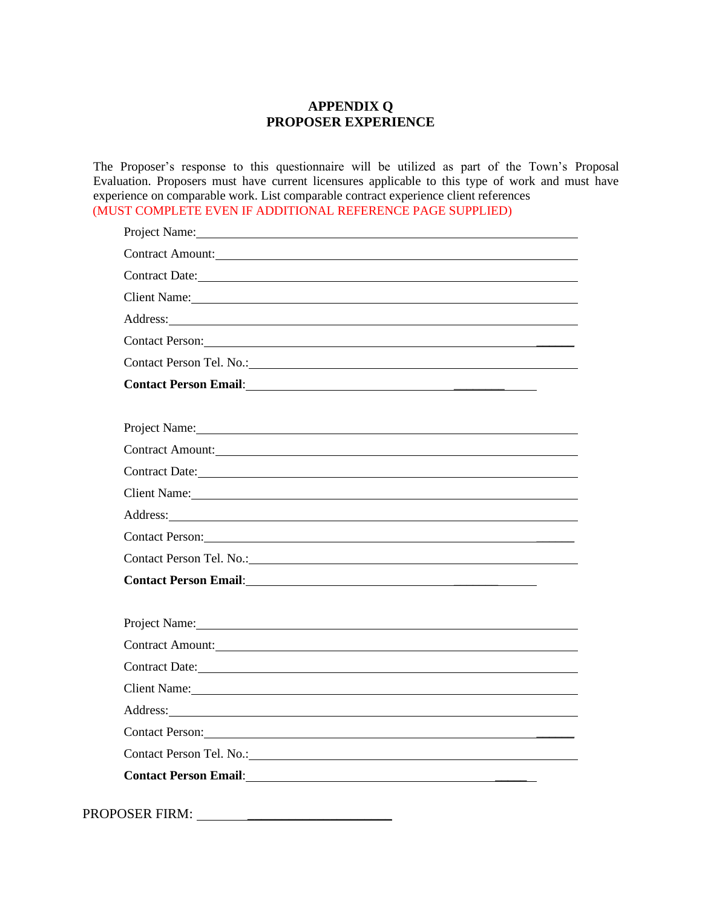# APPENDIX Q
# PROPOSER EXPERIENCE

The Proposer's response to this questionnaire will be utilized as part of the Town's Proposal Evaluation. Proposers must have current licensures applicable to this type of work and must have experience on comparable work. List comparable contract experience client references
(MUST COMPLETE EVEN IF ADDITIONAL REFERENCE PAGE SUPPLIED)

Project Name:______________________________________________________________

Contract Amount:____________________________________________________________

Contract Date:_______________________________________________________________

Client Name:________________________________________________________________

Address:___________________________________________________________________

Contact Person:______________________________________________________________

Contact Person Tel. No.:_______________________________________________________

**Contact Person Email**:_________________________________________________

Project Name:______________________________________________________________

Contract Amount:____________________________________________________________

Contract Date:_______________________________________________________________

Client Name:________________________________________________________________

Address:___________________________________________________________________

Contact Person:______________________________________________________________

Contact Person Tel. No.:_______________________________________________________

**Contact Person Email**:_________________________________________________

Project Name:______________________________________________________________

Contract Amount:____________________________________________________________

Contract Date:_______________________________________________________________

Client Name:________________________________________________________________

Address:___________________________________________________________________

Contact Person:______________________________________________________________

Contact Person Tel. No.:_______________________________________________________

**Contact Person Email**:_________________________________________________

PROPOSER FIRM: ______________________________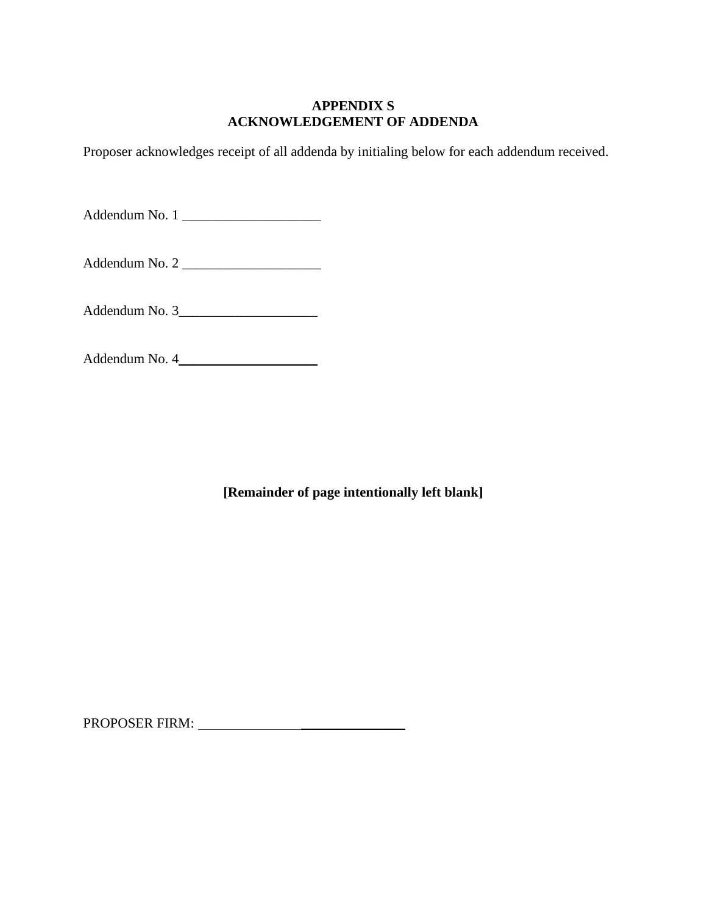# APPENDIX S
# ACKNOWLEDGEMENT OF ADDENDA

Proposer acknowledges receipt of all addenda by initialing below for each addendum received.

Addendum No. 1 ____________________

Addendum No. 2 ____________________

Addendum No. 3____________________

Addendum No. 4____________________

**[Remainder of page intentionally left blank]**

PROPOSER FIRM: ______________________________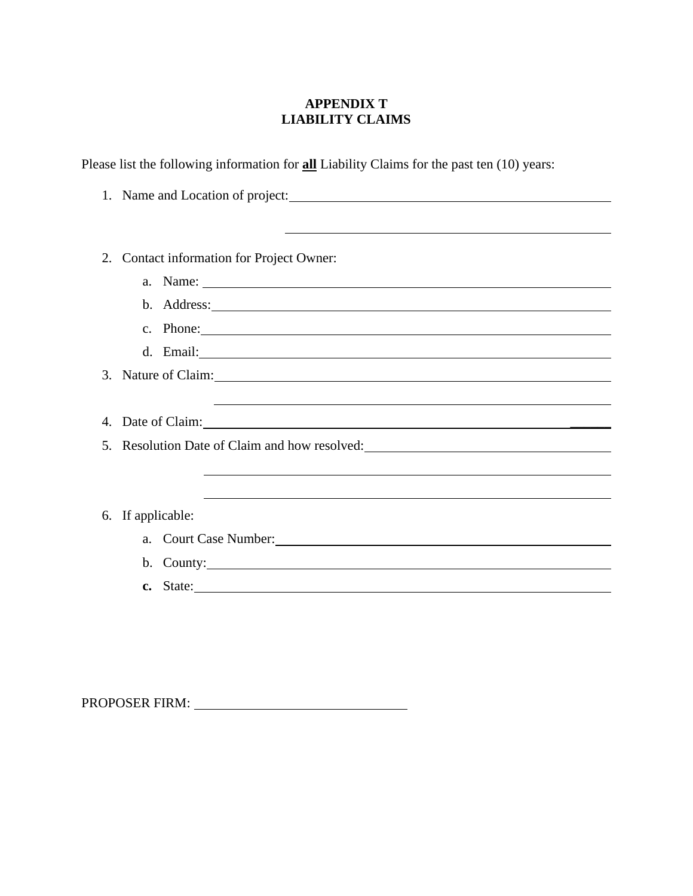# APPENDIX T
# LIABILITY CLAIMS

Please list the following information for **all** Liability Claims for the past ten (10) years:

1. Name and Location of project: ______________________________________________

   ______________________________________________

2. Contact information for Project Owner:
   a. Name: ______________________________________________
   b. Address: ______________________________________________
   c. Phone: ______________________________________________
   d. Email: ______________________________________________
3. Nature of Claim: ______________________________________________

   ______________________________________________

4. Date of Claim: ______________________________________________
5. Resolution Date of Claim and how resolved: ______________________________

   ______________________________________________

   ______________________________________________

6. If applicable:
   a. Court Case Number: ______________________________________________
   b. County: ______________________________________________
   c. State: ______________________________________________

PROPOSER FIRM: ______________________________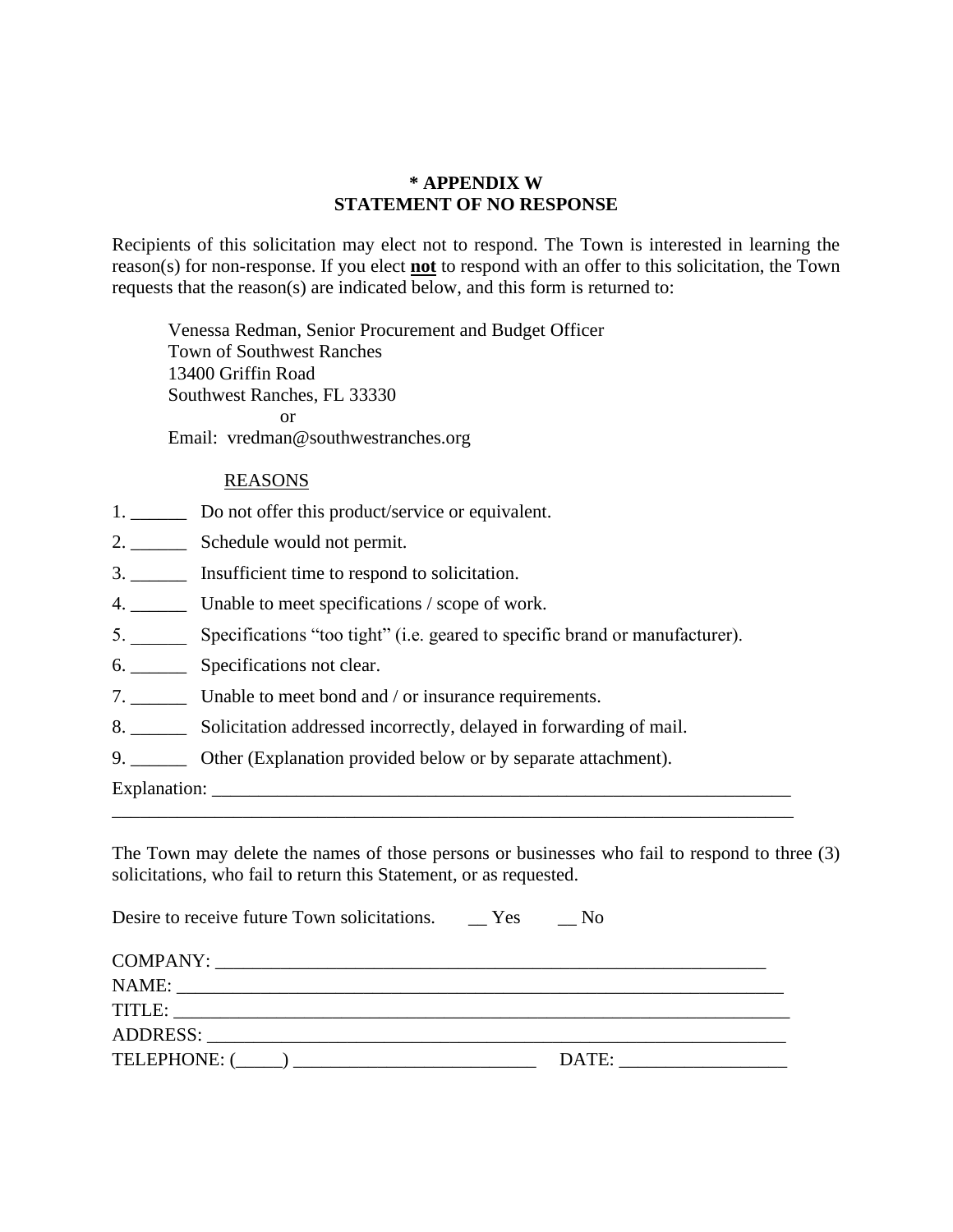# * APPENDIX W
# STATEMENT OF NO RESPONSE

Recipients of this solicitation may elect not to respond. The Town is interested in learning the reason(s) for non-response. If you elect **not** to respond with an offer to this solicitation, the Town requests that the reason(s) are indicated below, and this form is returned to:

Venessa Redman, Senior Procurement and Budget Officer
Town of Southwest Ranches
13400 Griffin Road
Southwest Ranches, FL 33330
or
Email: vredman@southwestranches.org

REASONS

1. ______ Do not offer this product/service or equivalent.
2. ______ Schedule would not permit.
3. ______ Insufficient time to respond to solicitation.
4. ______ Unable to meet specifications / scope of work.
5. ______ Specifications "too tight" (i.e. geared to specific brand or manufacturer).
6. ______ Specifications not clear.
7. ______ Unable to meet bond and / or insurance requirements.
8. ______ Solicitation addressed incorrectly, delayed in forwarding of mail.
9. ______ Other (Explanation provided below or by separate attachment).

Explanation: ____________________________________________________________________
_____________________________________________________________________________

The Town may delete the names of those persons or businesses who fail to respond to three (3) solicitations, who fail to return this Statement, or as requested.

Desire to receive future Town solicitations. __ Yes __ No

COMPANY: ______________________________________________________________
NAME: __________________________________________________________________
TITLE: __________________________________________________________________
ADDRESS: _______________________________________________________________
TELEPHONE: (_____) _________________________ DATE: _________________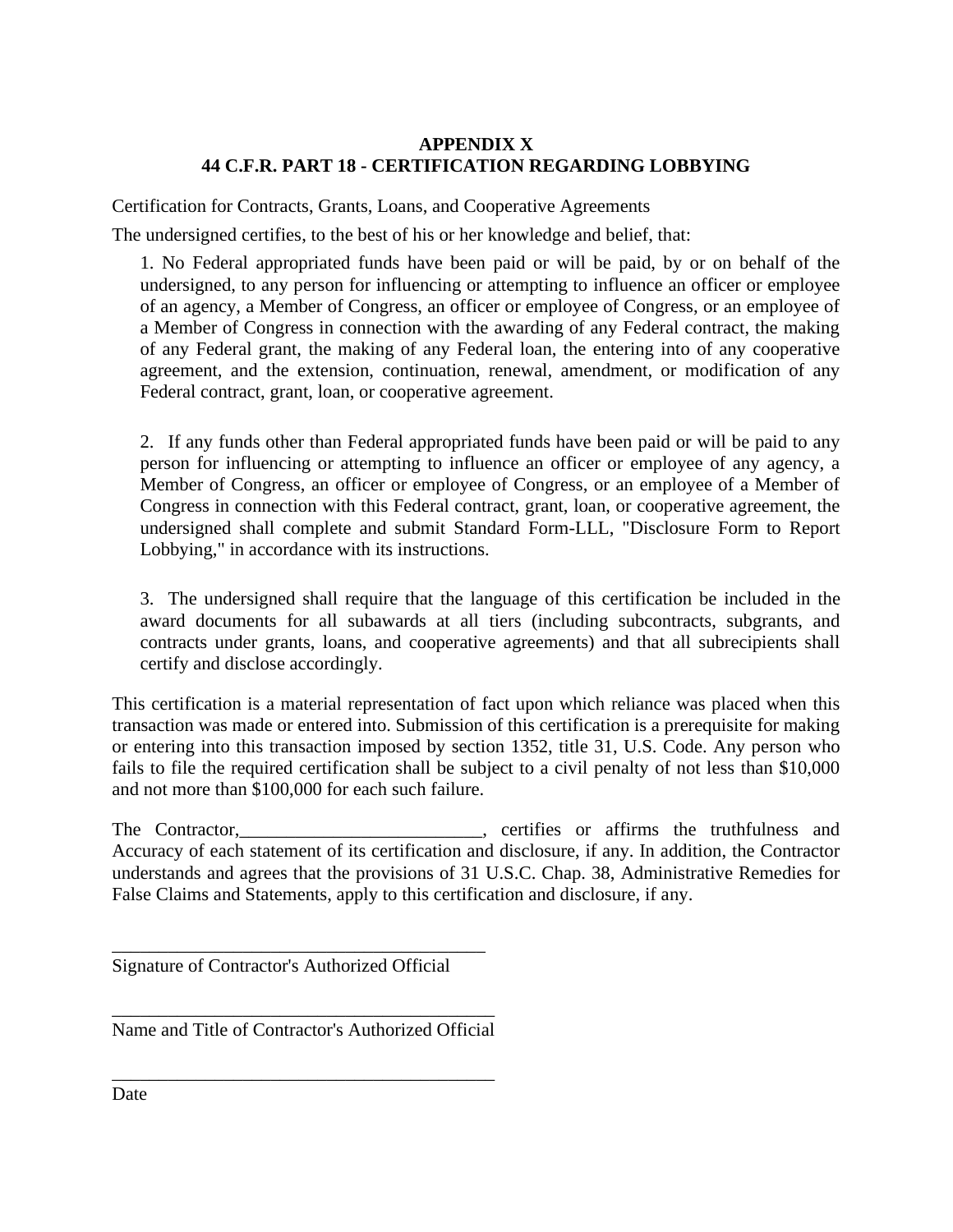# APPENDIX X
# 44 C.F.R. PART 18 - CERTIFICATION REGARDING LOBBYING

Certification for Contracts, Grants, Loans, and Cooperative Agreements

The undersigned certifies, to the best of his or her knowledge and belief, that:

> 1. No Federal appropriated funds have been paid or will be paid, by or on behalf of the undersigned, to any person for influencing or attempting to influence an officer or employee of an agency, a Member of Congress, an officer or employee of Congress, or an employee of a Member of Congress in connection with the awarding of any Federal contract, the making of any Federal grant, the making of any Federal loan, the entering into of any cooperative agreement, and the extension, continuation, renewal, amendment, or modification of any Federal contract, grant, loan, or cooperative agreement.
>
> 2. If any funds other than Federal appropriated funds have been paid or will be paid to any person for influencing or attempting to influence an officer or employee of any agency, a Member of Congress, an officer or employee of Congress, or an employee of a Member of Congress in connection with this Federal contract, grant, loan, or cooperative agreement, the undersigned shall complete and submit Standard Form-LLL, "Disclosure Form to Report Lobbying," in accordance with its instructions.
>
> 3. The undersigned shall require that the language of this certification be included in the award documents for all subawards at all tiers (including subcontracts, subgrants, and contracts under grants, loans, and cooperative agreements) and that all subrecipients shall certify and disclose accordingly.

This certification is a material representation of fact upon which reliance was placed when this transaction was made or entered into. Submission of this certification is a prerequisite for making or entering into this transaction imposed by section 1352, title 31, U.S. Code. Any person who fails to file the required certification shall be subject to a civil penalty of not less than $10,000 and not more than $100,000 for each such failure.

The Contractor,__________________________, certifies or affirms the truthfulness and Accuracy of each statement of its certification and disclosure, if any. In addition, the Contractor understands and agrees that the provisions of 31 U.S.C. Chap. 38, Administrative Remedies for False Claims and Statements, apply to this certification and disclosure, if any.

_________________________________________
Signature of Contractor's Authorized Official

_________________________________________
Name and Title of Contractor's Authorized Official

_________________________________________
Date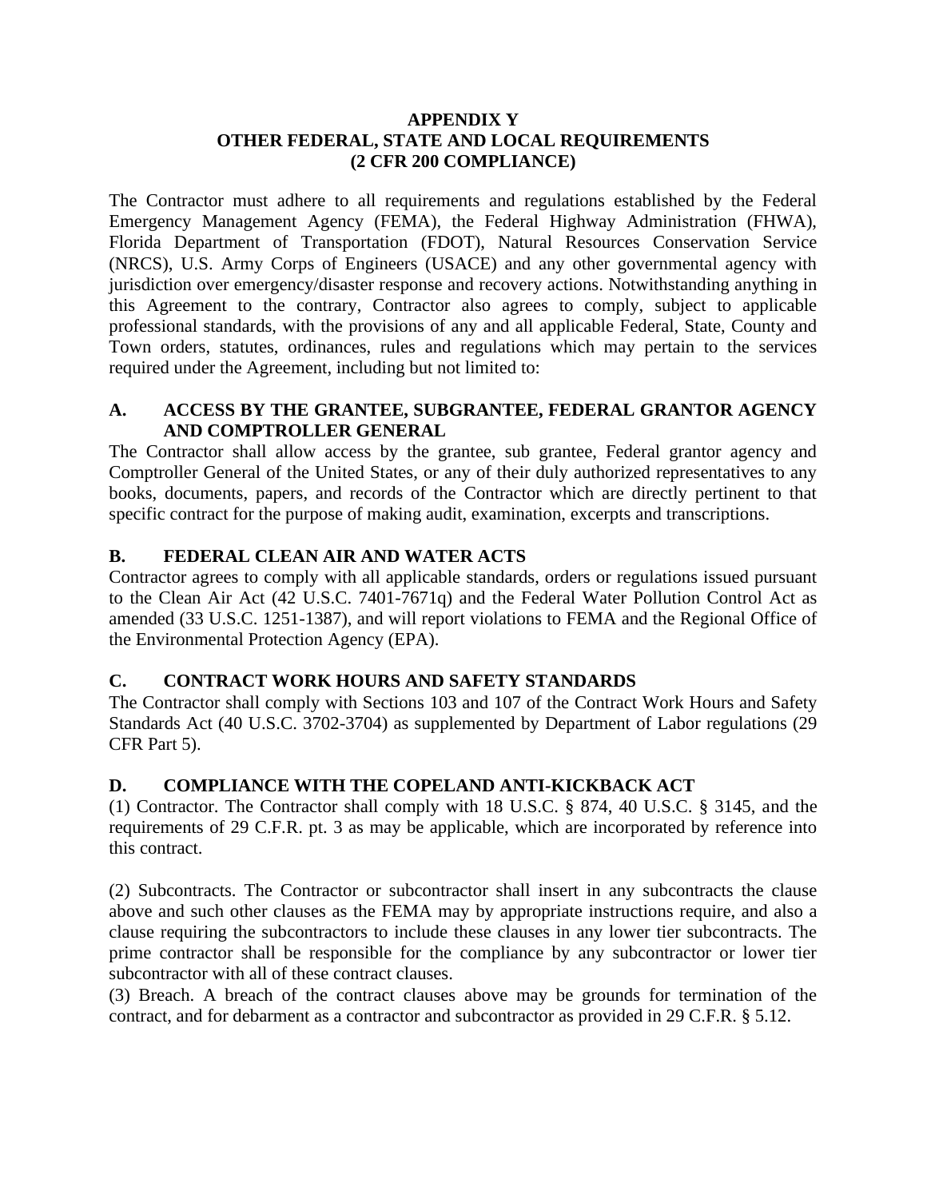# APPENDIX Y
# OTHER FEDERAL, STATE AND LOCAL REQUIREMENTS
# (2 CFR 200 COMPLIANCE)

The Contractor must adhere to all requirements and regulations established by the Federal Emergency Management Agency (FEMA), the Federal Highway Administration (FHWA), Florida Department of Transportation (FDOT), Natural Resources Conservation Service (NRCS), U.S. Army Corps of Engineers (USACE) and any other governmental agency with jurisdiction over emergency/disaster response and recovery actions. Notwithstanding anything in this Agreement to the contrary, Contractor also agrees to comply, subject to applicable professional standards, with the provisions of any and all applicable Federal, State, County and Town orders, statutes, ordinances, rules and regulations which may pertain to the services required under the Agreement, including but not limited to:

## A. ACCESS BY THE GRANTEE, SUBGRANTEE, FEDERAL GRANTOR AGENCY AND COMPTROLLER GENERAL

The Contractor shall allow access by the grantee, sub grantee, Federal grantor agency and Comptroller General of the United States, or any of their duly authorized representatives to any books, documents, papers, and records of the Contractor which are directly pertinent to that specific contract for the purpose of making audit, examination, excerpts and transcriptions.

## B. FEDERAL CLEAN AIR AND WATER ACTS

Contractor agrees to comply with all applicable standards, orders or regulations issued pursuant to the Clean Air Act (42 U.S.C. 7401-7671q) and the Federal Water Pollution Control Act as amended (33 U.S.C. 1251-1387), and will report violations to FEMA and the Regional Office of the Environmental Protection Agency (EPA).

## C. CONTRACT WORK HOURS AND SAFETY STANDARDS

The Contractor shall comply with Sections 103 and 107 of the Contract Work Hours and Safety Standards Act (40 U.S.C. 3702-3704) as supplemented by Department of Labor regulations (29 CFR Part 5).

## D. COMPLIANCE WITH THE COPELAND ANTI-KICKBACK ACT

(1) Contractor. The Contractor shall comply with 18 U.S.C. § 874, 40 U.S.C. § 3145, and the requirements of 29 C.F.R. pt. 3 as may be applicable, which are incorporated by reference into this contract.

(2) Subcontracts. The Contractor or subcontractor shall insert in any subcontracts the clause above and such other clauses as the FEMA may by appropriate instructions require, and also a clause requiring the subcontractors to include these clauses in any lower tier subcontracts. The prime contractor shall be responsible for the compliance by any subcontractor or lower tier subcontractor with all of these contract clauses.

(3) Breach. A breach of the contract clauses above may be grounds for termination of the contract, and for debarment as a contractor and subcontractor as provided in 29 C.F.R. § 5.12.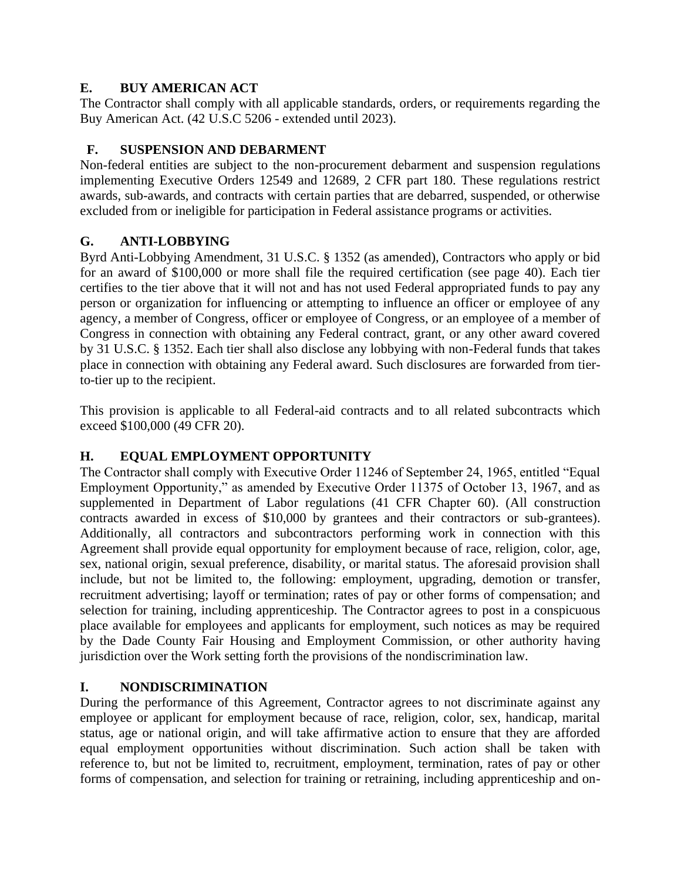## E. BUY AMERICAN ACT

The Contractor shall comply with all applicable standards, orders, or requirements regarding the Buy American Act. (42 U.S.C 5206 - extended until 2023).

## F. SUSPENSION AND DEBARMENT

Non-federal entities are subject to the non-procurement debarment and suspension regulations implementing Executive Orders 12549 and 12689, 2 CFR part 180. These regulations restrict awards, sub-awards, and contracts with certain parties that are debarred, suspended, or otherwise excluded from or ineligible for participation in Federal assistance programs or activities.

## G. ANTI-LOBBYING

Byrd Anti-Lobbying Amendment, 31 U.S.C. § 1352 (as amended), Contractors who apply or bid for an award of $100,000 or more shall file the required certification (see page 40). Each tier certifies to the tier above that it will not and has not used Federal appropriated funds to pay any person or organization for influencing or attempting to influence an officer or employee of any agency, a member of Congress, officer or employee of Congress, or an employee of a member of Congress in connection with obtaining any Federal contract, grant, or any other award covered by 31 U.S.C. § 1352. Each tier shall also disclose any lobbying with non-Federal funds that takes place in connection with obtaining any Federal award. Such disclosures are forwarded from tier-to-tier up to the recipient.

This provision is applicable to all Federal-aid contracts and to all related subcontracts which exceed $100,000 (49 CFR 20).

## H. EQUAL EMPLOYMENT OPPORTUNITY

The Contractor shall comply with Executive Order 11246 of September 24, 1965, entitled "Equal Employment Opportunity," as amended by Executive Order 11375 of October 13, 1967, and as supplemented in Department of Labor regulations (41 CFR Chapter 60). (All construction contracts awarded in excess of $10,000 by grantees and their contractors or sub-grantees). Additionally, all contractors and subcontractors performing work in connection with this Agreement shall provide equal opportunity for employment because of race, religion, color, age, sex, national origin, sexual preference, disability, or marital status. The aforesaid provision shall include, but not be limited to, the following: employment, upgrading, demotion or transfer, recruitment advertising; layoff or termination; rates of pay or other forms of compensation; and selection for training, including apprenticeship. The Contractor agrees to post in a conspicuous place available for employees and applicants for employment, such notices as may be required by the Dade County Fair Housing and Employment Commission, or other authority having jurisdiction over the Work setting forth the provisions of the nondiscrimination law.

## I. NONDISCRIMINATION

During the performance of this Agreement, Contractor agrees to not discriminate against any employee or applicant for employment because of race, religion, color, sex, handicap, marital status, age or national origin, and will take affirmative action to ensure that they are afforded equal employment opportunities without discrimination. Such action shall be taken with reference to, but not be limited to, recruitment, employment, termination, rates of pay or other forms of compensation, and selection for training or retraining, including apprenticeship and on-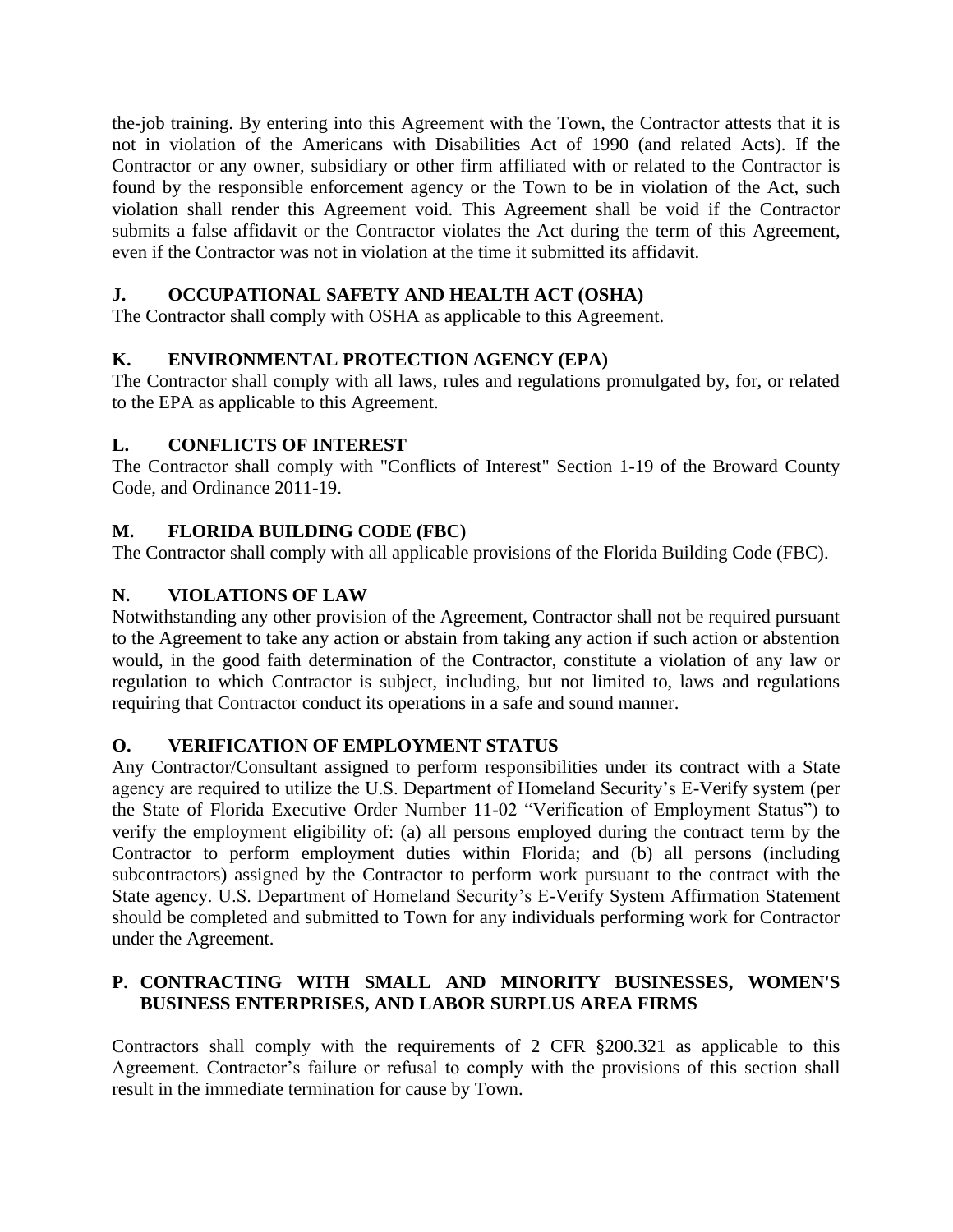the-job training. By entering into this Agreement with the Town, the Contractor attests that it is not in violation of the Americans with Disabilities Act of 1990 (and related Acts). If the Contractor or any owner, subsidiary or other firm affiliated with or related to the Contractor is found by the responsible enforcement agency or the Town to be in violation of the Act, such violation shall render this Agreement void. This Agreement shall be void if the Contractor submits a false affidavit or the Contractor violates the Act during the term of this Agreement, even if the Contractor was not in violation at the time it submitted its affidavit.

**J. OCCUPATIONAL SAFETY AND HEALTH ACT (OSHA)**

The Contractor shall comply with OSHA as applicable to this Agreement.

**K. ENVIRONMENTAL PROTECTION AGENCY (EPA)**

The Contractor shall comply with all laws, rules and regulations promulgated by, for, or related to the EPA as applicable to this Agreement.

**L. CONFLICTS OF INTEREST**

The Contractor shall comply with "Conflicts of Interest" Section 1-19 of the Broward County Code, and Ordinance 2011-19.

**M. FLORIDA BUILDING CODE (FBC)**

The Contractor shall comply with all applicable provisions of the Florida Building Code (FBC).

**N. VIOLATIONS OF LAW**

Notwithstanding any other provision of the Agreement, Contractor shall not be required pursuant to the Agreement to take any action or abstain from taking any action if such action or abstention would, in the good faith determination of the Contractor, constitute a violation of any law or regulation to which Contractor is subject, including, but not limited to, laws and regulations requiring that Contractor conduct its operations in a safe and sound manner.

**O. VERIFICATION OF EMPLOYMENT STATUS**

Any Contractor/Consultant assigned to perform responsibilities under its contract with a State agency are required to utilize the U.S. Department of Homeland Security's E-Verify system (per the State of Florida Executive Order Number 11-02 "Verification of Employment Status") to verify the employment eligibility of: (a) all persons employed during the contract term by the Contractor to perform employment duties within Florida; and (b) all persons (including subcontractors) assigned by the Contractor to perform work pursuant to the contract with the State agency. U.S. Department of Homeland Security's E-Verify System Affirmation Statement should be completed and submitted to Town for any individuals performing work for Contractor under the Agreement.

**P. CONTRACTING WITH SMALL AND MINORITY BUSINESSES, WOMEN'S BUSINESS ENTERPRISES, AND LABOR SURPLUS AREA FIRMS**

Contractors shall comply with the requirements of 2 CFR §200.321 as applicable to this Agreement. Contractor's failure or refusal to comply with the provisions of this section shall result in the immediate termination for cause by Town.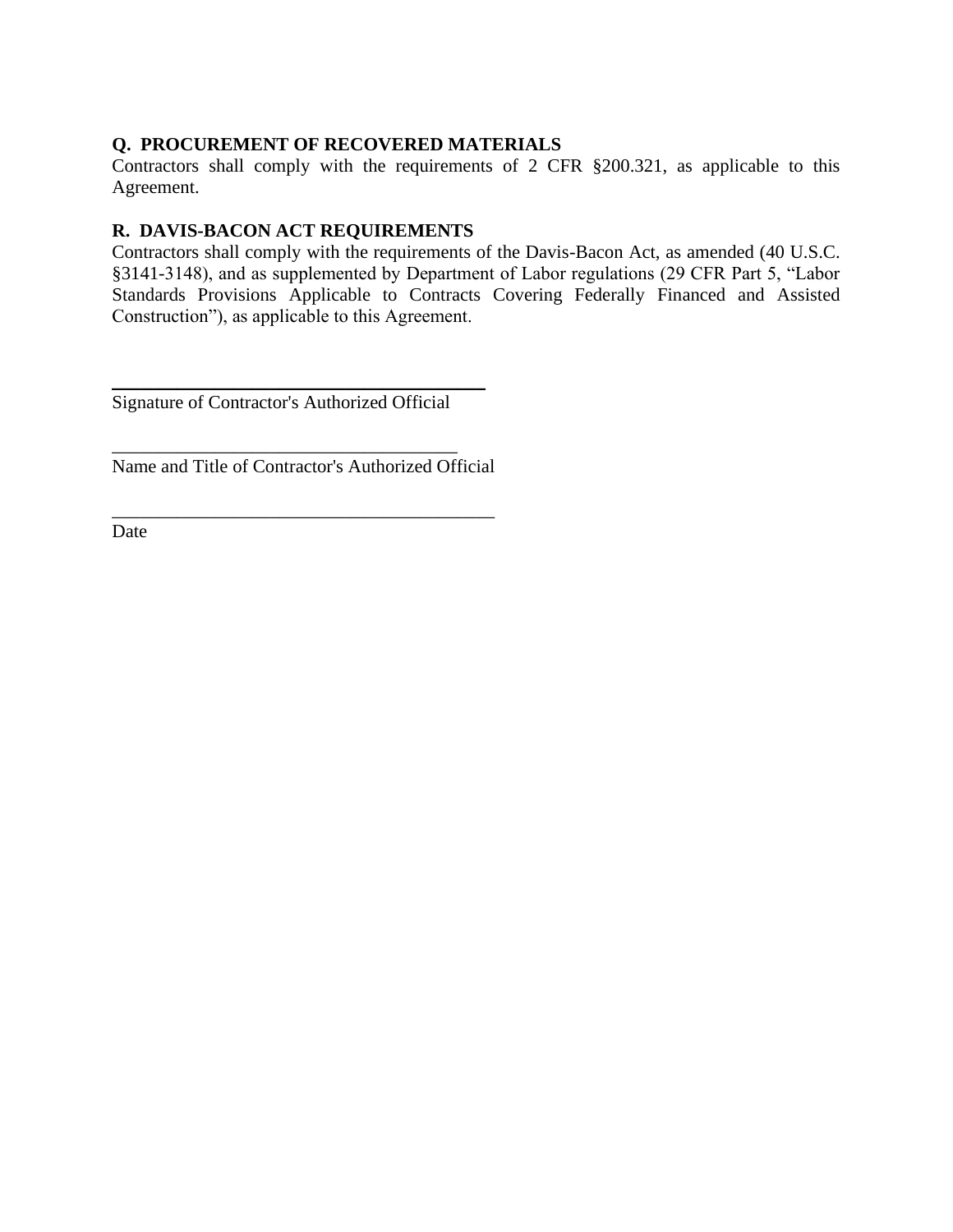**Q. PROCUREMENT OF RECOVERED MATERIALS**

Contractors shall comply with the requirements of 2 CFR §200.321, as applicable to this Agreement.

**R. DAVIS-BACON ACT REQUIREMENTS**

Contractors shall comply with the requirements of the Davis-Bacon Act, as amended (40 U.S.C. §3141-3148), and as supplemented by Department of Labor regulations (29 CFR Part 5, "Labor Standards Provisions Applicable to Contracts Covering Federally Financed and Assisted Construction"), as applicable to this Agreement.

\_\_\_\_\_\_\_\_\_\_\_\_\_\_\_\_\_\_\_\_\_\_\_\_\_\_\_\_\_\_\_\_\_\_\_\_\_\_\_\_

Signature of Contractor's Authorized Official

\_\_\_\_\_\_\_\_\_\_\_\_\_\_\_\_\_\_\_\_\_\_\_\_\_\_\_\_\_\_\_\_\_\_\_\_\_\_\_\_

Name and Title of Contractor's Authorized Official

\_\_\_\_\_\_\_\_\_\_\_\_\_\_\_\_\_\_\_\_\_\_\_\_\_\_\_\_\_\_\_\_\_\_\_\_\_\_\_\_

Date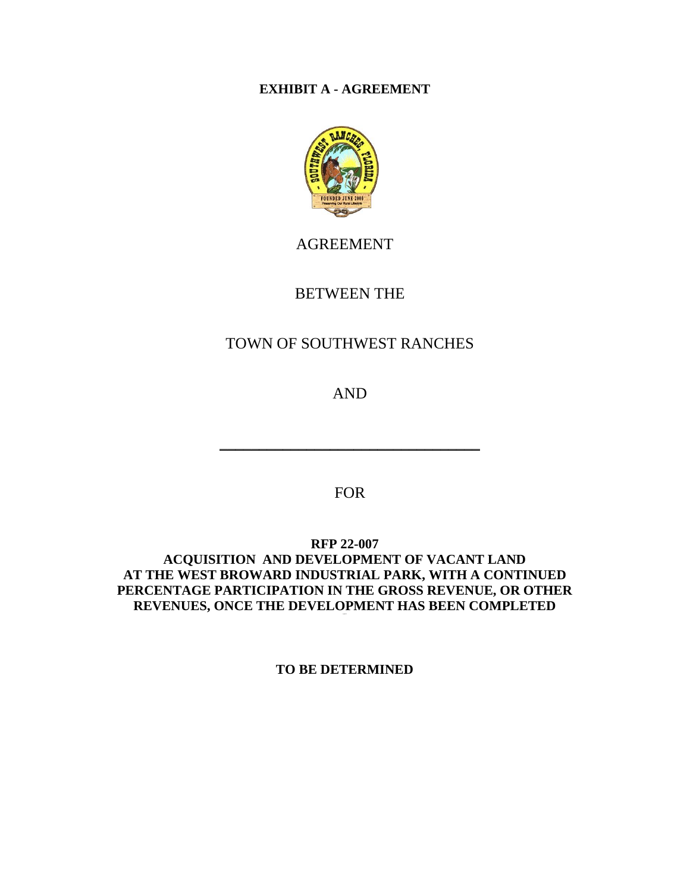**EXHIBIT A - AGREEMENT**

AGREEMENT

BETWEEN THE

TOWN OF SOUTHWEST RANCHES

AND

\_\_\_\_\_\_\_\_\_\_\_\_\_\_\_\_\_\_\_\_\_\_\_\_\_\_\_\_\_\_\_\_\_\_\_

FOR

**RFP 22-007**
**ACQUISITION AND DEVELOPMENT OF VACANT LAND AT THE WEST BROWARD INDUSTRIAL PARK, WITH A CONTINUED PERCENTAGE PARTICIPATION IN THE GROSS REVENUE, OR OTHER REVENUES, ONCE THE DEVELOPMENT HAS BEEN COMPLETED**

**TO BE DETERMINED**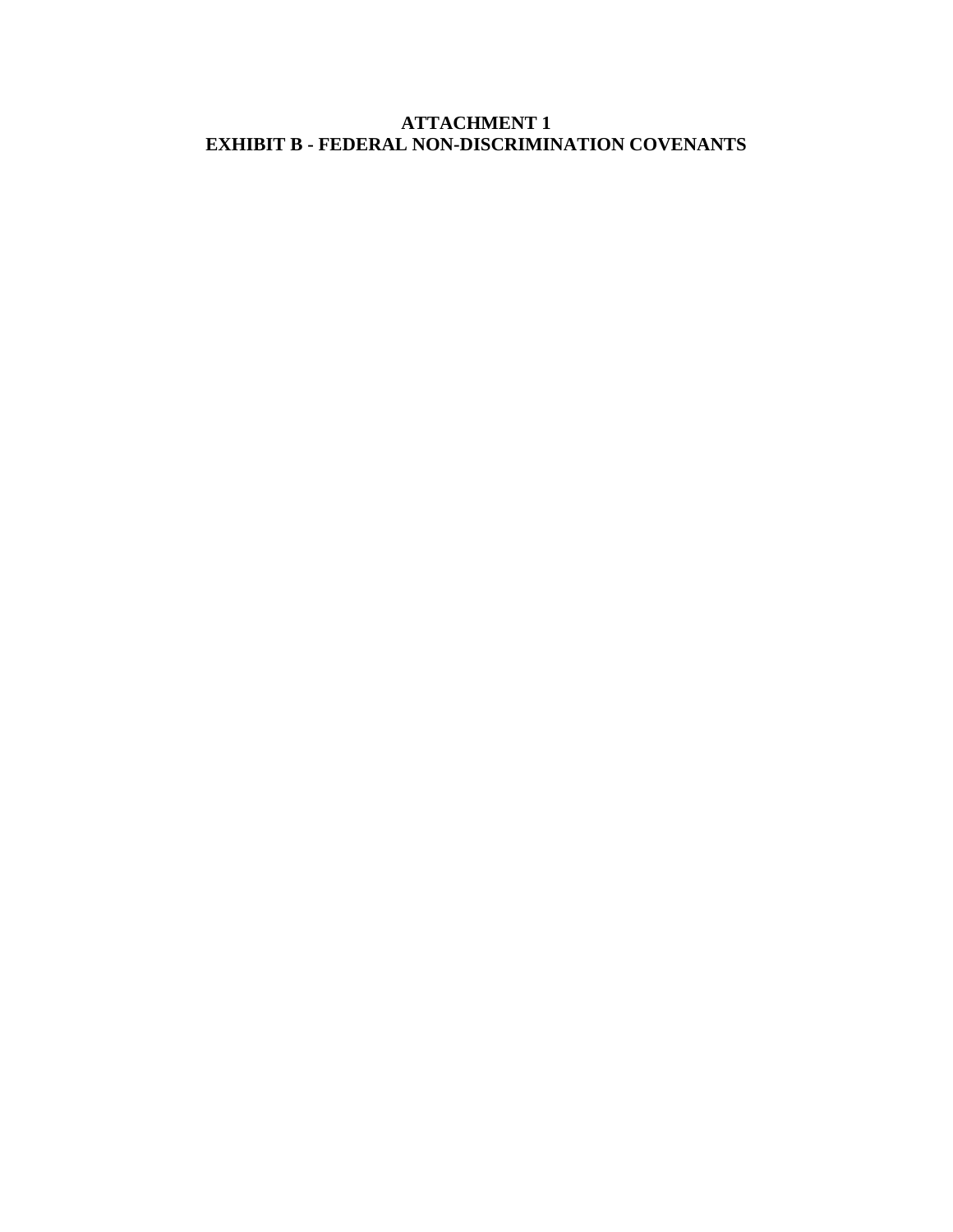# ATTACHMENT 1
# EXHIBIT B - FEDERAL NON-DISCRIMINATION COVENANTS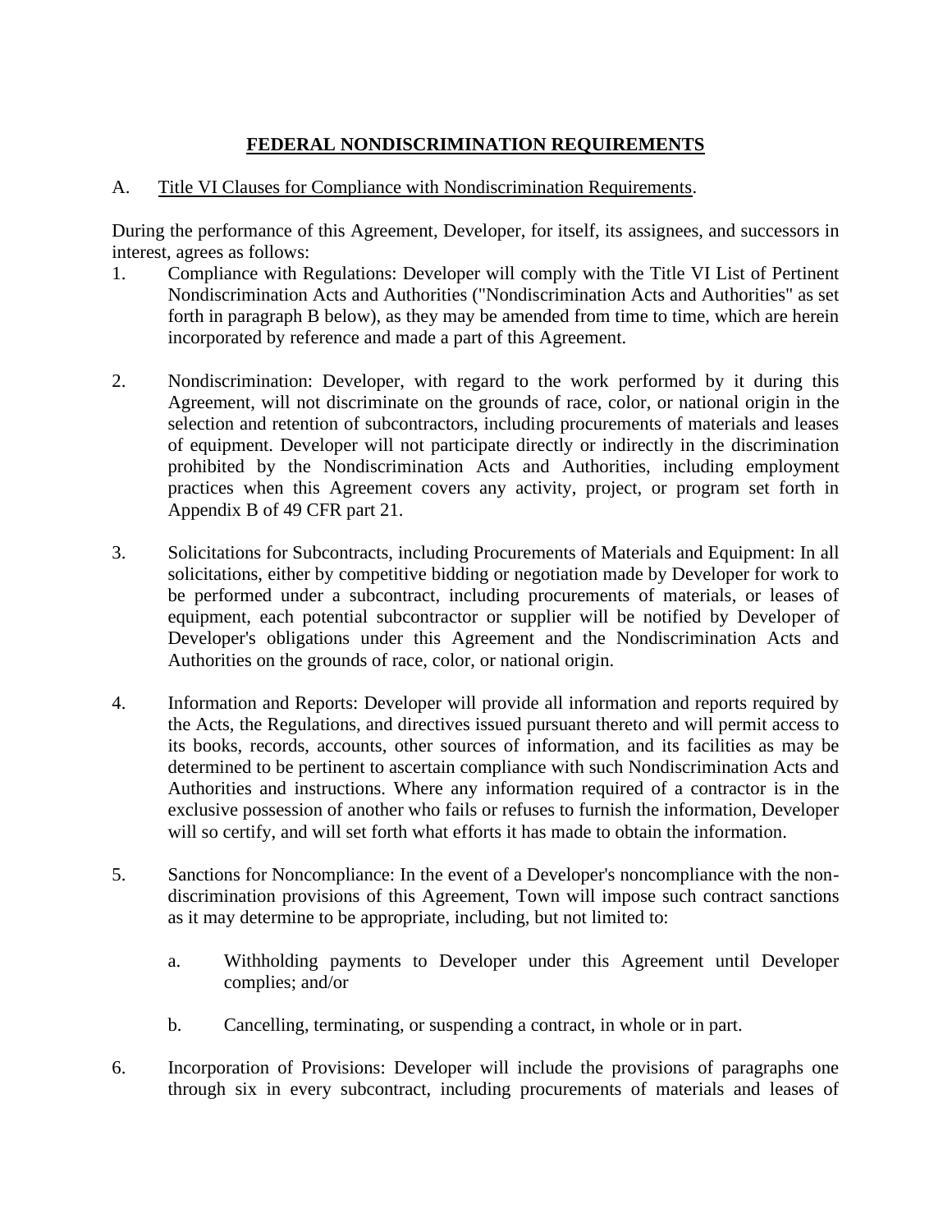## **FEDERAL NONDISCRIMINATION REQUIREMENTS**

A. Title VI Clauses for Compliance with Nondiscrimination Requirements.

During the performance of this Agreement, Developer, for itself, its assignees, and successors in interest, agrees as follows:

1. Compliance with Regulations: Developer will comply with the Title VI List of Pertinent Nondiscrimination Acts and Authorities ("Nondiscrimination Acts and Authorities" as set forth in paragraph B below), as they may be amended from time to time, which are herein incorporated by reference and made a part of this Agreement.

2. Nondiscrimination: Developer, with regard to the work performed by it during this Agreement, will not discriminate on the grounds of race, color, or national origin in the selection and retention of subcontractors, including procurements of materials and leases of equipment. Developer will not participate directly or indirectly in the discrimination prohibited by the Nondiscrimination Acts and Authorities, including employment practices when this Agreement covers any activity, project, or program set forth in Appendix B of 49 CFR part 21.

3. Solicitations for Subcontracts, including Procurements of Materials and Equipment: In all solicitations, either by competitive bidding or negotiation made by Developer for work to be performed under a subcontract, including procurements of materials, or leases of equipment, each potential subcontractor or supplier will be notified by Developer of Developer's obligations under this Agreement and the Nondiscrimination Acts and Authorities on the grounds of race, color, or national origin.

4. Information and Reports: Developer will provide all information and reports required by the Acts, the Regulations, and directives issued pursuant thereto and will permit access to its books, records, accounts, other sources of information, and its facilities as may be determined to be pertinent to ascertain compliance with such Nondiscrimination Acts and Authorities and instructions. Where any information required of a contractor is in the exclusive possession of another who fails or refuses to furnish the information, Developer will so certify, and will set forth what efforts it has made to obtain the information.

5. Sanctions for Noncompliance: In the event of a Developer's noncompliance with the non-discrimination provisions of this Agreement, Town will impose such contract sanctions as it may determine to be appropriate, including, but not limited to:

   a. Withholding payments to Developer under this Agreement until Developer complies; and/or

   b. Cancelling, terminating, or suspending a contract, in whole or in part.

6. Incorporation of Provisions: Developer will include the provisions of paragraphs one through six in every subcontract, including procurements of materials and leases of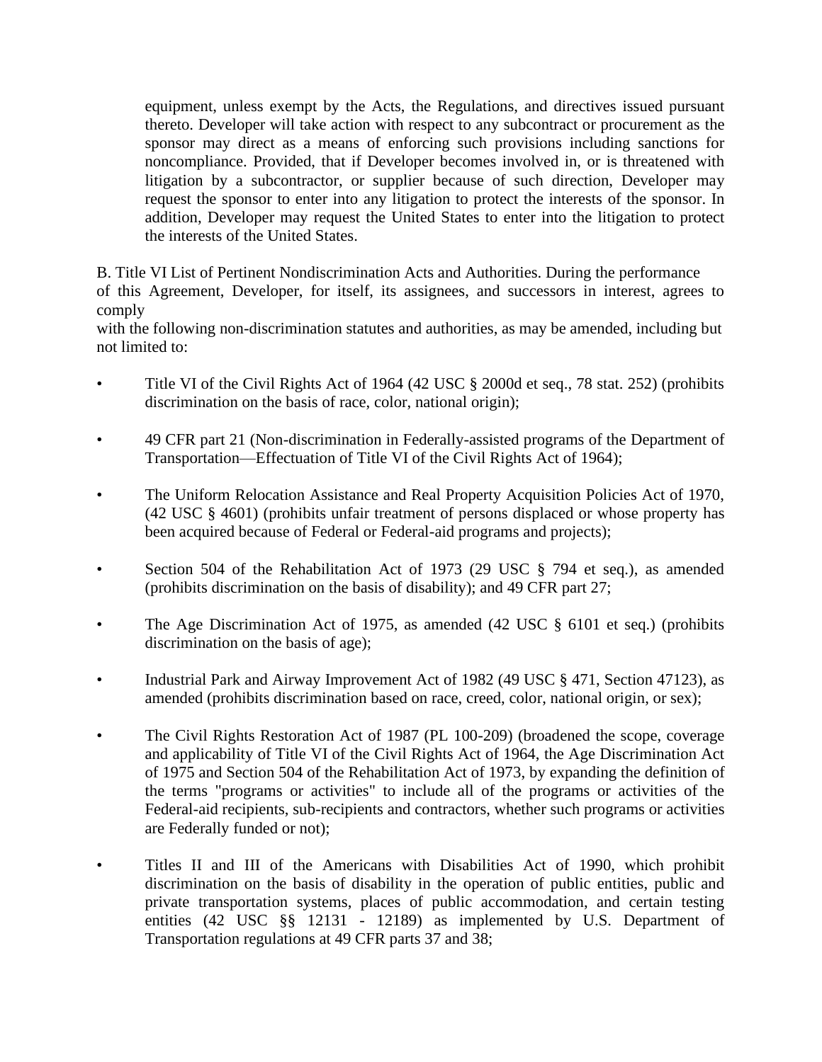equipment, unless exempt by the Acts, the Regulations, and directives issued pursuant thereto. Developer will take action with respect to any subcontract or procurement as the sponsor may direct as a means of enforcing such provisions including sanctions for noncompliance. Provided, that if Developer becomes involved in, or is threatened with litigation by a subcontractor, or supplier because of such direction, Developer may request the sponsor to enter into any litigation to protect the interests of the sponsor. In addition, Developer may request the United States to enter into the litigation to protect the interests of the United States.

B. Title VI List of Pertinent Nondiscrimination Acts and Authorities. During the performance of this Agreement, Developer, for itself, its assignees, and successors in interest, agrees to comply with the following non-discrimination statutes and authorities, as may be amended, including but not limited to:

- Title VI of the Civil Rights Act of 1964 (42 USC § 2000d et seq., 78 stat. 252) (prohibits discrimination on the basis of race, color, national origin);
- 49 CFR part 21 (Non-discrimination in Federally-assisted programs of the Department of Transportation—Effectuation of Title VI of the Civil Rights Act of 1964);
- The Uniform Relocation Assistance and Real Property Acquisition Policies Act of 1970, (42 USC § 4601) (prohibits unfair treatment of persons displaced or whose property has been acquired because of Federal or Federal-aid programs and projects);
- Section 504 of the Rehabilitation Act of 1973 (29 USC § 794 et seq.), as amended (prohibits discrimination on the basis of disability); and 49 CFR part 27;
- The Age Discrimination Act of 1975, as amended (42 USC § 6101 et seq.) (prohibits discrimination on the basis of age);
- Industrial Park and Airway Improvement Act of 1982 (49 USC § 471, Section 47123), as amended (prohibits discrimination based on race, creed, color, national origin, or sex);
- The Civil Rights Restoration Act of 1987 (PL 100-209) (broadened the scope, coverage and applicability of Title VI of the Civil Rights Act of 1964, the Age Discrimination Act of 1975 and Section 504 of the Rehabilitation Act of 1973, by expanding the definition of the terms "programs or activities" to include all of the programs or activities of the Federal-aid recipients, sub-recipients and contractors, whether such programs or activities are Federally funded or not);
- Titles II and III of the Americans with Disabilities Act of 1990, which prohibit discrimination on the basis of disability in the operation of public entities, public and private transportation systems, places of public accommodation, and certain testing entities (42 USC §§ 12131 - 12189) as implemented by U.S. Department of Transportation regulations at 49 CFR parts 37 and 38;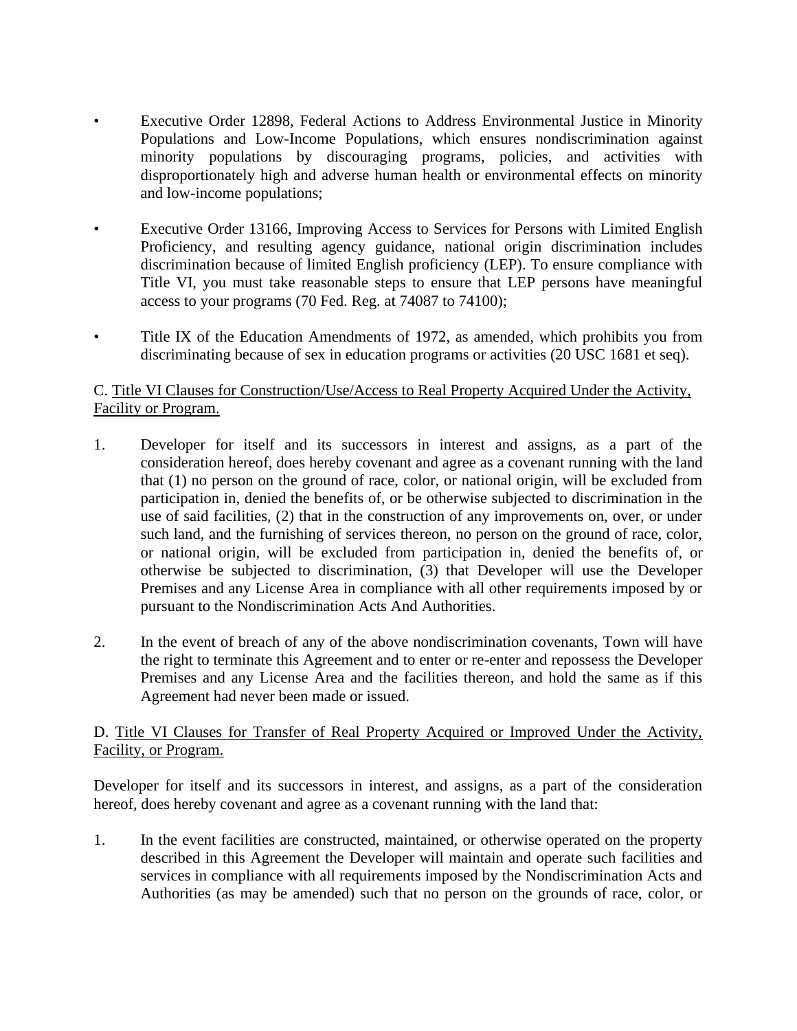- Executive Order 12898, Federal Actions to Address Environmental Justice in Minority Populations and Low-Income Populations, which ensures nondiscrimination against minority populations by discouraging programs, policies, and activities with disproportionately high and adverse human health or environmental effects on minority and low-income populations;

- Executive Order 13166, Improving Access to Services for Persons with Limited English Proficiency, and resulting agency guidance, national origin discrimination includes discrimination because of limited English proficiency (LEP). To ensure compliance with Title VI, you must take reasonable steps to ensure that LEP persons have meaningful access to your programs (70 Fed. Reg. at 74087 to 74100);

- Title IX of the Education Amendments of 1972, as amended, which prohibits you from discriminating because of sex in education programs or activities (20 USC 1681 et seq).

C. <u>Title VI Clauses for Construction/Use/Access to Real Property Acquired Under the Activity, Facility or Program.</u>

1. Developer for itself and its successors in interest and assigns, as a part of the consideration hereof, does hereby covenant and agree as a covenant running with the land that (1) no person on the ground of race, color, or national origin, will be excluded from participation in, denied the benefits of, or be otherwise subjected to discrimination in the use of said facilities, (2) that in the construction of any improvements on, over, or under such land, and the furnishing of services thereon, no person on the ground of race, color, or national origin, will be excluded from participation in, denied the benefits of, or otherwise be subjected to discrimination, (3) that Developer will use the Developer Premises and any License Area in compliance with all other requirements imposed by or pursuant to the Nondiscrimination Acts And Authorities.

2. In the event of breach of any of the above nondiscrimination covenants, Town will have the right to terminate this Agreement and to enter or re-enter and repossess the Developer Premises and any License Area and the facilities thereon, and hold the same as if this Agreement had never been made or issued.

D. <u>Title VI Clauses for Transfer of Real Property Acquired or Improved Under the Activity, Facility, or Program.</u>

Developer for itself and its successors in interest, and assigns, as a part of the consideration hereof, does hereby covenant and agree as a covenant running with the land that:

1. In the event facilities are constructed, maintained, or otherwise operated on the property described in this Agreement the Developer will maintain and operate such facilities and services in compliance with all requirements imposed by the Nondiscrimination Acts and Authorities (as may be amended) such that no person on the grounds of race, color, or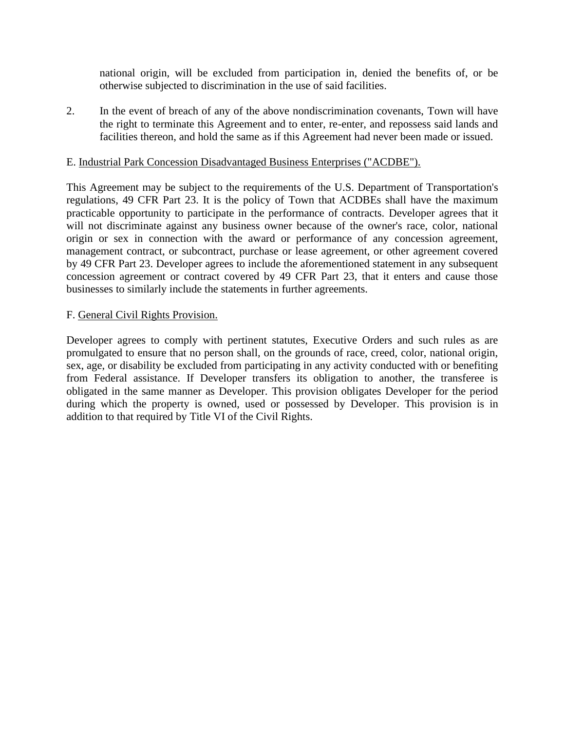national origin, will be excluded from participation in, denied the benefits of, or be otherwise subjected to discrimination in the use of said facilities.

2. In the event of breach of any of the above nondiscrimination covenants, Town will have the right to terminate this Agreement and to enter, re-enter, and repossess said lands and facilities thereon, and hold the same as if this Agreement had never been made or issued.

E. <u>Industrial Park Concession Disadvantaged Business Enterprises ("ACDBE").</u>

This Agreement may be subject to the requirements of the U.S. Department of Transportation's regulations, 49 CFR Part 23. It is the policy of Town that ACDBEs shall have the maximum practicable opportunity to participate in the performance of contracts. Developer agrees that it will not discriminate against any business owner because of the owner's race, color, national origin or sex in connection with the award or performance of any concession agreement, management contract, or subcontract, purchase or lease agreement, or other agreement covered by 49 CFR Part 23. Developer agrees to include the aforementioned statement in any subsequent concession agreement or contract covered by 49 CFR Part 23, that it enters and cause those businesses to similarly include the statements in further agreements.

F. <u>General Civil Rights Provision.</u>

Developer agrees to comply with pertinent statutes, Executive Orders and such rules as are promulgated to ensure that no person shall, on the grounds of race, creed, color, national origin, sex, age, or disability be excluded from participating in any activity conducted with or benefiting from Federal assistance. If Developer transfers its obligation to another, the transferee is obligated in the same manner as Developer. This provision obligates Developer for the period during which the property is owned, used or possessed by Developer. This provision is in addition to that required by Title VI of the Civil Rights.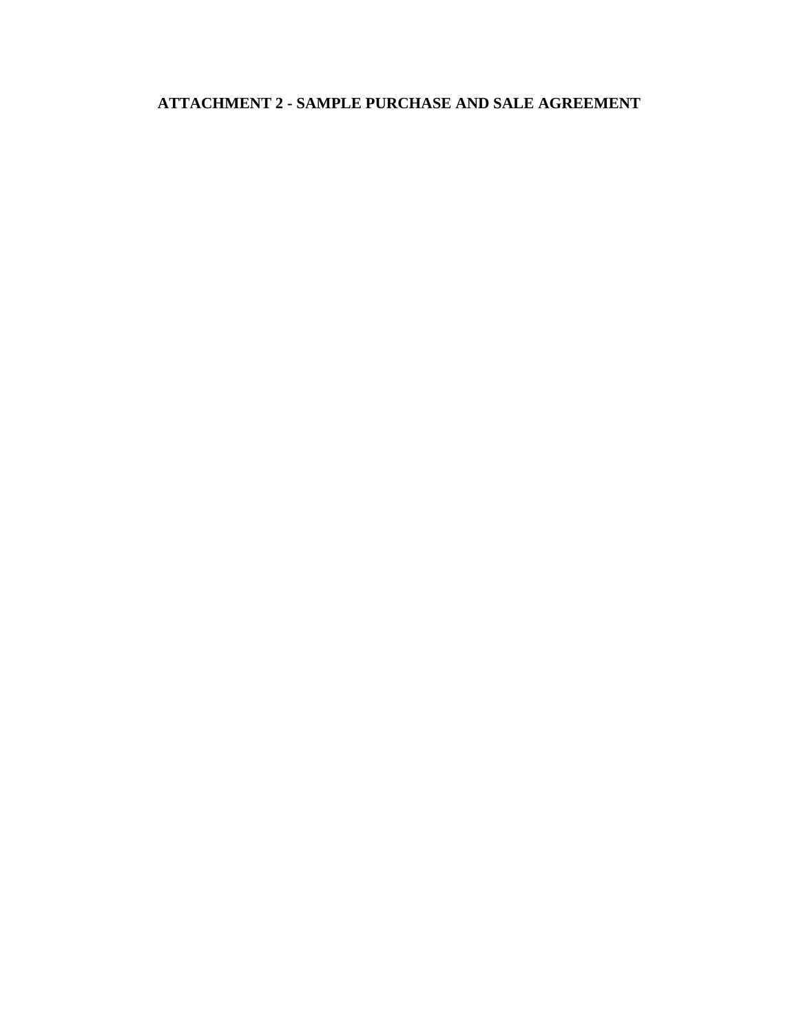# ATTACHMENT 2 - SAMPLE PURCHASE AND SALE AGREEMENT